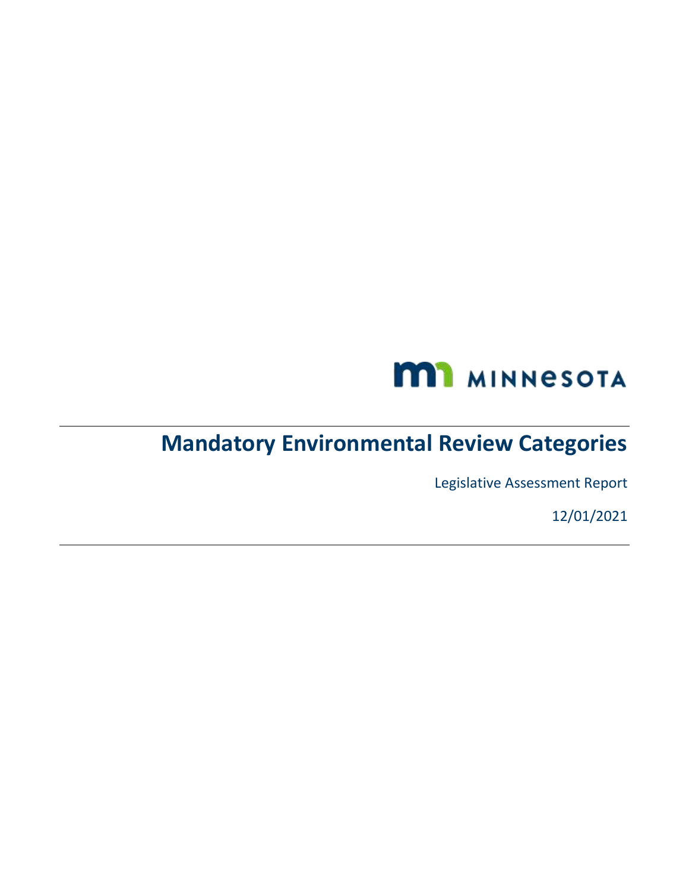MINNESOTA

# Mandatory Environmental Review Categories

Legislative Assessment Report

12/01/2021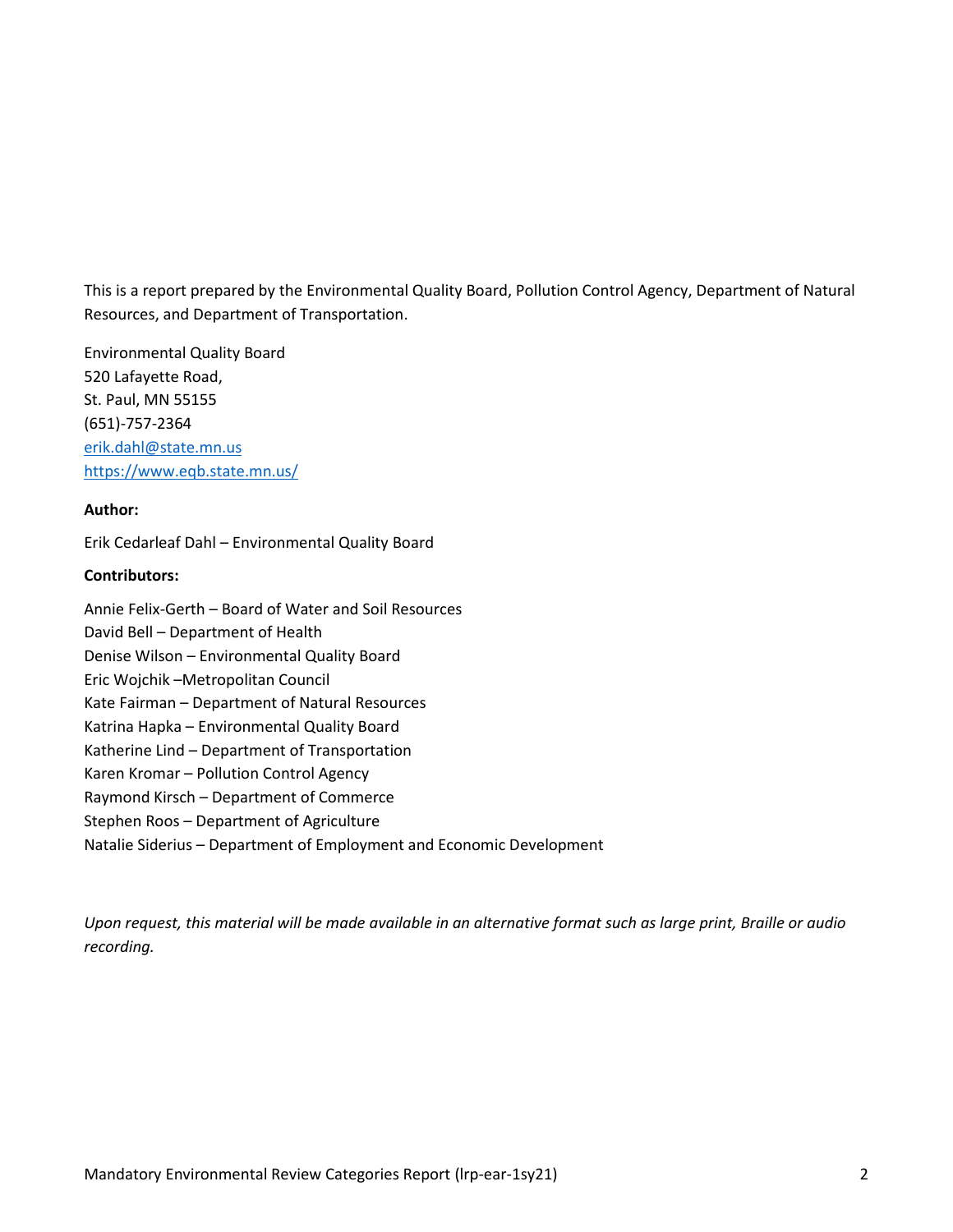This is a report prepared by the Environmental Quality Board, Pollution Control Agency, Department of Natural Resources, and Department of Transportation.

Environmental Quality Board  
520 Lafayette Road,  
St. Paul, MN 55155  
(651)-757-2364  
[erik.dahl@state.mn.us](mailto:erik.dahl@state.mn.us)  
[https://www.eqb.state.mn.us/](https://www.eqb.state.mn.us/)

**Author:**

Erik Cedarleaf Dahl – Environmental Quality Board

**Contributors:**

Annie Felix-Gerth – Board of Water and Soil Resources  
David Bell – Department of Health  
Denise Wilson – Environmental Quality Board  
Eric Wojchik –Metropolitan Council  
Kate Fairman – Department of Natural Resources  
Katrina Hapka – Environmental Quality Board  
Katherine Lind – Department of Transportation  
Karen Kromar – Pollution Control Agency  
Raymond Kirsch – Department of Commerce  
Stephen Roos – Department of Agriculture  
Natalie Siderius – Department of Employment and Economic Development

*Upon request, this material will be made available in an alternative format such as large print, Braille or audio recording.*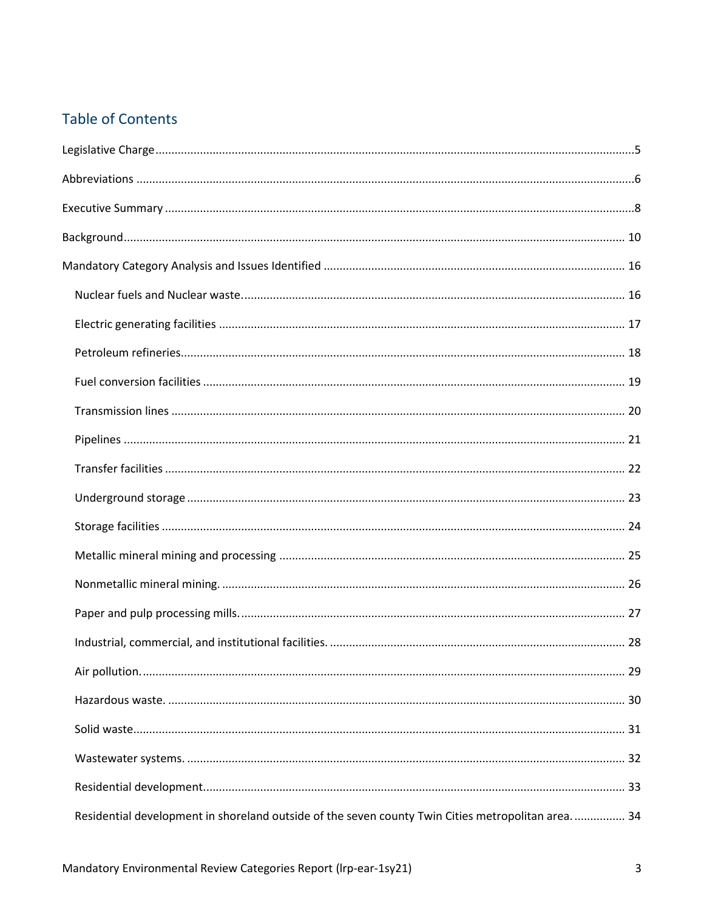## Table of Contents

Legislative Charge .....5

Abbreviations .....6

Executive Summary .....8

Background..... 10

Mandatory Category Analysis and Issues Identified ..... 16

- Nuclear fuels and Nuclear waste..... 16
- Electric generating facilities ..... 17
- Petroleum refineries..... 18
- Fuel conversion facilities ..... 19
- Transmission lines ..... 20
- Pipelines ..... 21
- Transfer facilities ..... 22
- Underground storage ..... 23
- Storage facilities ..... 24
- Metallic mineral mining and processing ..... 25
- Nonmetallic mineral mining. ..... 26
- Paper and pulp processing mills..... 27
- Industrial, commercial, and institutional facilities. ..... 28
- Air pollution..... 29
- Hazardous waste. ..... 30
- Solid waste..... 31
- Wastewater systems. ..... 32
- Residential development..... 33
- Residential development in shoreland outside of the seven county Twin Cities metropolitan area. ..... 34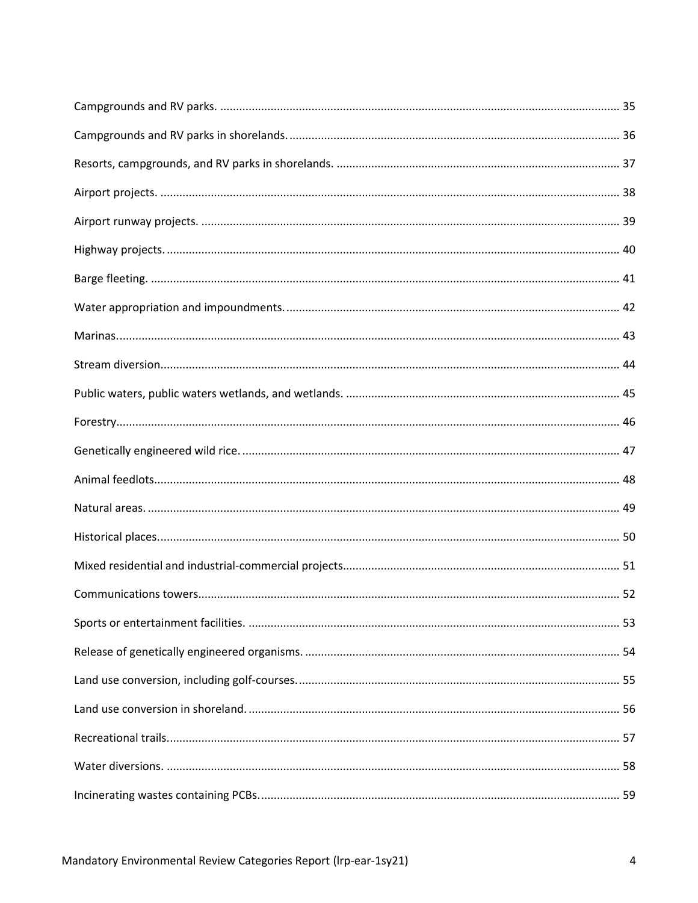Campgrounds and RV parks. .......... 35

Campgrounds and RV parks in shorelands. .......... 36

Resorts, campgrounds, and RV parks in shorelands. .......... 37

Airport projects. .......... 38

Airport runway projects. .......... 39

Highway projects. .......... 40

Barge fleeting. .......... 41

Water appropriation and impoundments. .......... 42

Marinas. .......... 43

Stream diversion. .......... 44

Public waters, public waters wetlands, and wetlands. .......... 45

Forestry. .......... 46

Genetically engineered wild rice. .......... 47

Animal feedlots. .......... 48

Natural areas. .......... 49

Historical places. .......... 50

Mixed residential and industrial-commercial projects. .......... 51

Communications towers. .......... 52

Sports or entertainment facilities. .......... 53

Release of genetically engineered organisms. .......... 54

Land use conversion, including golf-courses. .......... 55

Land use conversion in shoreland. .......... 56

Recreational trails. .......... 57

Water diversions. .......... 58

Incinerating wastes containing PCBs. .......... 59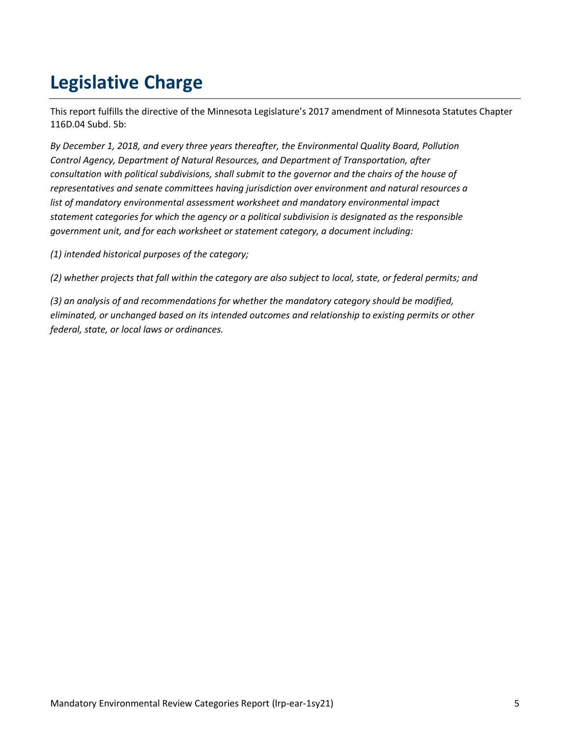# Legislative Charge

This report fulfills the directive of the Minnesota Legislature's 2017 amendment of Minnesota Statutes Chapter 116D.04 Subd. 5b:

*By December 1, 2018, and every three years thereafter, the Environmental Quality Board, Pollution Control Agency, Department of Natural Resources, and Department of Transportation, after consultation with political subdivisions, shall submit to the governor and the chairs of the house of representatives and senate committees having jurisdiction over environment and natural resources a list of mandatory environmental assessment worksheet and mandatory environmental impact statement categories for which the agency or a political subdivision is designated as the responsible government unit, and for each worksheet or statement category, a document including:*

*(1) intended historical purposes of the category;*

*(2) whether projects that fall within the category are also subject to local, state, or federal permits; and*

*(3) an analysis of and recommendations for whether the mandatory category should be modified, eliminated, or unchanged based on its intended outcomes and relationship to existing permits or other federal, state, or local laws or ordinances.*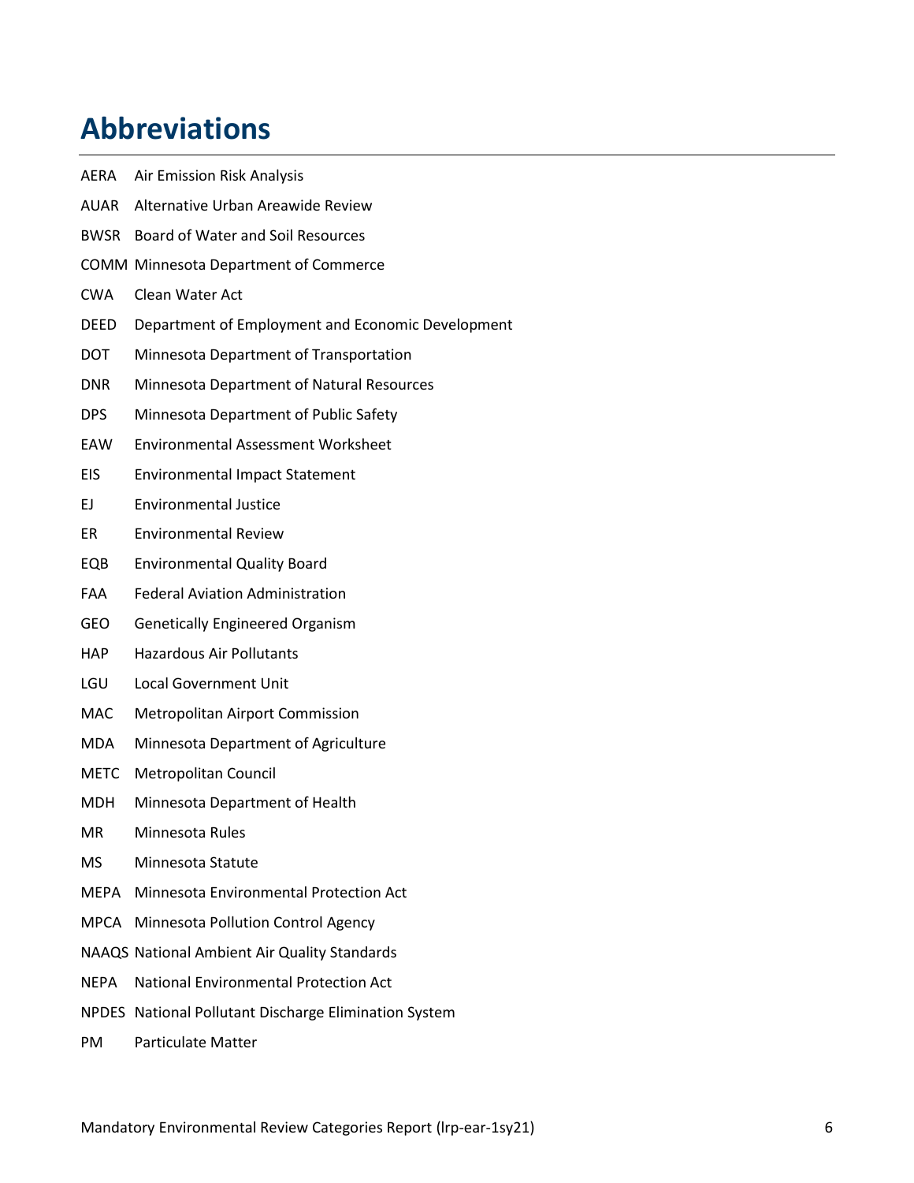# Abbreviations

AERA Air Emission Risk Analysis

AUAR Alternative Urban Areawide Review

BWSR Board of Water and Soil Resources

COMM Minnesota Department of Commerce

CWA Clean Water Act

DEED Department of Employment and Economic Development

DOT Minnesota Department of Transportation

DNR Minnesota Department of Natural Resources

DPS Minnesota Department of Public Safety

EAW Environmental Assessment Worksheet

EIS Environmental Impact Statement

EJ Environmental Justice

ER Environmental Review

EQB Environmental Quality Board

FAA Federal Aviation Administration

GEO Genetically Engineered Organism

HAP Hazardous Air Pollutants

LGU Local Government Unit

MAC Metropolitan Airport Commission

MDA Minnesota Department of Agriculture

METC Metropolitan Council

MDH Minnesota Department of Health

MR Minnesota Rules

MS Minnesota Statute

MEPA Minnesota Environmental Protection Act

MPCA Minnesota Pollution Control Agency

NAAQS National Ambient Air Quality Standards

NEPA National Environmental Protection Act

NPDES National Pollutant Discharge Elimination System

PM Particulate Matter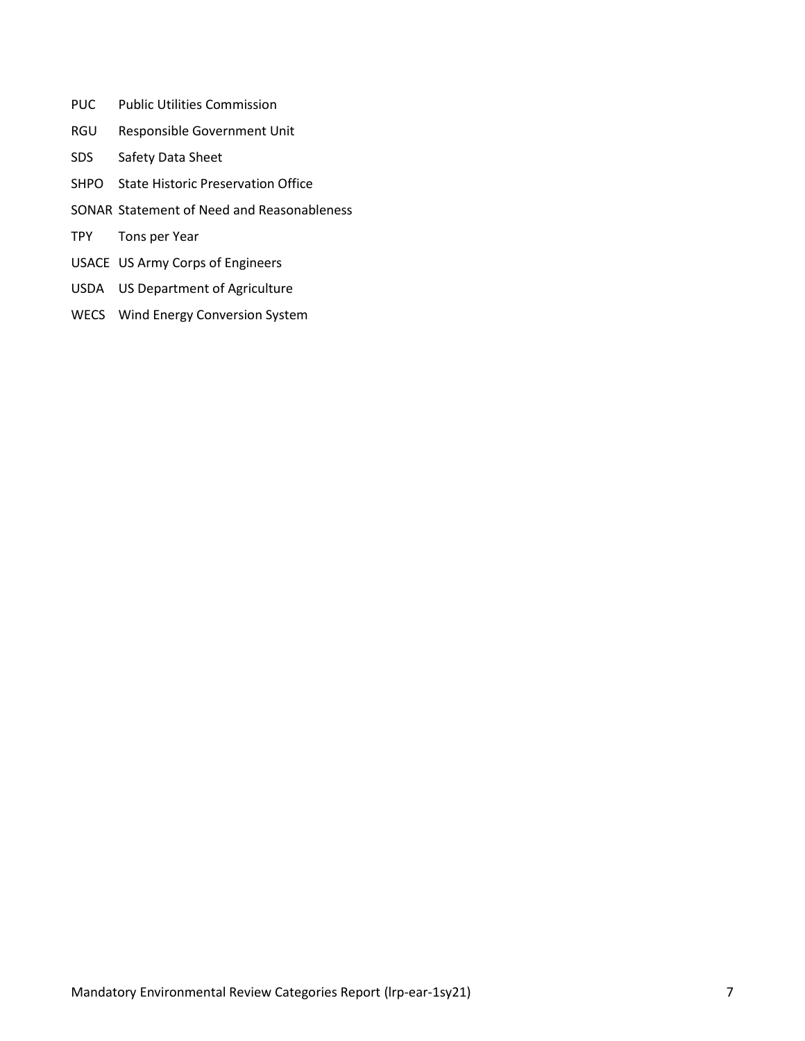| | |
|---|---|
| PUC | Public Utilities Commission |
| RGU | Responsible Government Unit |
| SDS | Safety Data Sheet |
| SHPO | State Historic Preservation Office |
| SONAR | Statement of Need and Reasonableness |
| TPY | Tons per Year |
| USACE | US Army Corps of Engineers |
| USDA | US Department of Agriculture |
| WECS | Wind Energy Conversion System |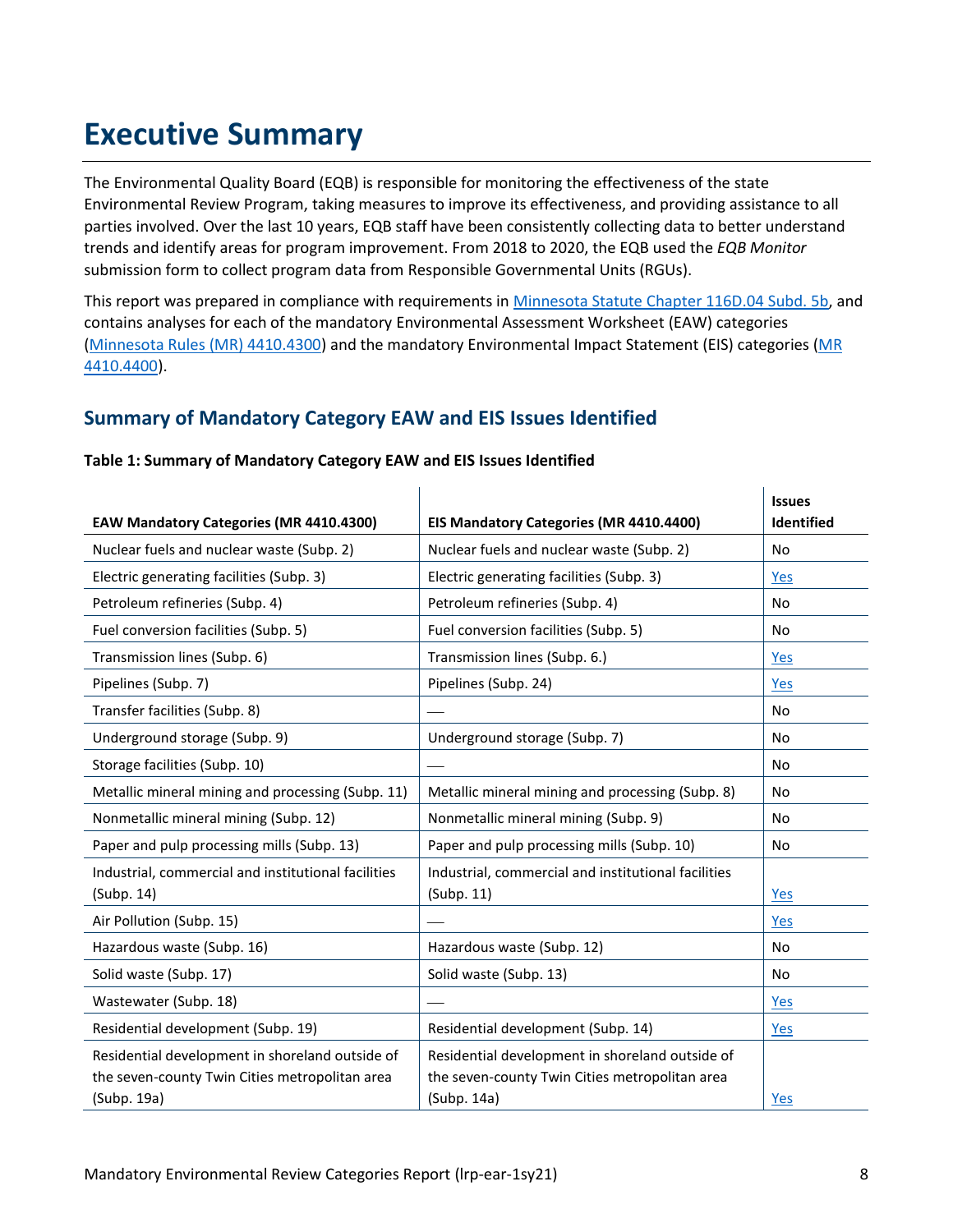# Executive Summary

The Environmental Quality Board (EQB) is responsible for monitoring the effectiveness of the state Environmental Review Program, taking measures to improve its effectiveness, and providing assistance to all parties involved. Over the last 10 years, EQB staff have been consistently collecting data to better understand trends and identify areas for program improvement. From 2018 to 2020, the EQB used the *EQB Monitor* submission form to collect program data from Responsible Governmental Units (RGUs).

This report was prepared in compliance with requirements in Minnesota Statute Chapter 116D.04 Subd. 5b, and contains analyses for each of the mandatory Environmental Assessment Worksheet (EAW) categories (Minnesota Rules (MR) 4410.4300) and the mandatory Environmental Impact Statement (EIS) categories (MR 4410.4400).

## Summary of Mandatory Category EAW and EIS Issues Identified

**Table 1: Summary of Mandatory Category EAW and EIS Issues Identified**

| EAW Mandatory Categories (MR 4410.4300) | EIS Mandatory Categories (MR 4410.4400) | Issues Identified |
|---|---|---|
| Nuclear fuels and nuclear waste (Subp. 2) | Nuclear fuels and nuclear waste (Subp. 2) | No |
| Electric generating facilities (Subp. 3) | Electric generating facilities (Subp. 3) | Yes |
| Petroleum refineries (Subp. 4) | Petroleum refineries (Subp. 4) | No |
| Fuel conversion facilities (Subp. 5) | Fuel conversion facilities (Subp. 5) | No |
| Transmission lines (Subp. 6) | Transmission lines (Subp. 6.) | Yes |
| Pipelines (Subp. 7) | Pipelines (Subp. 24) | Yes |
| Transfer facilities (Subp. 8) | — | No |
| Underground storage (Subp. 9) | Underground storage (Subp. 7) | No |
| Storage facilities (Subp. 10) | — | No |
| Metallic mineral mining and processing (Subp. 11) | Metallic mineral mining and processing (Subp. 8) | No |
| Nonmetallic mineral mining (Subp. 12) | Nonmetallic mineral mining (Subp. 9) | No |
| Paper and pulp processing mills (Subp. 13) | Paper and pulp processing mills (Subp. 10) | No |
| Industrial, commercial and institutional facilities (Subp. 14) | Industrial, commercial and institutional facilities (Subp. 11) | Yes |
| Air Pollution (Subp. 15) | — | Yes |
| Hazardous waste (Subp. 16) | Hazardous waste (Subp. 12) | No |
| Solid waste (Subp. 17) | Solid waste (Subp. 13) | No |
| Wastewater (Subp. 18) | — | Yes |
| Residential development (Subp. 19) | Residential development (Subp. 14) | Yes |
| Residential development in shoreland outside of the seven-county Twin Cities metropolitan area (Subp. 19a) | Residential development in shoreland outside of the seven-county Twin Cities metropolitan area (Subp. 14a) | Yes |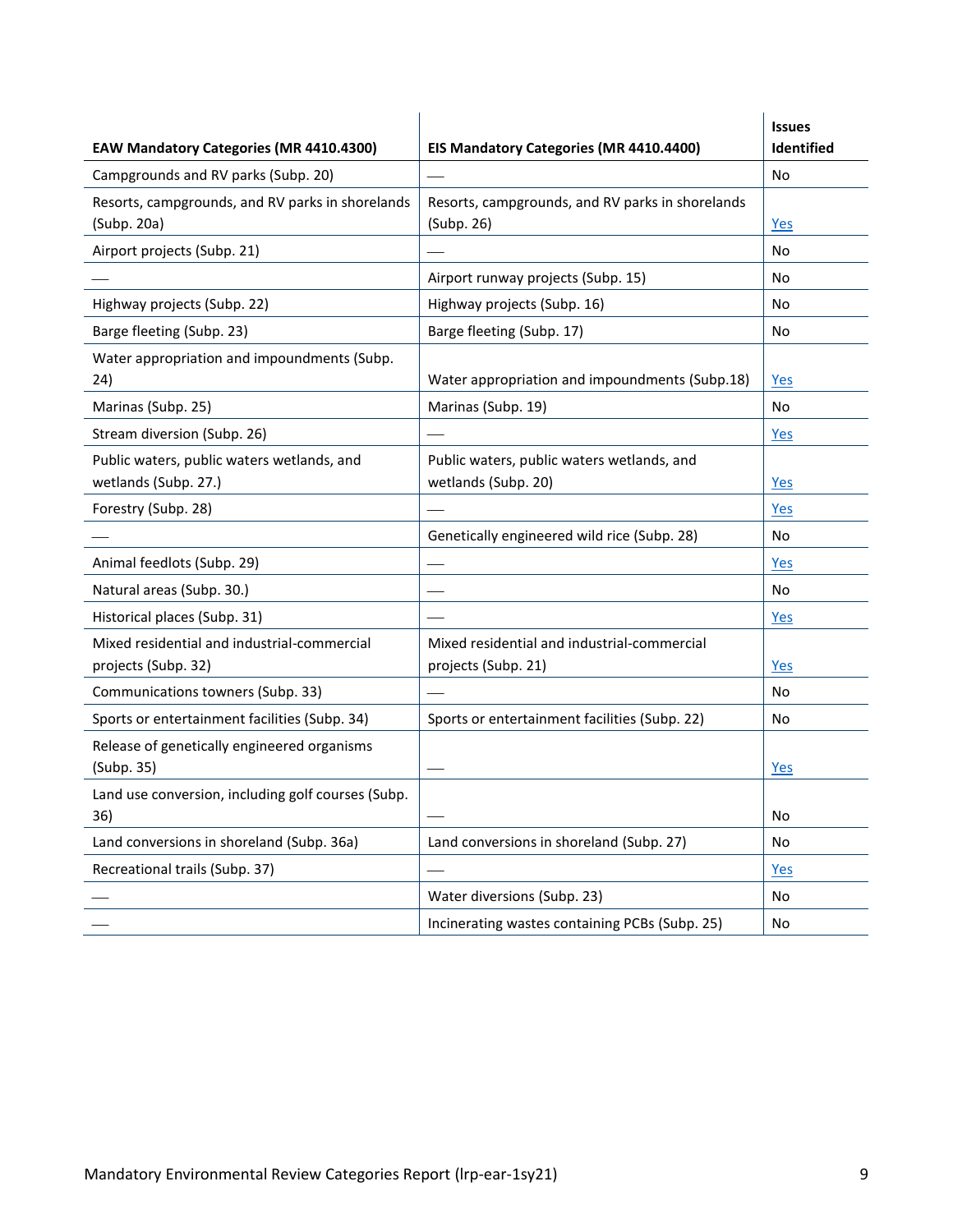| EAW Mandatory Categories (MR 4410.4300) | EIS Mandatory Categories (MR 4410.4400) | Issues Identified |
|---|---|---|
| Campgrounds and RV parks (Subp. 20) | — | No |
| Resorts, campgrounds, and RV parks in shorelands (Subp. 20a) | Resorts, campgrounds, and RV parks in shorelands (Subp. 26) | Yes |
| Airport projects (Subp. 21) | — | No |
| — | Airport runway projects (Subp. 15) | No |
| Highway projects (Subp. 22) | Highway projects (Subp. 16) | No |
| Barge fleeting (Subp. 23) | Barge fleeting (Subp. 17) | No |
| Water appropriation and impoundments (Subp. 24) | Water appropriation and impoundments (Subp.18) | Yes |
| Marinas (Subp. 25) | Marinas (Subp. 19) | No |
| Stream diversion (Subp. 26) | — | Yes |
| Public waters, public waters wetlands, and wetlands (Subp. 27.) | Public waters, public waters wetlands, and wetlands (Subp. 20) | Yes |
| Forestry (Subp. 28) | — | Yes |
| — | Genetically engineered wild rice (Subp. 28) | No |
| Animal feedlots (Subp. 29) | — | Yes |
| Natural areas (Subp. 30.) | — | No |
| Historical places (Subp. 31) | — | Yes |
| Mixed residential and industrial-commercial projects (Subp. 32) | Mixed residential and industrial-commercial projects (Subp. 21) | Yes |
| Communications towners (Subp. 33) | — | No |
| Sports or entertainment facilities (Subp. 34) | Sports or entertainment facilities (Subp. 22) | No |
| Release of genetically engineered organisms (Subp. 35) | — | Yes |
| Land use conversion, including golf courses (Subp. 36) | — | No |
| Land conversions in shoreland (Subp. 36a) | Land conversions in shoreland (Subp. 27) | No |
| Recreational trails (Subp. 37) | — | Yes |
| — | Water diversions (Subp. 23) | No |
| — | Incinerating wastes containing PCBs (Subp. 25) | No |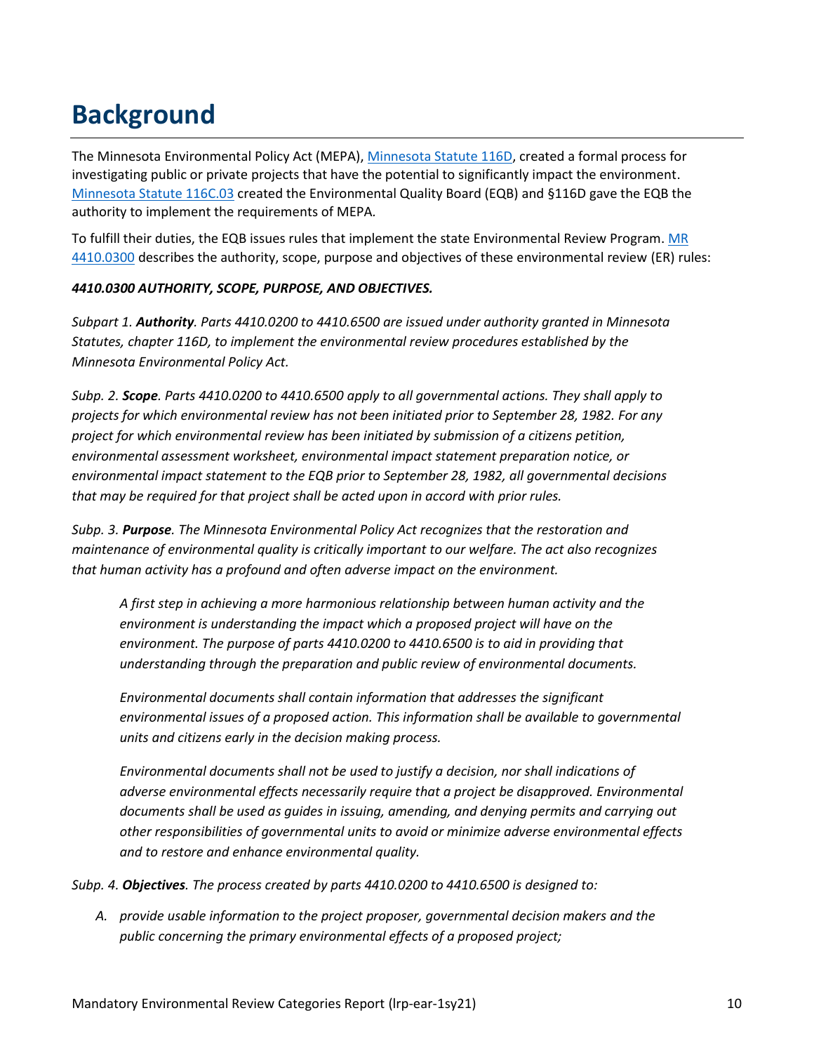# Background

The Minnesota Environmental Policy Act (MEPA), [Minnesota Statute 116D](), created a formal process for investigating public or private projects that have the potential to significantly impact the environment. [Minnesota Statute 116C.03]() created the Environmental Quality Board (EQB) and §116D gave the EQB the authority to implement the requirements of MEPA.

To fulfill their duties, the EQB issues rules that implement the state Environmental Review Program. [MR 4410.0300]() describes the authority, scope, purpose and objectives of these environmental review (ER) rules:

***4410.0300 AUTHORITY, SCOPE, PURPOSE, AND OBJECTIVES.***

*Subpart 1. **Authority**. Parts 4410.0200 to 4410.6500 are issued under authority granted in Minnesota Statutes, chapter 116D, to implement the environmental review procedures established by the Minnesota Environmental Policy Act.*

*Subp. 2. **Scope**. Parts 4410.0200 to 4410.6500 apply to all governmental actions. They shall apply to projects for which environmental review has not been initiated prior to September 28, 1982. For any project for which environmental review has been initiated by submission of a citizens petition, environmental assessment worksheet, environmental impact statement preparation notice, or environmental impact statement to the EQB prior to September 28, 1982, all governmental decisions that may be required for that project shall be acted upon in accord with prior rules.*

*Subp. 3. **Purpose**. The Minnesota Environmental Policy Act recognizes that the restoration and maintenance of environmental quality is critically important to our welfare. The act also recognizes that human activity has a profound and often adverse impact on the environment.*

> *A first step in achieving a more harmonious relationship between human activity and the environment is understanding the impact which a proposed project will have on the environment. The purpose of parts 4410.0200 to 4410.6500 is to aid in providing that understanding through the preparation and public review of environmental documents.*
>
> *Environmental documents shall contain information that addresses the significant environmental issues of a proposed action. This information shall be available to governmental units and citizens early in the decision making process.*
>
> *Environmental documents shall not be used to justify a decision, nor shall indications of adverse environmental effects necessarily require that a project be disapproved. Environmental documents shall be used as guides in issuing, amending, and denying permits and carrying out other responsibilities of governmental units to avoid or minimize adverse environmental effects and to restore and enhance environmental quality.*

*Subp. 4. **Objectives**. The process created by parts 4410.0200 to 4410.6500 is designed to:*

A. *provide usable information to the project proposer, governmental decision makers and the public concerning the primary environmental effects of a proposed project;*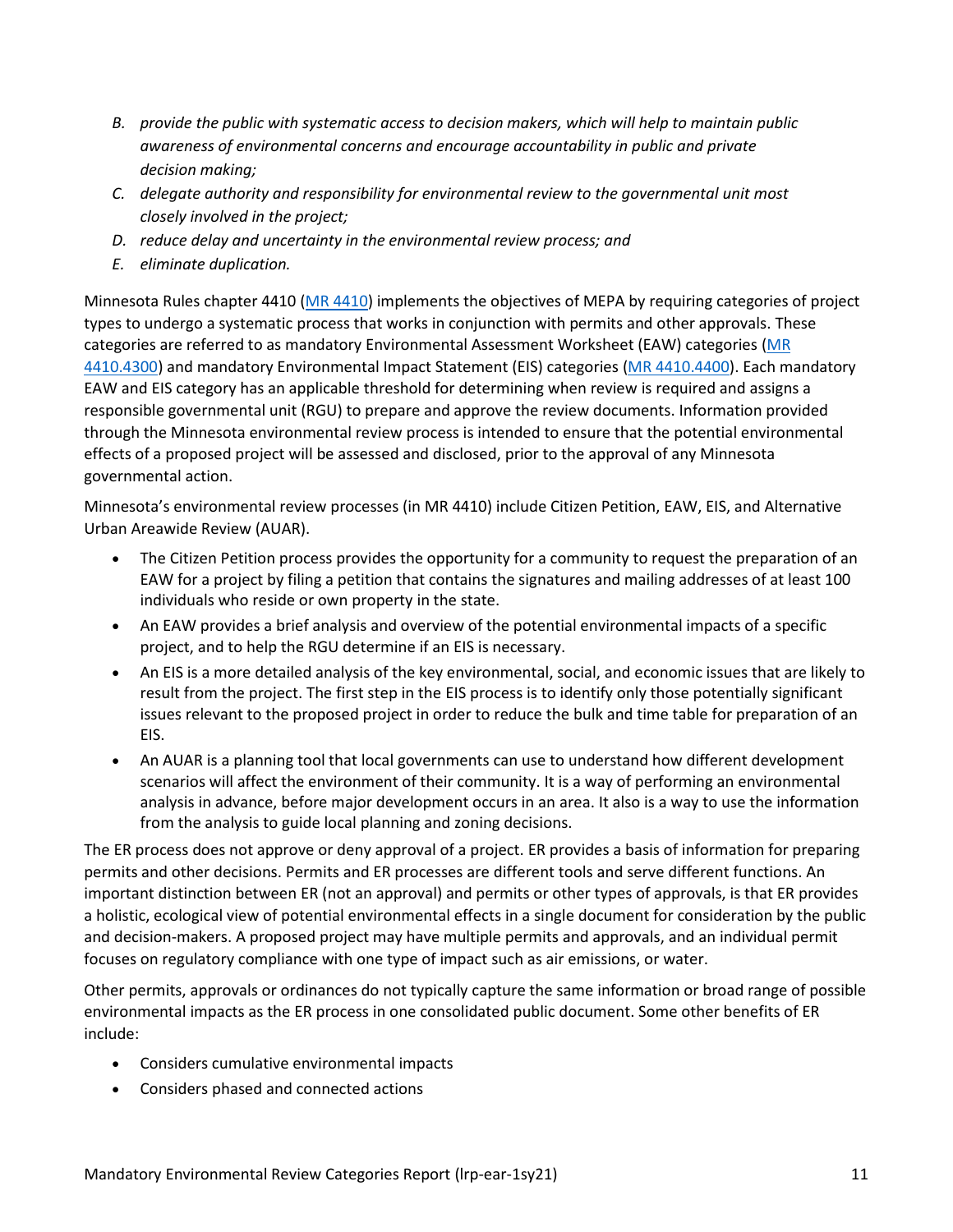B. *provide the public with systematic access to decision makers, which will help to maintain public awareness of environmental concerns and encourage accountability in public and private decision making;*
C. *delegate authority and responsibility for environmental review to the governmental unit most closely involved in the project;*
D. *reduce delay and uncertainty in the environmental review process; and*
E. *eliminate duplication.*

Minnesota Rules chapter 4410 ([MR 4410]) implements the objectives of MEPA by requiring categories of project types to undergo a systematic process that works in conjunction with permits and other approvals. These categories are referred to as mandatory Environmental Assessment Worksheet (EAW) categories ([MR 4410.4300]) and mandatory Environmental Impact Statement (EIS) categories ([MR 4410.4400]). Each mandatory EAW and EIS category has an applicable threshold for determining when review is required and assigns a responsible governmental unit (RGU) to prepare and approve the review documents. Information provided through the Minnesota environmental review process is intended to ensure that the potential environmental effects of a proposed project will be assessed and disclosed, prior to the approval of any Minnesota governmental action.

Minnesota's environmental review processes (in MR 4410) include Citizen Petition, EAW, EIS, and Alternative Urban Areawide Review (AUAR).

- The Citizen Petition process provides the opportunity for a community to request the preparation of an EAW for a project by filing a petition that contains the signatures and mailing addresses of at least 100 individuals who reside or own property in the state.
- An EAW provides a brief analysis and overview of the potential environmental impacts of a specific project, and to help the RGU determine if an EIS is necessary.
- An EIS is a more detailed analysis of the key environmental, social, and economic issues that are likely to result from the project. The first step in the EIS process is to identify only those potentially significant issues relevant to the proposed project in order to reduce the bulk and time table for preparation of an EIS.
- An AUAR is a planning tool that local governments can use to understand how different development scenarios will affect the environment of their community. It is a way of performing an environmental analysis in advance, before major development occurs in an area. It also is a way to use the information from the analysis to guide local planning and zoning decisions.

The ER process does not approve or deny approval of a project. ER provides a basis of information for preparing permits and other decisions. Permits and ER processes are different tools and serve different functions. An important distinction between ER (not an approval) and permits or other types of approvals, is that ER provides a holistic, ecological view of potential environmental effects in a single document for consideration by the public and decision-makers. A proposed project may have multiple permits and approvals, and an individual permit focuses on regulatory compliance with one type of impact such as air emissions, or water.

Other permits, approvals or ordinances do not typically capture the same information or broad range of possible environmental impacts as the ER process in one consolidated public document. Some other benefits of ER include:

- Considers cumulative environmental impacts
- Considers phased and connected actions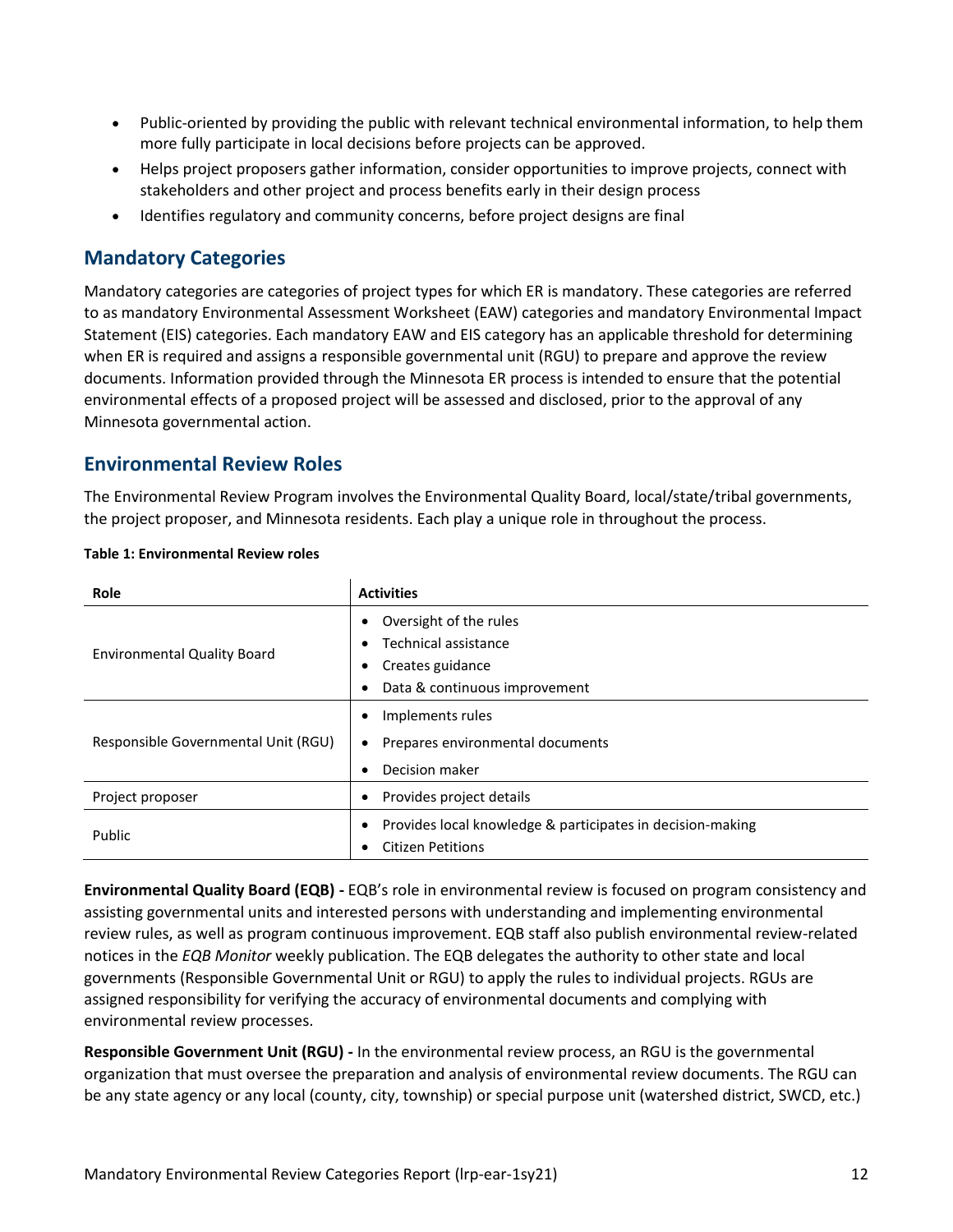- Public-oriented by providing the public with relevant technical environmental information, to help them more fully participate in local decisions before projects can be approved.
- Helps project proposers gather information, consider opportunities to improve projects, connect with stakeholders and other project and process benefits early in their design process
- Identifies regulatory and community concerns, before project designs are final

## Mandatory Categories

Mandatory categories are categories of project types for which ER is mandatory. These categories are referred to as mandatory Environmental Assessment Worksheet (EAW) categories and mandatory Environmental Impact Statement (EIS) categories. Each mandatory EAW and EIS category has an applicable threshold for determining when ER is required and assigns a responsible governmental unit (RGU) to prepare and approve the review documents. Information provided through the Minnesota ER process is intended to ensure that the potential environmental effects of a proposed project will be assessed and disclosed, prior to the approval of any Minnesota governmental action.

## Environmental Review Roles

The Environmental Review Program involves the Environmental Quality Board, local/state/tribal governments, the project proposer, and Minnesota residents. Each play a unique role in throughout the process.

**Table 1: Environmental Review roles**

| Role | Activities |
|---|---|
| Environmental Quality Board | • Oversight of the rules<br>• Technical assistance<br>• Creates guidance<br>• Data & continuous improvement |
| Responsible Governmental Unit (RGU) | • Implements rules<br>• Prepares environmental documents<br>• Decision maker |
| Project proposer | • Provides project details |
| Public | • Provides local knowledge & participates in decision-making<br>• Citizen Petitions |

**Environmental Quality Board (EQB) -** EQB's role in environmental review is focused on program consistency and assisting governmental units and interested persons with understanding and implementing environmental review rules, as well as program continuous improvement. EQB staff also publish environmental review-related notices in the *EQB Monitor* weekly publication. The EQB delegates the authority to other state and local governments (Responsible Governmental Unit or RGU) to apply the rules to individual projects. RGUs are assigned responsibility for verifying the accuracy of environmental documents and complying with environmental review processes.

**Responsible Government Unit (RGU) -** In the environmental review process, an RGU is the governmental organization that must oversee the preparation and analysis of environmental review documents. The RGU can be any state agency or any local (county, city, township) or special purpose unit (watershed district, SWCD, etc.)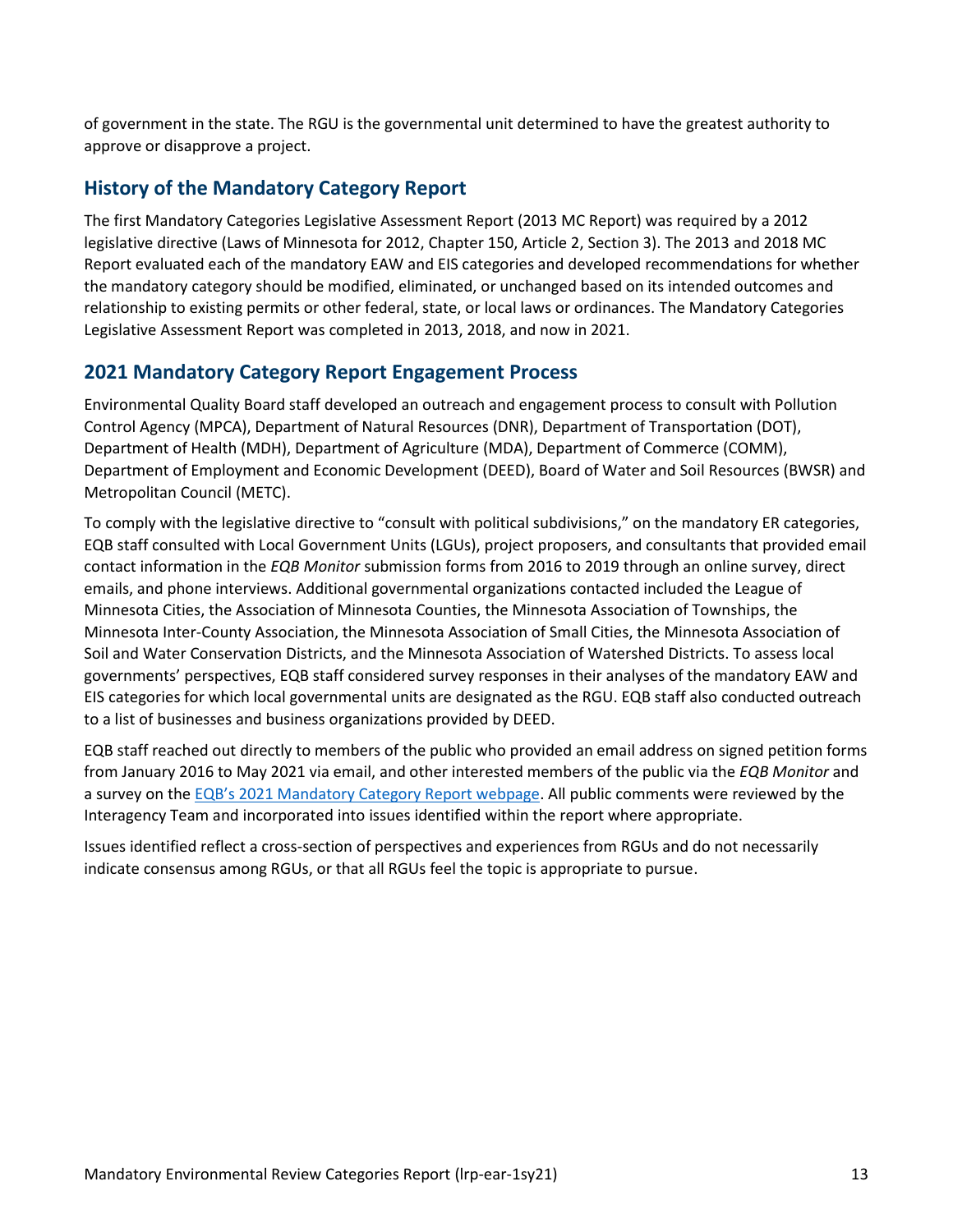of government in the state. The RGU is the governmental unit determined to have the greatest authority to approve or disapprove a project.

## History of the Mandatory Category Report

The first Mandatory Categories Legislative Assessment Report (2013 MC Report) was required by a 2012 legislative directive (Laws of Minnesota for 2012, Chapter 150, Article 2, Section 3). The 2013 and 2018 MC Report evaluated each of the mandatory EAW and EIS categories and developed recommendations for whether the mandatory category should be modified, eliminated, or unchanged based on its intended outcomes and relationship to existing permits or other federal, state, or local laws or ordinances. The Mandatory Categories Legislative Assessment Report was completed in 2013, 2018, and now in 2021.

## 2021 Mandatory Category Report Engagement Process

Environmental Quality Board staff developed an outreach and engagement process to consult with Pollution Control Agency (MPCA), Department of Natural Resources (DNR), Department of Transportation (DOT), Department of Health (MDH), Department of Agriculture (MDA), Department of Commerce (COMM), Department of Employment and Economic Development (DEED), Board of Water and Soil Resources (BWSR) and Metropolitan Council (METC).

To comply with the legislative directive to "consult with political subdivisions," on the mandatory ER categories, EQB staff consulted with Local Government Units (LGUs), project proposers, and consultants that provided email contact information in the *EQB Monitor* submission forms from 2016 to 2019 through an online survey, direct emails, and phone interviews. Additional governmental organizations contacted included the League of Minnesota Cities, the Association of Minnesota Counties, the Minnesota Association of Townships, the Minnesota Inter-County Association, the Minnesota Association of Small Cities, the Minnesota Association of Soil and Water Conservation Districts, and the Minnesota Association of Watershed Districts. To assess local governments' perspectives, EQB staff considered survey responses in their analyses of the mandatory EAW and EIS categories for which local governmental units are designated as the RGU. EQB staff also conducted outreach to a list of businesses and business organizations provided by DEED.

EQB staff reached out directly to members of the public who provided an email address on signed petition forms from January 2016 to May 2021 via email, and other interested members of the public via the *EQB Monitor* and a survey on the [EQB's 2021 Mandatory Category Report webpage](). All public comments were reviewed by the Interagency Team and incorporated into issues identified within the report where appropriate.

Issues identified reflect a cross-section of perspectives and experiences from RGUs and do not necessarily indicate consensus among RGUs, or that all RGUs feel the topic is appropriate to pursue.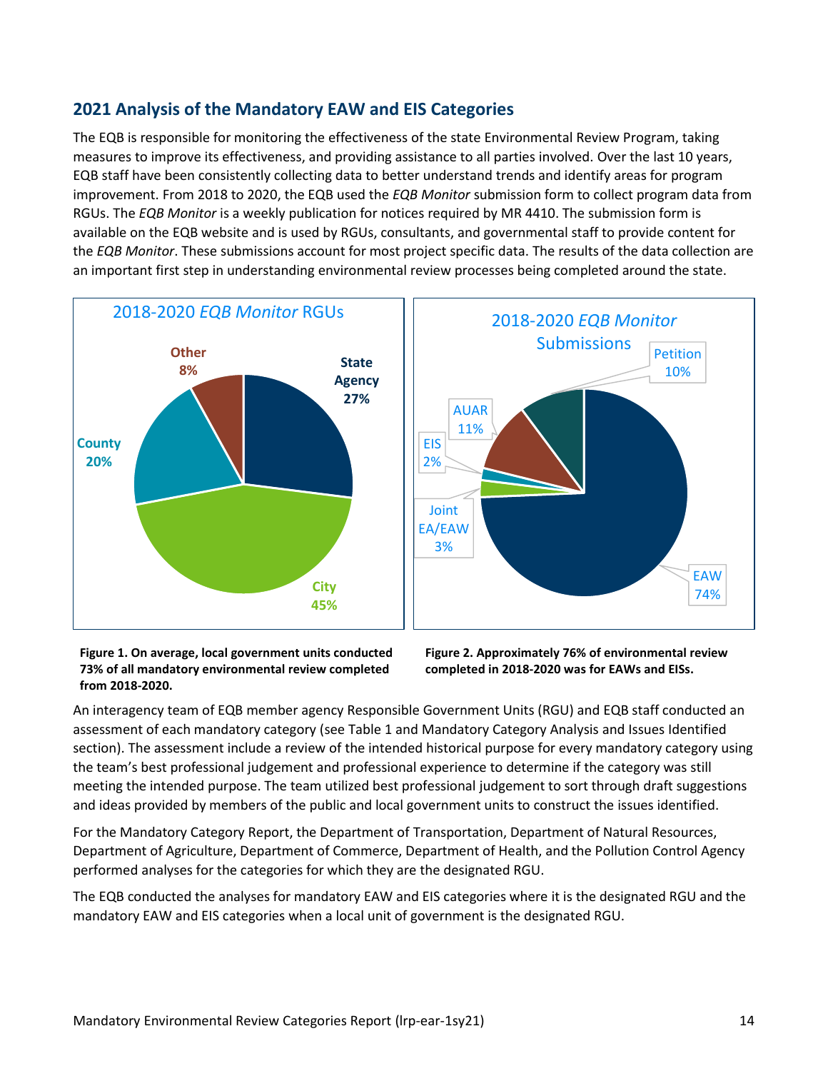## 2021 Analysis of the Mandatory EAW and EIS Categories

The EQB is responsible for monitoring the effectiveness of the state Environmental Review Program, taking measures to improve its effectiveness, and providing assistance to all parties involved. Over the last 10 years, EQB staff have been consistently collecting data to better understand trends and identify areas for program improvement. From 2018 to 2020, the EQB used the *EQB Monitor* submission form to collect program data from RGUs. The *EQB Monitor* is a weekly publication for notices required by MR 4410. The submission form is available on the EQB website and is used by RGUs, consultants, and governmental staff to provide content for the *EQB Monitor*. These submissions account for most project specific data. The results of the data collection are an important first step in understanding environmental review processes being completed around the state.

**Figure 1. On average, local government units conducted 73% of all mandatory environmental review completed from 2018-2020.**

**Figure 2. Approximately 76% of environmental review completed in 2018-2020 was for EAWs and EISs.**

An interagency team of EQB member agency Responsible Government Units (RGU) and EQB staff conducted an assessment of each mandatory category (see Table 1 and Mandatory Category Analysis and Issues Identified section). The assessment include a review of the intended historical purpose for every mandatory category using the team's best professional judgement and professional experience to determine if the category was still meeting the intended purpose. The team utilized best professional judgement to sort through draft suggestions and ideas provided by members of the public and local government units to construct the issues identified.

For the Mandatory Category Report, the Department of Transportation, Department of Natural Resources, Department of Agriculture, Department of Commerce, Department of Health, and the Pollution Control Agency performed analyses for the categories for which they are the designated RGU.

The EQB conducted the analyses for mandatory EAW and EIS categories where it is the designated RGU and the mandatory EAW and EIS categories when a local unit of government is the designated RGU.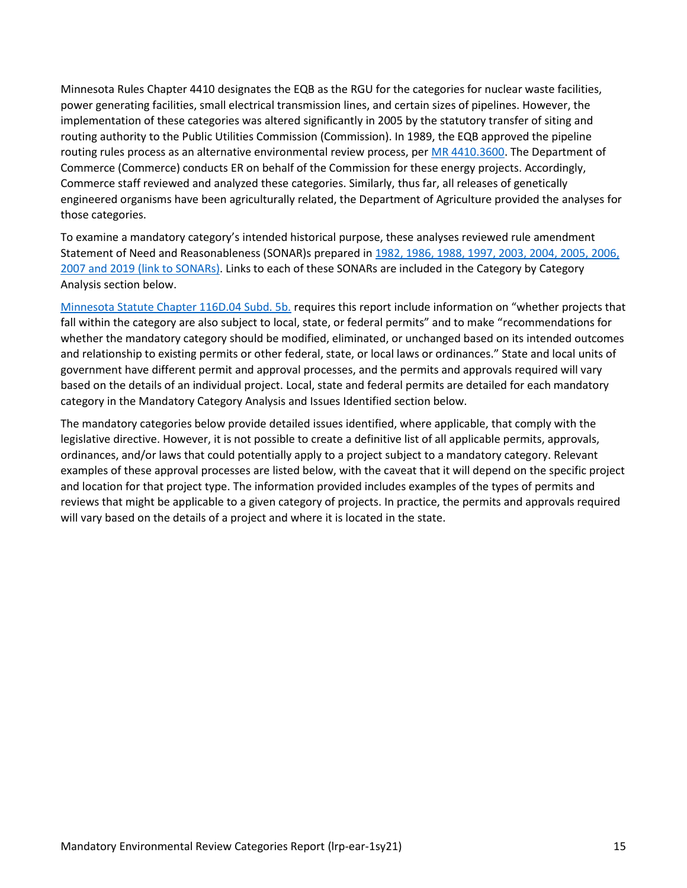Minnesota Rules Chapter 4410 designates the EQB as the RGU for the categories for nuclear waste facilities, power generating facilities, small electrical transmission lines, and certain sizes of pipelines. However, the implementation of these categories was altered significantly in 2005 by the statutory transfer of siting and routing authority to the Public Utilities Commission (Commission). In 1989, the EQB approved the pipeline routing rules process as an alternative environmental review process, per MR 4410.3600. The Department of Commerce (Commerce) conducts ER on behalf of the Commission for these energy projects. Accordingly, Commerce staff reviewed and analyzed these categories. Similarly, thus far, all releases of genetically engineered organisms have been agriculturally related, the Department of Agriculture provided the analyses for those categories.

To examine a mandatory category's intended historical purpose, these analyses reviewed rule amendment Statement of Need and Reasonableness (SONAR)s prepared in 1982, 1986, 1988, 1997, 2003, 2004, 2005, 2006, 2007 and 2019 (link to SONARs). Links to each of these SONARs are included in the Category by Category Analysis section below.

Minnesota Statute Chapter 116D.04 Subd. 5b. requires this report include information on "whether projects that fall within the category are also subject to local, state, or federal permits" and to make "recommendations for whether the mandatory category should be modified, eliminated, or unchanged based on its intended outcomes and relationship to existing permits or other federal, state, or local laws or ordinances." State and local units of government have different permit and approval processes, and the permits and approvals required will vary based on the details of an individual project. Local, state and federal permits are detailed for each mandatory category in the Mandatory Category Analysis and Issues Identified section below.

The mandatory categories below provide detailed issues identified, where applicable, that comply with the legislative directive. However, it is not possible to create a definitive list of all applicable permits, approvals, ordinances, and/or laws that could potentially apply to a project subject to a mandatory category. Relevant examples of these approval processes are listed below, with the caveat that it will depend on the specific project and location for that project type. The information provided includes examples of the types of permits and reviews that might be applicable to a given category of projects. In practice, the permits and approvals required will vary based on the details of a project and where it is located in the state.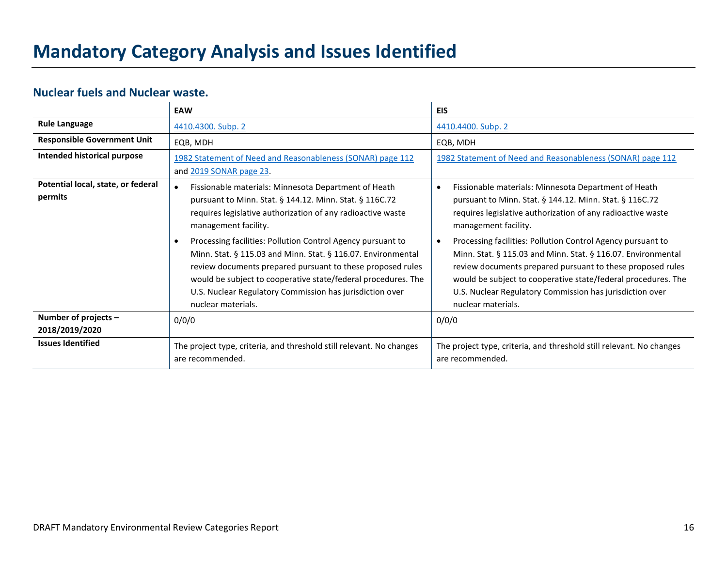# Mandatory Category Analysis and Issues Identified

## Nuclear fuels and Nuclear waste.

| | EAW | EIS |
|---|---|---|
| **Rule Language** | 4410.4300. Subp. 2 | 4410.4400. Subp. 2 |
| **Responsible Government Unit** | EQB, MDH | EQB, MDH |
| **Intended historical purpose** | 1982 Statement of Need and Reasonableness (SONAR) page 112 and 2019 SONAR page 23. | 1982 Statement of Need and Reasonableness (SONAR) page 112 |
| **Potential local, state, or federal permits** | • Fissionable materials: Minnesota Department of Heath pursuant to Minn. Stat. § 144.12. Minn. Stat. § 116C.72 requires legislative authorization of any radioactive waste management facility.<br>• Processing facilities: Pollution Control Agency pursuant to Minn. Stat. § 115.03 and Minn. Stat. § 116.07. Environmental review documents prepared pursuant to these proposed rules would be subject to cooperative state/federal procedures. The U.S. Nuclear Regulatory Commission has jurisdiction over nuclear materials. | • Fissionable materials: Minnesota Department of Heath pursuant to Minn. Stat. § 144.12. Minn. Stat. § 116C.72 requires legislative authorization of any radioactive waste management facility.<br>• Processing facilities: Pollution Control Agency pursuant to Minn. Stat. § 115.03 and Minn. Stat. § 116.07. Environmental review documents prepared pursuant to these proposed rules would be subject to cooperative state/federal procedures. The U.S. Nuclear Regulatory Commission has jurisdiction over nuclear materials. |
| **Number of projects – 2018/2019/2020** | 0/0/0 | 0/0/0 |
| **Issues Identified** | The project type, criteria, and threshold still relevant. No changes are recommended. | The project type, criteria, and threshold still relevant. No changes are recommended. |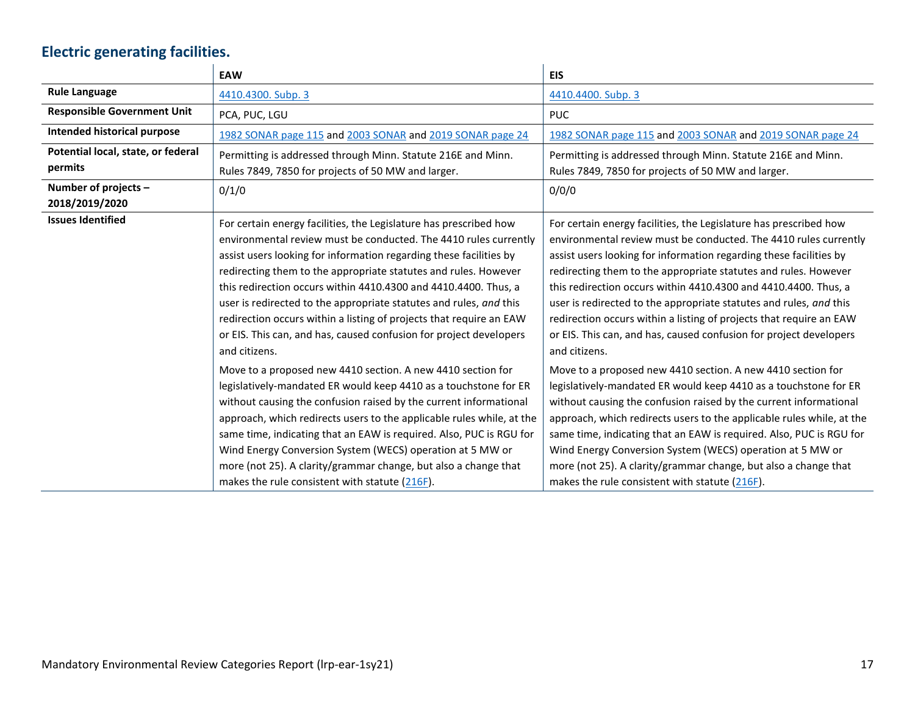## Electric generating facilities.

| | EAW | EIS |
|---|---|---|
| **Rule Language** | 4410.4300. Subp. 3 | 4410.4400. Subp. 3 |
| **Responsible Government Unit** | PCA, PUC, LGU | PUC |
| **Intended historical purpose** | 1982 SONAR page 115 and 2003 SONAR and 2019 SONAR page 24 | 1982 SONAR page 115 and 2003 SONAR and 2019 SONAR page 24 |
| **Potential local, state, or federal permits** | Permitting is addressed through Minn. Statute 216E and Minn. Rules 7849, 7850 for projects of 50 MW and larger. | Permitting is addressed through Minn. Statute 216E and Minn. Rules 7849, 7850 for projects of 50 MW and larger. |
| **Number of projects – 2018/2019/2020** | 0/1/0 | 0/0/0 |
| **Issues Identified** | For certain energy facilities, the Legislature has prescribed how environmental review must be conducted. The 4410 rules currently assist users looking for information regarding these facilities by redirecting them to the appropriate statutes and rules. However this redirection occurs within 4410.4300 and 4410.4400. Thus, a user is redirected to the appropriate statutes and rules, *and* this redirection occurs within a listing of projects that require an EAW or EIS. This can, and has, caused confusion for project developers and citizens.<br><br>Move to a proposed new 4410 section. A new 4410 section for legislatively-mandated ER would keep 4410 as a touchstone for ER without causing the confusion raised by the current informational approach, which redirects users to the applicable rules while, at the same time, indicating that an EAW is required. Also, PUC is RGU for Wind Energy Conversion System (WECS) operation at 5 MW or more (not 25). A clarity/grammar change, but also a change that makes the rule consistent with statute (216F). | For certain energy facilities, the Legislature has prescribed how environmental review must be conducted. The 4410 rules currently assist users looking for information regarding these facilities by redirecting them to the appropriate statutes and rules. However this redirection occurs within 4410.4300 and 4410.4400. Thus, a user is redirected to the appropriate statutes and rules, *and* this redirection occurs within a listing of projects that require an EAW or EIS. This can, and has, caused confusion for project developers and citizens.<br><br>Move to a proposed new 4410 section. A new 4410 section for legislatively-mandated ER would keep 4410 as a touchstone for ER without causing the confusion raised by the current informational approach, which redirects users to the applicable rules while, at the same time, indicating that an EAW is required. Also, PUC is RGU for Wind Energy Conversion System (WECS) operation at 5 MW or more (not 25). A clarity/grammar change, but also a change that makes the rule consistent with statute (216F). |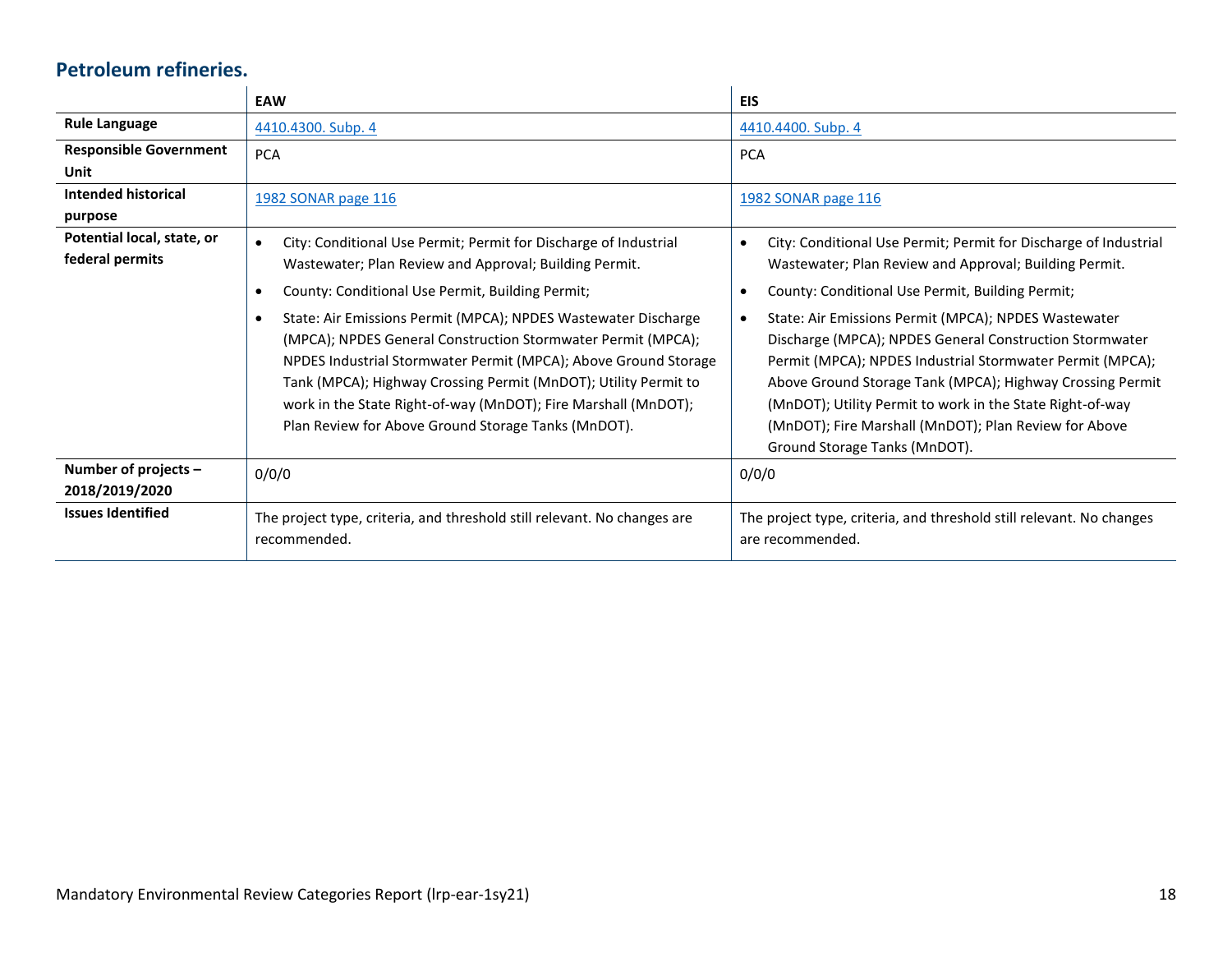## Petroleum refineries.

| | EAW | EIS |
|---|---|---|
| **Rule Language** | 4410.4300. Subp. 4 | 4410.4400. Subp. 4 |
| **Responsible Government Unit** | PCA | PCA |
| **Intended historical purpose** | 1982 SONAR page 116 | 1982 SONAR page 116 |
| **Potential local, state, or federal permits** | • City: Conditional Use Permit; Permit for Discharge of Industrial Wastewater; Plan Review and Approval; Building Permit.<br>• County: Conditional Use Permit, Building Permit;<br>• State: Air Emissions Permit (MPCA); NPDES Wastewater Discharge (MPCA); NPDES General Construction Stormwater Permit (MPCA); NPDES Industrial Stormwater Permit (MPCA); Above Ground Storage Tank (MPCA); Highway Crossing Permit (MnDOT); Utility Permit to work in the State Right-of-way (MnDOT); Fire Marshall (MnDOT); Plan Review for Above Ground Storage Tanks (MnDOT). | • City: Conditional Use Permit; Permit for Discharge of Industrial Wastewater; Plan Review and Approval; Building Permit.<br>• County: Conditional Use Permit, Building Permit;<br>• State: Air Emissions Permit (MPCA); NPDES Wastewater Discharge (MPCA); NPDES General Construction Stormwater Permit (MPCA); NPDES Industrial Stormwater Permit (MPCA); Above Ground Storage Tank (MPCA); Highway Crossing Permit (MnDOT); Utility Permit to work in the State Right-of-way (MnDOT); Fire Marshall (MnDOT); Plan Review for Above Ground Storage Tanks (MnDOT). |
| **Number of projects – 2018/2019/2020** | 0/0/0 | 0/0/0 |
| **Issues Identified** | The project type, criteria, and threshold still relevant. No changes are recommended. | The project type, criteria, and threshold still relevant. No changes are recommended. |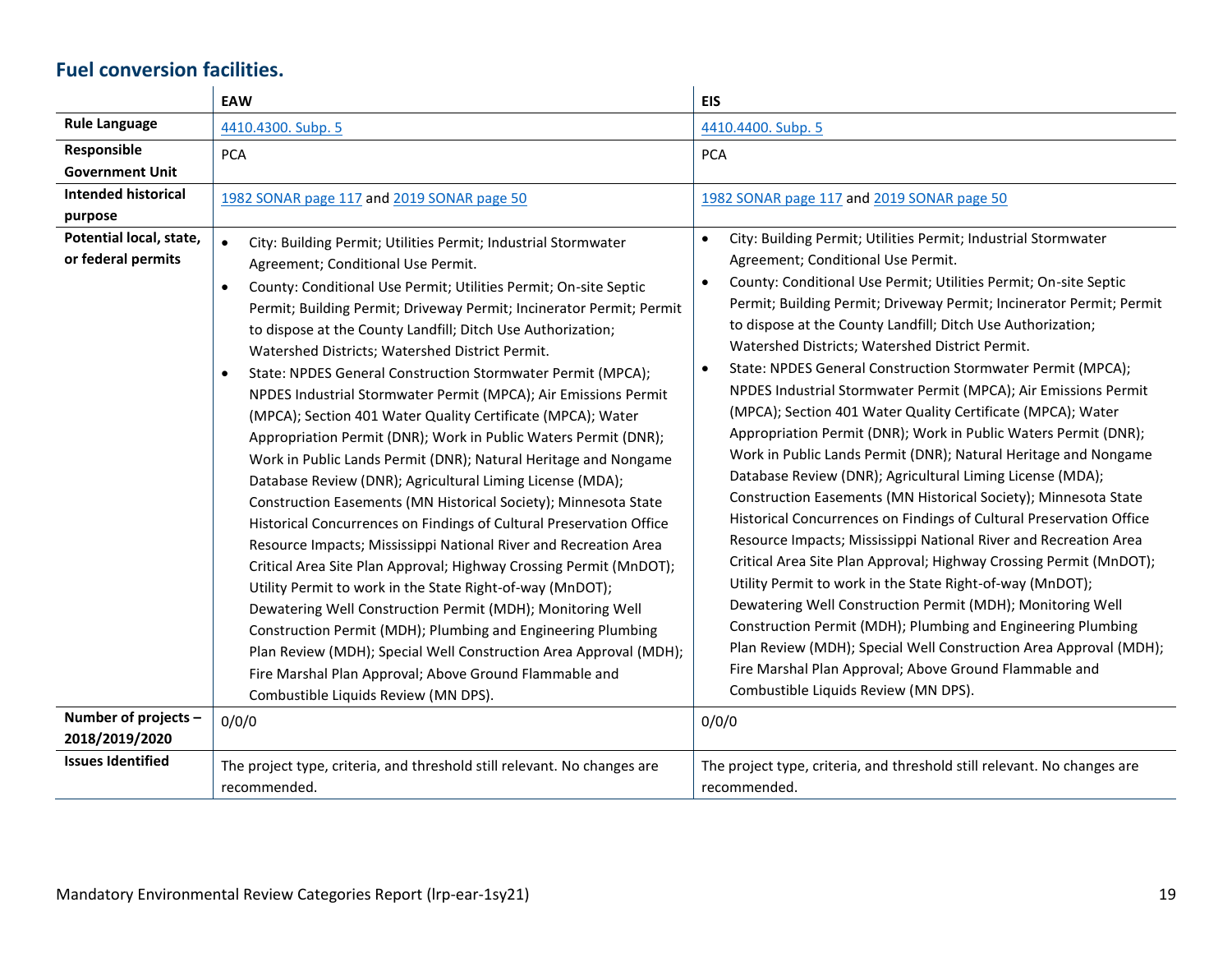## Fuel conversion facilities.

| | EAW | EIS |
|---|---|---|
| **Rule Language** | 4410.4300. Subp. 5 | 4410.4400. Subp. 5 |
| **Responsible Government Unit** | PCA | PCA |
| **Intended historical purpose** | 1982 SONAR page 117 and 2019 SONAR page 50 | 1982 SONAR page 117 and 2019 SONAR page 50 |
| **Potential local, state, or federal permits** | • City: Building Permit; Utilities Permit; Industrial Stormwater Agreement; Conditional Use Permit.<br>• County: Conditional Use Permit; Utilities Permit; On-site Septic Permit; Building Permit; Driveway Permit; Incinerator Permit; Permit to dispose at the County Landfill; Ditch Use Authorization; Watershed Districts; Watershed District Permit.<br>• State: NPDES General Construction Stormwater Permit (MPCA); NPDES Industrial Stormwater Permit (MPCA); Air Emissions Permit (MPCA); Section 401 Water Quality Certificate (MPCA); Water Appropriation Permit (DNR); Work in Public Waters Permit (DNR); Work in Public Lands Permit (DNR); Natural Heritage and Nongame Database Review (DNR); Agricultural Liming License (MDA); Construction Easements (MN Historical Society); Minnesota State Historical Concurrences on Findings of Cultural Preservation Office Resource Impacts; Mississippi National River and Recreation Area Critical Area Site Plan Approval; Highway Crossing Permit (MnDOT); Utility Permit to work in the State Right-of-way (MnDOT); Dewatering Well Construction Permit (MDH); Monitoring Well Construction Permit (MDH); Plumbing and Engineering Plumbing Plan Review (MDH); Special Well Construction Area Approval (MDH); Fire Marshal Plan Approval; Above Ground Flammable and Combustible Liquids Review (MN DPS). | • City: Building Permit; Utilities Permit; Industrial Stormwater Agreement; Conditional Use Permit.<br>• County: Conditional Use Permit; Utilities Permit; On-site Septic Permit; Building Permit; Driveway Permit; Incinerator Permit; Permit to dispose at the County Landfill; Ditch Use Authorization; Watershed Districts; Watershed District Permit.<br>• State: NPDES General Construction Stormwater Permit (MPCA); NPDES Industrial Stormwater Permit (MPCA); Air Emissions Permit (MPCA); Section 401 Water Quality Certificate (MPCA); Water Appropriation Permit (DNR); Work in Public Waters Permit (DNR); Work in Public Lands Permit (DNR); Natural Heritage and Nongame Database Review (DNR); Agricultural Liming License (MDA); Construction Easements (MN Historical Society); Minnesota State Historical Concurrences on Findings of Cultural Preservation Office Resource Impacts; Mississippi National River and Recreation Area Critical Area Site Plan Approval; Highway Crossing Permit (MnDOT); Utility Permit to work in the State Right-of-way (MnDOT); Dewatering Well Construction Permit (MDH); Monitoring Well Construction Permit (MDH); Plumbing and Engineering Plumbing Plan Review (MDH); Special Well Construction Area Approval (MDH); Fire Marshal Plan Approval; Above Ground Flammable and Combustible Liquids Review (MN DPS). |
| **Number of projects – 2018/2019/2020** | 0/0/0 | 0/0/0 |
| **Issues Identified** | The project type, criteria, and threshold still relevant. No changes are recommended. | The project type, criteria, and threshold still relevant. No changes are recommended. |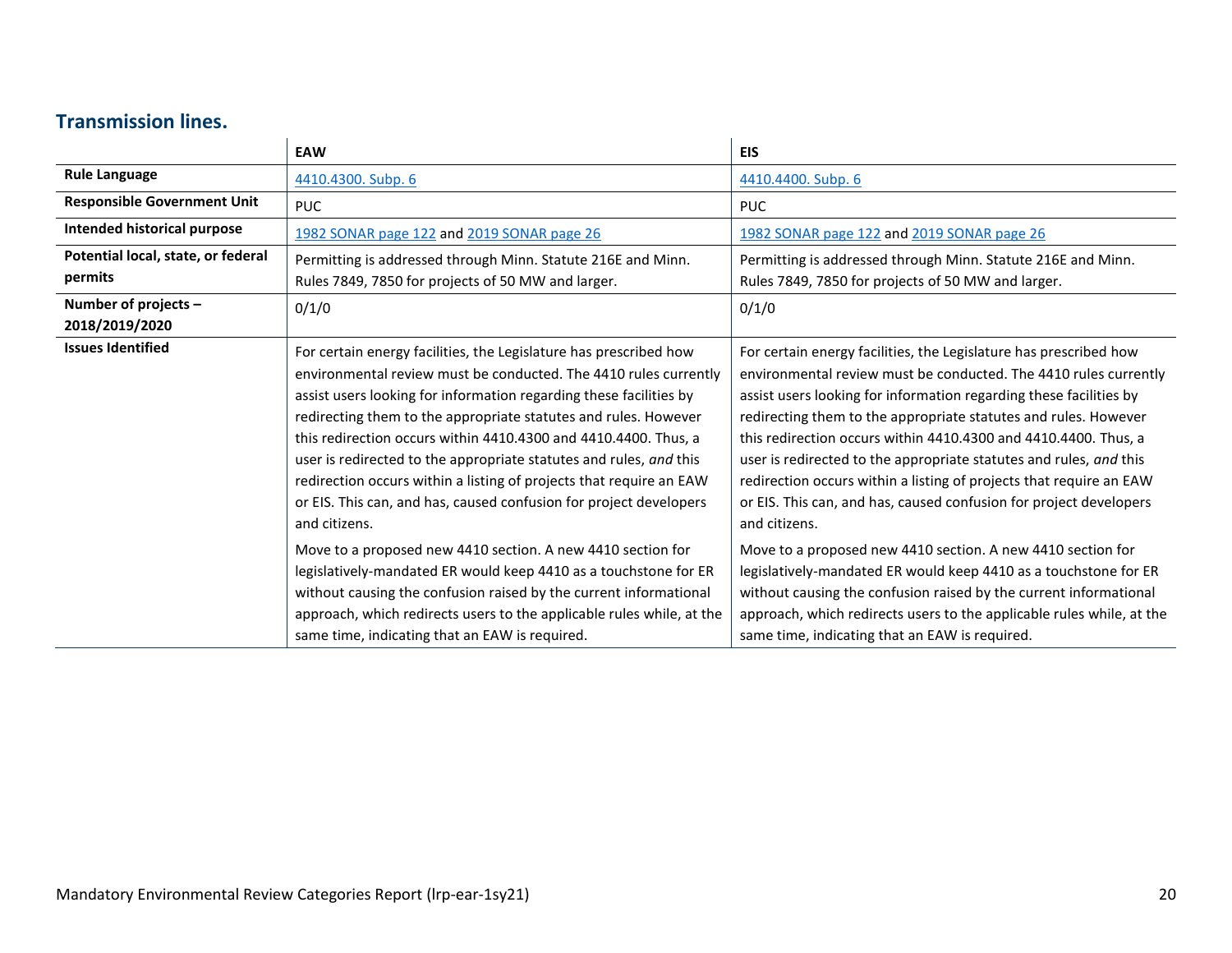### Transmission lines.

| | EAW | EIS |
|---|---|---|
| **Rule Language** | 4410.4300. Subp. 6 | 4410.4400. Subp. 6 |
| **Responsible Government Unit** | PUC | PUC |
| **Intended historical purpose** | 1982 SONAR page 122 and 2019 SONAR page 26 | 1982 SONAR page 122 and 2019 SONAR page 26 |
| **Potential local, state, or federal permits** | Permitting is addressed through Minn. Statute 216E and Minn. Rules 7849, 7850 for projects of 50 MW and larger. | Permitting is addressed through Minn. Statute 216E and Minn. Rules 7849, 7850 for projects of 50 MW and larger. |
| **Number of projects – 2018/2019/2020** | 0/1/0 | 0/1/0 |
| **Issues Identified** | For certain energy facilities, the Legislature has prescribed how environmental review must be conducted. The 4410 rules currently assist users looking for information regarding these facilities by redirecting them to the appropriate statutes and rules. However this redirection occurs within 4410.4300 and 4410.4400. Thus, a user is redirected to the appropriate statutes and rules, *and* this redirection occurs within a listing of projects that require an EAW or EIS. This can, and has, caused confusion for project developers and citizens.<br><br>Move to a proposed new 4410 section. A new 4410 section for legislatively-mandated ER would keep 4410 as a touchstone for ER without causing the confusion raised by the current informational approach, which redirects users to the applicable rules while, at the same time, indicating that an EAW is required. | For certain energy facilities, the Legislature has prescribed how environmental review must be conducted. The 4410 rules currently assist users looking for information regarding these facilities by redirecting them to the appropriate statutes and rules. However this redirection occurs within 4410.4300 and 4410.4400. Thus, a user is redirected to the appropriate statutes and rules, *and* this redirection occurs within a listing of projects that require an EAW or EIS. This can, and has, caused confusion for project developers and citizens.<br><br>Move to a proposed new 4410 section. A new 4410 section for legislatively-mandated ER would keep 4410 as a touchstone for ER without causing the confusion raised by the current informational approach, which redirects users to the applicable rules while, at the same time, indicating that an EAW is required. |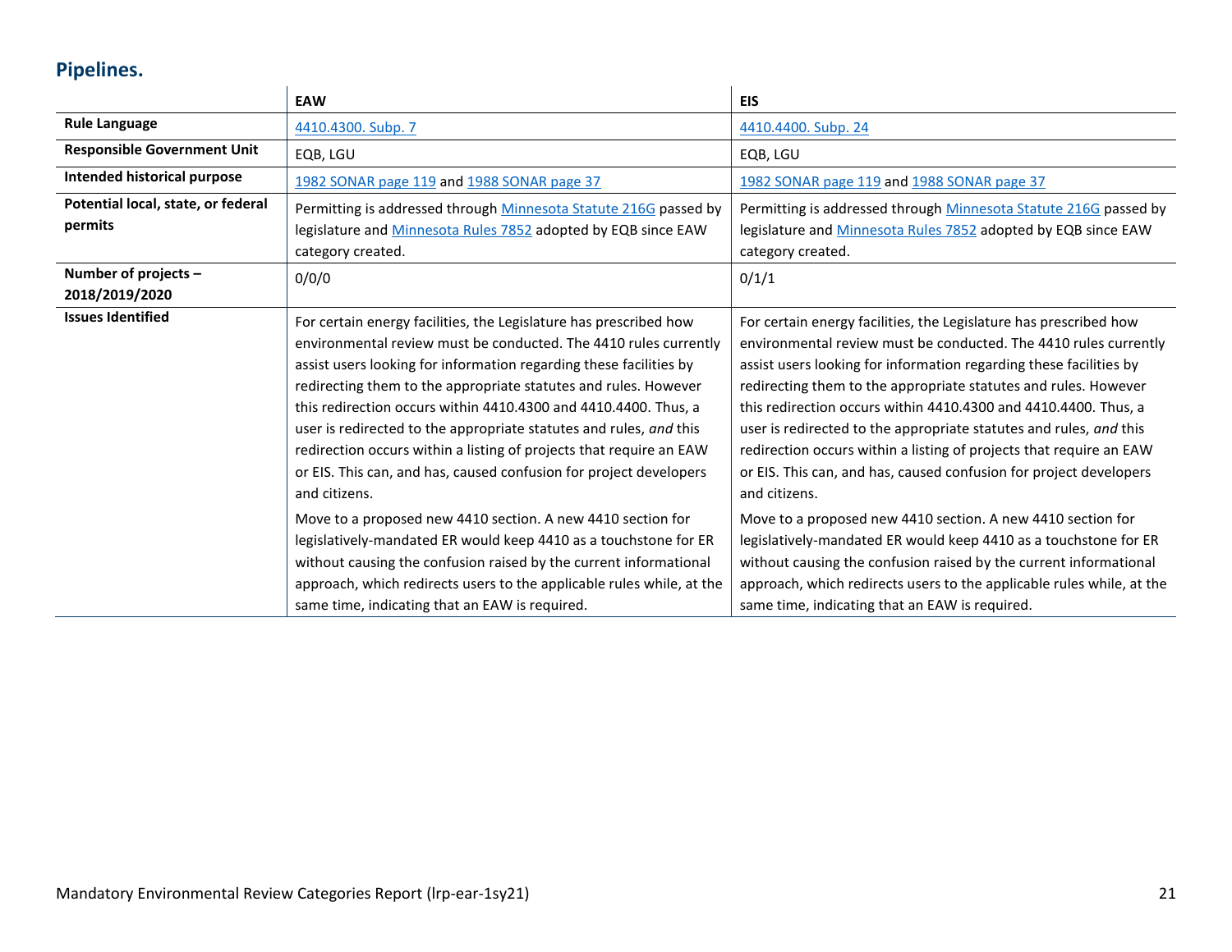## Pipelines.

| | EAW | EIS |
|---|---|---|
| **Rule Language** | 4410.4300. Subp. 7 | 4410.4400. Subp. 24 |
| **Responsible Government Unit** | EQB, LGU | EQB, LGU |
| **Intended historical purpose** | 1982 SONAR page 119 and 1988 SONAR page 37 | 1982 SONAR page 119 and 1988 SONAR page 37 |
| **Potential local, state, or federal permits** | Permitting is addressed through Minnesota Statute 216G passed by legislature and Minnesota Rules 7852 adopted by EQB since EAW category created. | Permitting is addressed through Minnesota Statute 216G passed by legislature and Minnesota Rules 7852 adopted by EQB since EAW category created. |
| **Number of projects – 2018/2019/2020** | 0/0/0 | 0/1/1 |
| **Issues Identified** | For certain energy facilities, the Legislature has prescribed how environmental review must be conducted. The 4410 rules currently assist users looking for information regarding these facilities by redirecting them to the appropriate statutes and rules. However this redirection occurs within 4410.4300 and 4410.4400. Thus, a user is redirected to the appropriate statutes and rules, *and* this redirection occurs within a listing of projects that require an EAW or EIS. This can, and has, caused confusion for project developers and citizens.<br><br>Move to a proposed new 4410 section. A new 4410 section for legislatively-mandated ER would keep 4410 as a touchstone for ER without causing the confusion raised by the current informational approach, which redirects users to the applicable rules while, at the same time, indicating that an EAW is required. | For certain energy facilities, the Legislature has prescribed how environmental review must be conducted. The 4410 rules currently assist users looking for information regarding these facilities by redirecting them to the appropriate statutes and rules. However this redirection occurs within 4410.4300 and 4410.4400. Thus, a user is redirected to the appropriate statutes and rules, *and* this redirection occurs within a listing of projects that require an EAW or EIS. This can, and has, caused confusion for project developers and citizens.<br><br>Move to a proposed new 4410 section. A new 4410 section for legislatively-mandated ER would keep 4410 as a touchstone for ER without causing the confusion raised by the current informational approach, which redirects users to the applicable rules while, at the same time, indicating that an EAW is required. |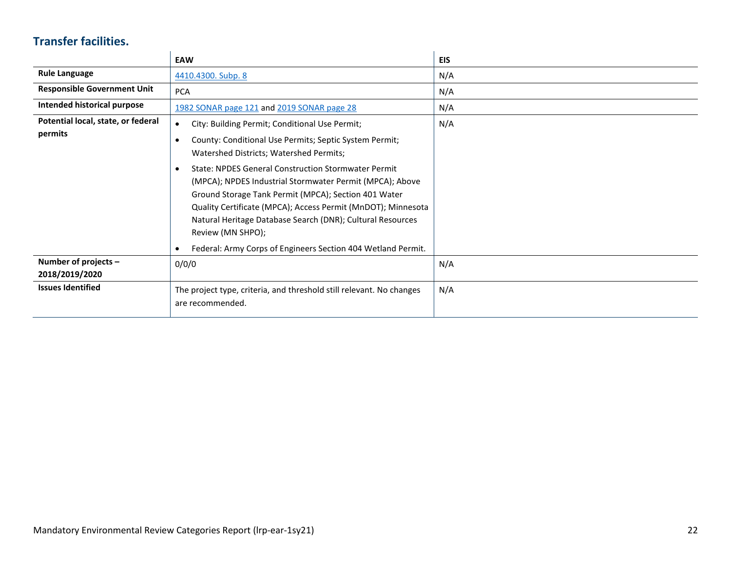## Transfer facilities.

| | EAW | EIS |
|---|---|---|
| **Rule Language** | [4410.4300. Subp. 8](4410.4300. Subp. 8) | N/A |
| **Responsible Government Unit** | PCA | N/A |
| **Intended historical purpose** | 1982 SONAR page 121 and 2019 SONAR page 28 | N/A |
| **Potential local, state, or federal permits** | • City: Building Permit; Conditional Use Permit;<br>• County: Conditional Use Permits; Septic System Permit; Watershed Districts; Watershed Permits;<br>• State: NPDES General Construction Stormwater Permit (MPCA); NPDES Industrial Stormwater Permit (MPCA); Above Ground Storage Tank Permit (MPCA); Section 401 Water Quality Certificate (MPCA); Access Permit (MnDOT); Minnesota Natural Heritage Database Search (DNR); Cultural Resources Review (MN SHPO);<br>• Federal: Army Corps of Engineers Section 404 Wetland Permit. | N/A |
| **Number of projects – 2018/2019/2020** | 0/0/0 | N/A |
| **Issues Identified** | The project type, criteria, and threshold still relevant. No changes are recommended. | N/A |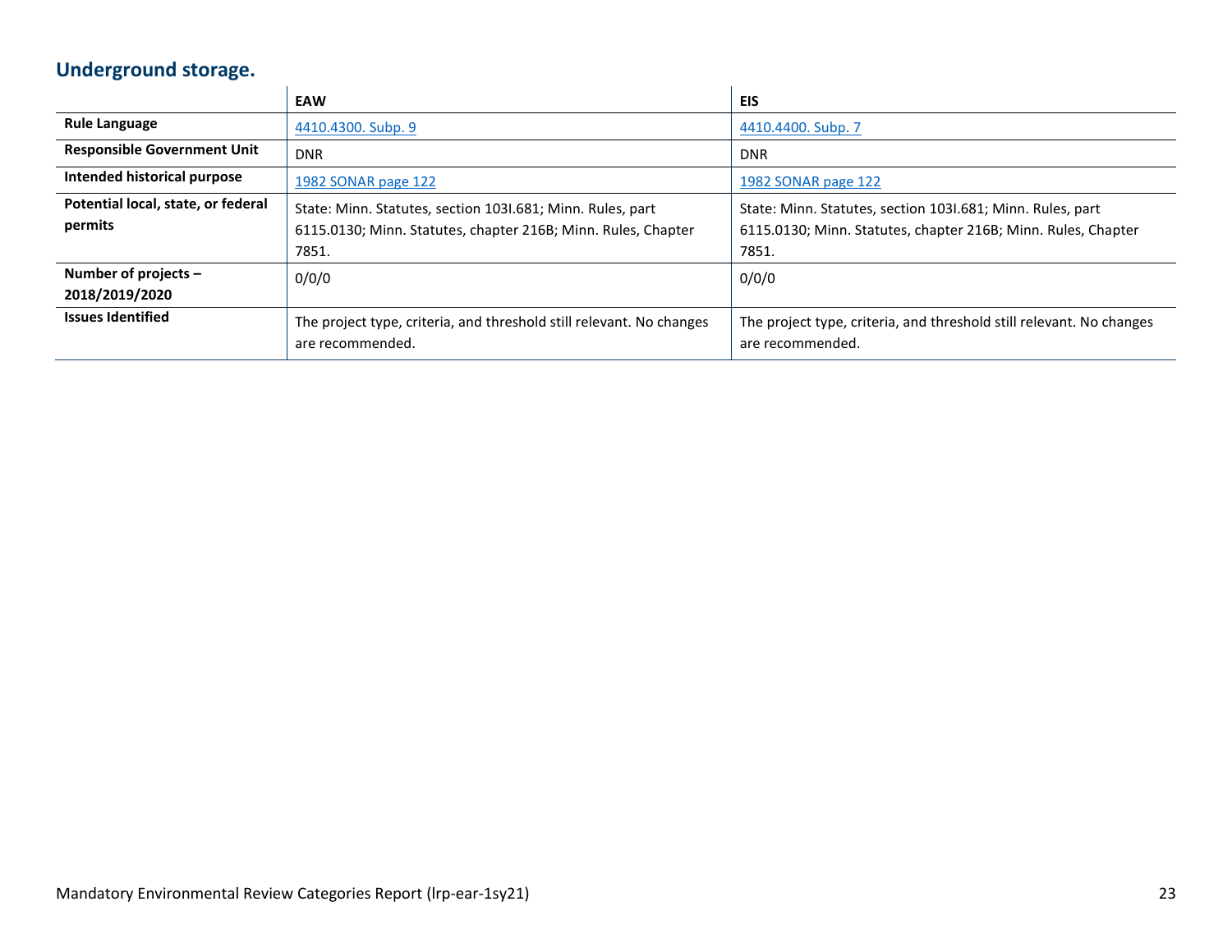## Underground storage.

| | EAW | EIS |
|---|---|---|
| **Rule Language** | 4410.4300. Subp. 9 | 4410.4400. Subp. 7 |
| **Responsible Government Unit** | DNR | DNR |
| **Intended historical purpose** | 1982 SONAR page 122 | 1982 SONAR page 122 |
| **Potential local, state, or federal permits** | State: Minn. Statutes, section 103I.681; Minn. Rules, part 6115.0130; Minn. Statutes, chapter 216B; Minn. Rules, Chapter 7851. | State: Minn. Statutes, section 103I.681; Minn. Rules, part 6115.0130; Minn. Statutes, chapter 216B; Minn. Rules, Chapter 7851. |
| **Number of projects – 2018/2019/2020** | 0/0/0 | 0/0/0 |
| **Issues Identified** | The project type, criteria, and threshold still relevant. No changes are recommended. | The project type, criteria, and threshold still relevant. No changes are recommended. |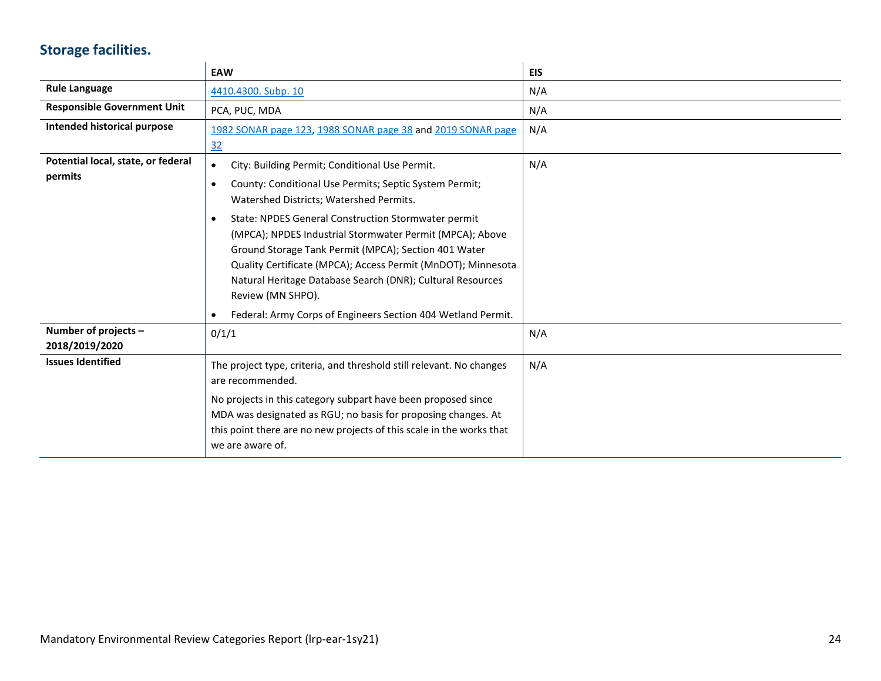## Storage facilities.

| | EAW | EIS |
|---|---|---|
| **Rule Language** | [4410.4300. Subp. 10]() | N/A |
| **Responsible Government Unit** | PCA, PUC, MDA | N/A |
| **Intended historical purpose** | [1982 SONAR page 123](), [1988 SONAR page 38]() and [2019 SONAR page 32]() | N/A |
| **Potential local, state, or federal permits** | • City: Building Permit; Conditional Use Permit.<br>• County: Conditional Use Permits; Septic System Permit; Watershed Districts; Watershed Permits.<br>• State: NPDES General Construction Stormwater permit (MPCA); NPDES Industrial Stormwater Permit (MPCA); Above Ground Storage Tank Permit (MPCA); Section 401 Water Quality Certificate (MPCA); Access Permit (MnDOT); Minnesota Natural Heritage Database Search (DNR); Cultural Resources Review (MN SHPO).<br>• Federal: Army Corps of Engineers Section 404 Wetland Permit. | N/A |
| **Number of projects – 2018/2019/2020** | 0/1/1 | N/A |
| **Issues Identified** | The project type, criteria, and threshold still relevant. No changes are recommended.<br>No projects in this category subpart have been proposed since MDA was designated as RGU; no basis for proposing changes. At this point there are no new projects of this scale in the works that we are aware of. | N/A |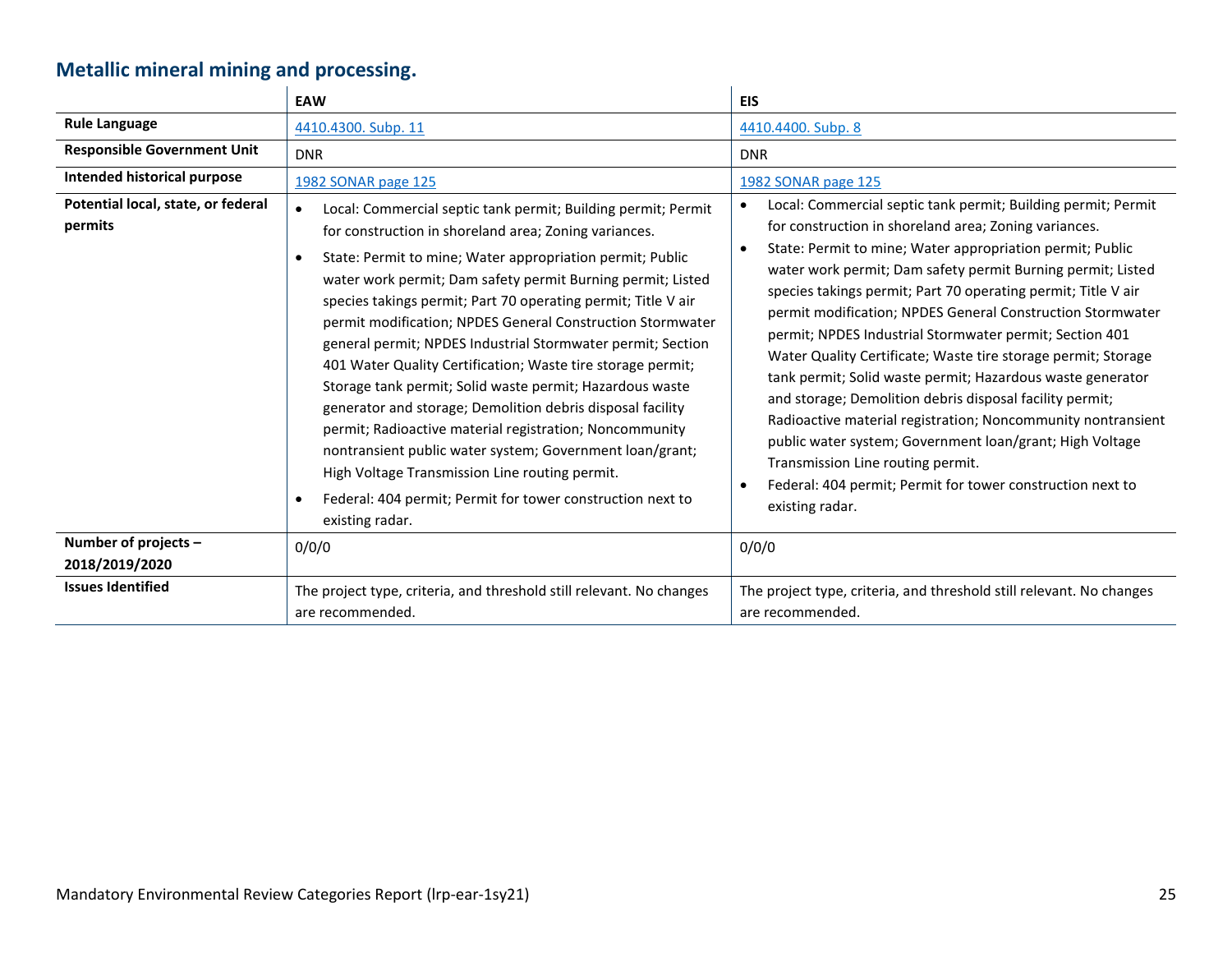## Metallic mineral mining and processing.

| | EAW | EIS |
|---|---|---|
| **Rule Language** | 4410.4300. Subp. 11 | 4410.4400. Subp. 8 |
| **Responsible Government Unit** | DNR | DNR |
| **Intended historical purpose** | 1982 SONAR page 125 | 1982 SONAR page 125 |
| **Potential local, state, or federal permits** | • Local: Commercial septic tank permit; Building permit; Permit for construction in shoreland area; Zoning variances.<br>• State: Permit to mine; Water appropriation permit; Public water work permit; Dam safety permit Burning permit; Listed species takings permit; Part 70 operating permit; Title V air permit modification; NPDES General Construction Stormwater general permit; NPDES Industrial Stormwater permit; Section 401 Water Quality Certification; Waste tire storage permit; Storage tank permit; Solid waste permit; Hazardous waste generator and storage; Demolition debris disposal facility permit; Radioactive material registration; Noncommunity nontransient public water system; Government loan/grant; High Voltage Transmission Line routing permit.<br>• Federal: 404 permit; Permit for tower construction next to existing radar. | • Local: Commercial septic tank permit; Building permit; Permit for construction in shoreland area; Zoning variances.<br>• State: Permit to mine; Water appropriation permit; Public water work permit; Dam safety permit Burning permit; Listed species takings permit; Part 70 operating permit; Title V air permit modification; NPDES General Construction Stormwater permit; NPDES Industrial Stormwater permit; Section 401 Water Quality Certificate; Waste tire storage permit; Storage tank permit; Solid waste permit; Hazardous waste generator and storage; Demolition debris disposal facility permit; Radioactive material registration; Noncommunity nontransient public water system; Government loan/grant; High Voltage Transmission Line routing permit.<br>• Federal: 404 permit; Permit for tower construction next to existing radar. |
| **Number of projects – 2018/2019/2020** | 0/0/0 | 0/0/0 |
| **Issues Identified** | The project type, criteria, and threshold still relevant. No changes are recommended. | The project type, criteria, and threshold still relevant. No changes are recommended. |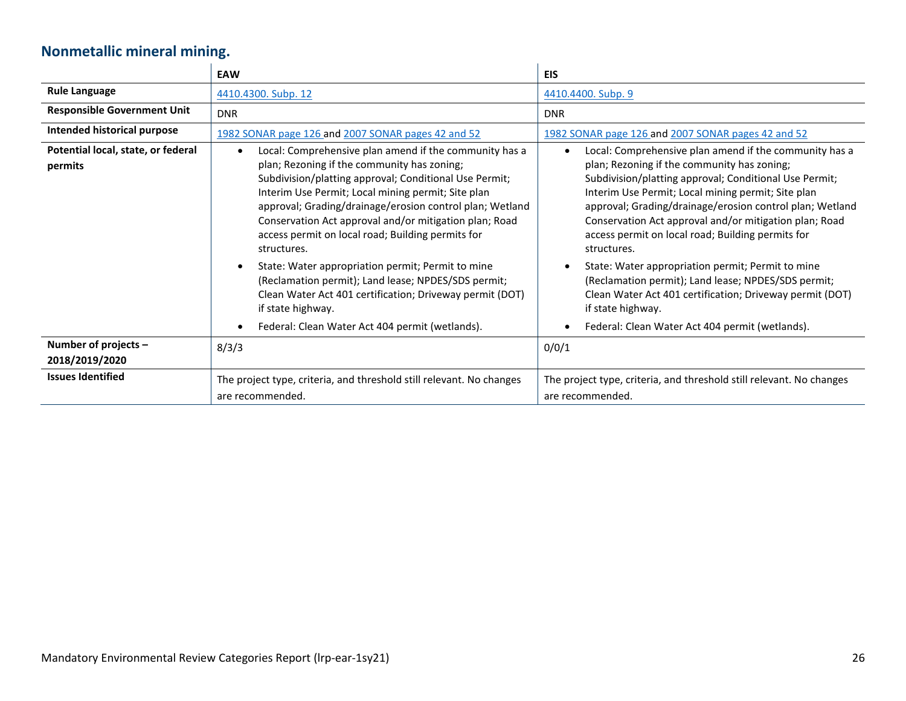## Nonmetallic mineral mining.

| | EAW | EIS |
|---|---|---|
| **Rule Language** | 4410.4300. Subp. 12 | 4410.4400. Subp. 9 |
| **Responsible Government Unit** | DNR | DNR |
| **Intended historical purpose** | 1982 SONAR page 126 and 2007 SONAR pages 42 and 52 | 1982 SONAR page 126 and 2007 SONAR pages 42 and 52 |
| **Potential local, state, or federal permits** | • Local: Comprehensive plan amend if the community has a plan; Rezoning if the community has zoning; Subdivision/platting approval; Conditional Use Permit; Interim Use Permit; Local mining permit; Site plan approval; Grading/drainage/erosion control plan; Wetland Conservation Act approval and/or mitigation plan; Road access permit on local road; Building permits for structures.<br>• State: Water appropriation permit; Permit to mine (Reclamation permit); Land lease; NPDES/SDS permit; Clean Water Act 401 certification; Driveway permit (DOT) if state highway.<br>• Federal: Clean Water Act 404 permit (wetlands). | • Local: Comprehensive plan amend if the community has a plan; Rezoning if the community has zoning; Subdivision/platting approval; Conditional Use Permit; Interim Use Permit; Local mining permit; Site plan approval; Grading/drainage/erosion control plan; Wetland Conservation Act approval and/or mitigation plan; Road access permit on local road; Building permits for structures.<br>• State: Water appropriation permit; Permit to mine (Reclamation permit); Land lease; NPDES/SDS permit; Clean Water Act 401 certification; Driveway permit (DOT) if state highway.<br>• Federal: Clean Water Act 404 permit (wetlands). |
| **Number of projects – 2018/2019/2020** | 8/3/3 | 0/0/1 |
| **Issues Identified** | The project type, criteria, and threshold still relevant. No changes are recommended. | The project type, criteria, and threshold still relevant. No changes are recommended. |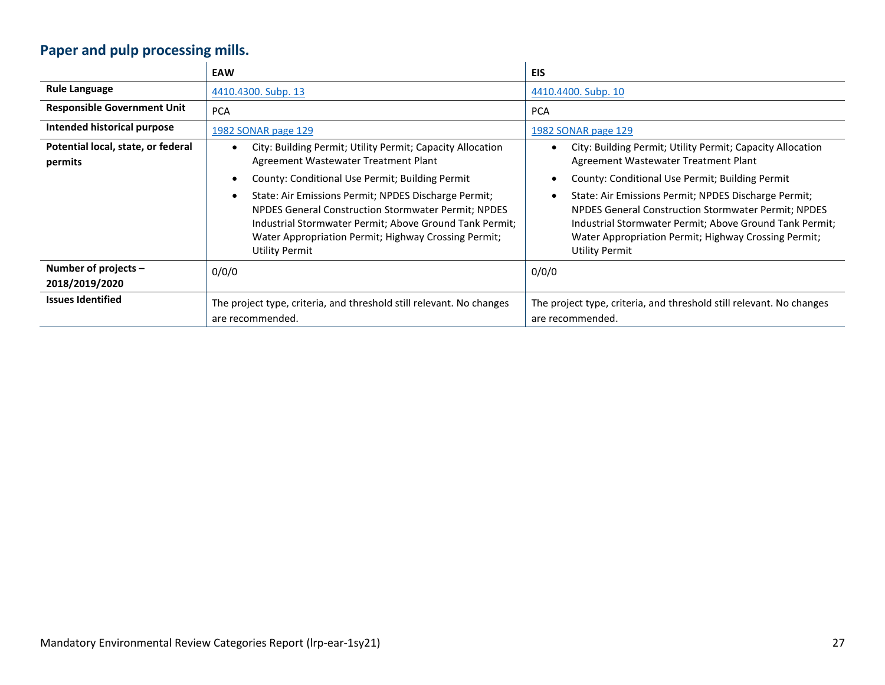## Paper and pulp processing mills.

| | EAW | EIS |
|---|---|---|
| **Rule Language** | 4410.4300. Subp. 13 | 4410.4400. Subp. 10 |
| **Responsible Government Unit** | PCA | PCA |
| **Intended historical purpose** | 1982 SONAR page 129 | 1982 SONAR page 129 |
| **Potential local, state, or federal permits** | • City: Building Permit; Utility Permit; Capacity Allocation Agreement Wastewater Treatment Plant<br>• County: Conditional Use Permit; Building Permit<br>• State: Air Emissions Permit; NPDES Discharge Permit; NPDES General Construction Stormwater Permit; NPDES Industrial Stormwater Permit; Above Ground Tank Permit; Water Appropriation Permit; Highway Crossing Permit; Utility Permit | • City: Building Permit; Utility Permit; Capacity Allocation Agreement Wastewater Treatment Plant<br>• County: Conditional Use Permit; Building Permit<br>• State: Air Emissions Permit; NPDES Discharge Permit; NPDES General Construction Stormwater Permit; NPDES Industrial Stormwater Permit; Above Ground Tank Permit; Water Appropriation Permit; Highway Crossing Permit; Utility Permit |
| **Number of projects – 2018/2019/2020** | 0/0/0 | 0/0/0 |
| **Issues Identified** | The project type, criteria, and threshold still relevant. No changes are recommended. | The project type, criteria, and threshold still relevant. No changes are recommended. |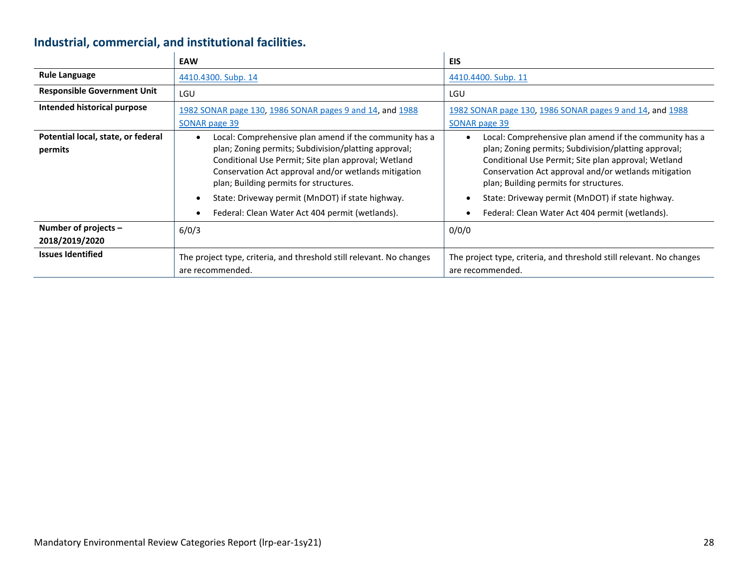## Industrial, commercial, and institutional facilities.

| | EAW | EIS |
|---|---|---|
| **Rule Language** | 4410.4300. Subp. 14 | 4410.4400. Subp. 11 |
| **Responsible Government Unit** | LGU | LGU |
| **Intended historical purpose** | 1982 SONAR page 130, 1986 SONAR pages 9 and 14, and 1988 SONAR page 39 | 1982 SONAR page 130, 1986 SONAR pages 9 and 14, and 1988 SONAR page 39 |
| **Potential local, state, or federal permits** | • Local: Comprehensive plan amend if the community has a plan; Zoning permits; Subdivision/platting approval; Conditional Use Permit; Site plan approval; Wetland Conservation Act approval and/or wetlands mitigation plan; Building permits for structures.<br>• State: Driveway permit (MnDOT) if state highway.<br>• Federal: Clean Water Act 404 permit (wetlands). | • Local: Comprehensive plan amend if the community has a plan; Zoning permits; Subdivision/platting approval; Conditional Use Permit; Site plan approval; Wetland Conservation Act approval and/or wetlands mitigation plan; Building permits for structures.<br>• State: Driveway permit (MnDOT) if state highway.<br>• Federal: Clean Water Act 404 permit (wetlands). |
| **Number of projects – 2018/2019/2020** | 6/0/3 | 0/0/0 |
| **Issues Identified** | The project type, criteria, and threshold still relevant. No changes are recommended. | The project type, criteria, and threshold still relevant. No changes are recommended. |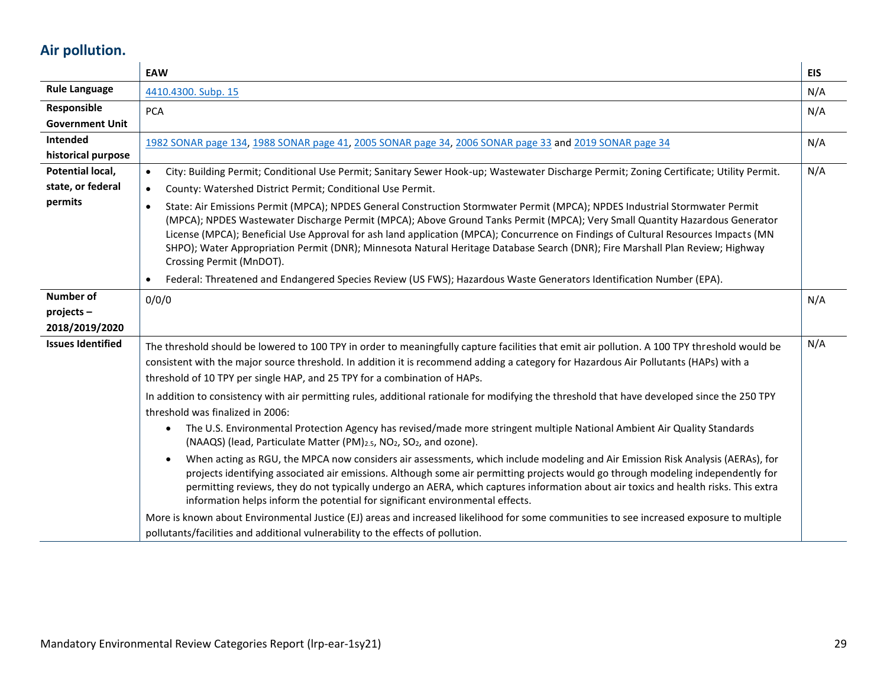## Air pollution.

| | EAW | EIS |
|---|---|---|
| **Rule Language** | 4410.4300. Subp. 15 | N/A |
| **Responsible Government Unit** | PCA | N/A |
| **Intended historical purpose** | 1982 SONAR page 134, 1988 SONAR page 41, 2005 SONAR page 34, 2006 SONAR page 33 and 2019 SONAR page 34 | N/A |
| **Potential local, state, or federal permits** | • City: Building Permit; Conditional Use Permit; Sanitary Sewer Hook-up; Wastewater Discharge Permit; Zoning Certificate; Utility Permit.<br>• County: Watershed District Permit; Conditional Use Permit.<br>• State: Air Emissions Permit (MPCA); NPDES General Construction Stormwater Permit (MPCA); NPDES Industrial Stormwater Permit (MPCA); NPDES Wastewater Discharge Permit (MPCA); Above Ground Tanks Permit (MPCA); Very Small Quantity Hazardous Generator License (MPCA); Beneficial Use Approval for ash land application (MPCA); Concurrence on Findings of Cultural Resources Impacts (MN SHPO); Water Appropriation Permit (DNR); Minnesota Natural Heritage Database Search (DNR); Fire Marshall Plan Review; Highway Crossing Permit (MnDOT).<br>• Federal: Threatened and Endangered Species Review (US FWS); Hazardous Waste Generators Identification Number (EPA). | N/A |
| **Number of projects – 2018/2019/2020** | 0/0/0 | N/A |
| **Issues Identified** | The threshold should be lowered to 100 TPY in order to meaningfully capture facilities that emit air pollution. A 100 TPY threshold would be consistent with the major source threshold. In addition it is recommend adding a category for Hazardous Air Pollutants (HAPs) with a threshold of 10 TPY per single HAP, and 25 TPY for a combination of HAPs.<br>In addition to consistency with air permitting rules, additional rationale for modifying the threshold that have developed since the 250 TPY threshold was finalized in 2006:<br>• The U.S. Environmental Protection Agency has revised/made more stringent multiple National Ambient Air Quality Standards (NAAQS) (lead, Particulate Matter $(PM)_{2.5}$, $NO_2$, $SO_2$, and ozone).<br>• When acting as RGU, the MPCA now considers air assessments, which include modeling and Air Emission Risk Analysis (AERAs), for projects identifying associated air emissions. Although some air permitting projects would go through modeling independently for permitting reviews, they do not typically undergo an AERA, which captures information about air toxics and health risks. This extra information helps inform the potential for significant environmental effects.<br>More is known about Environmental Justice (EJ) areas and increased likelihood for some communities to see increased exposure to multiple pollutants/facilities and additional vulnerability to the effects of pollution. | N/A |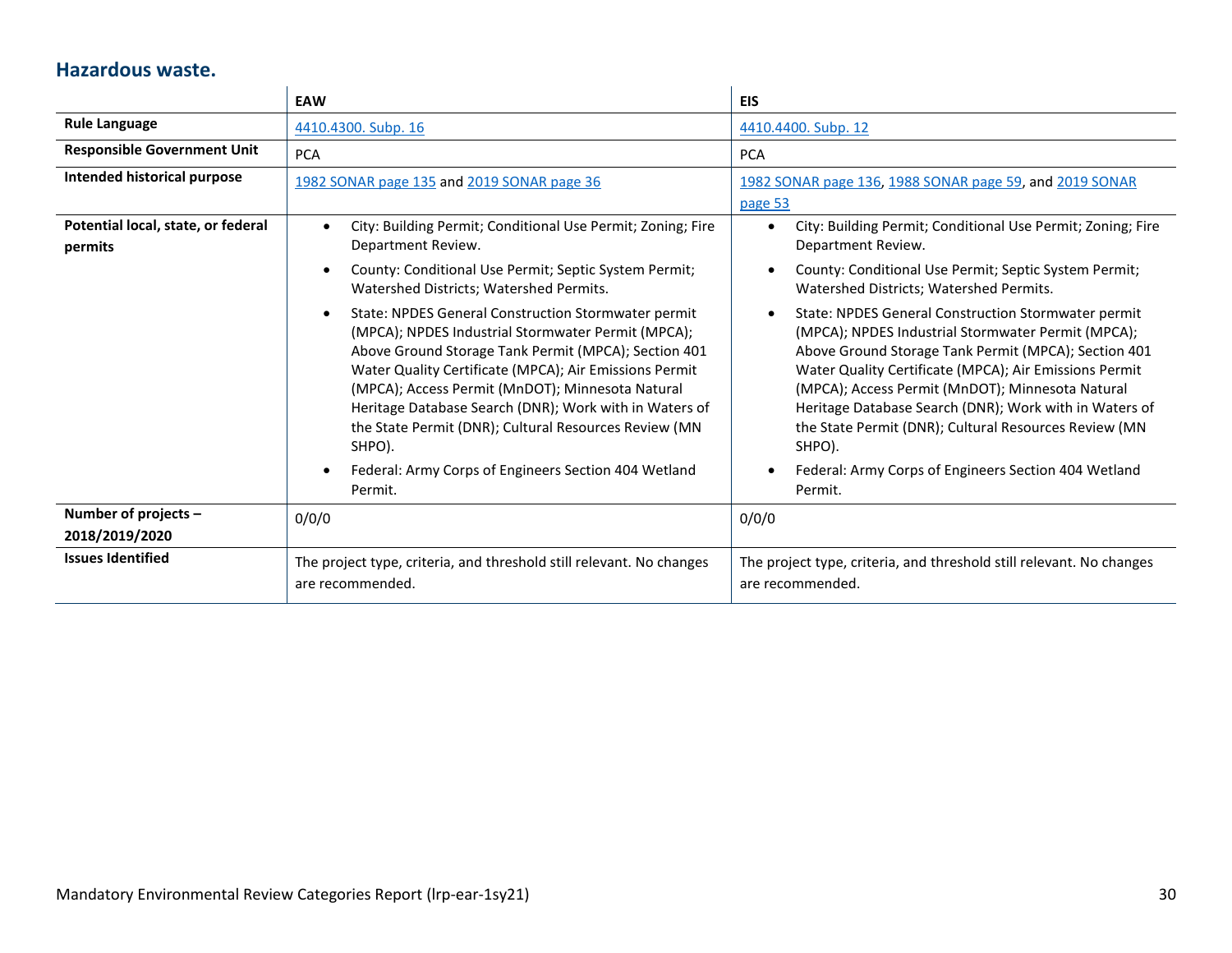## Hazardous waste.

| | EAW | EIS |
|---|---|---|
| **Rule Language** | 4410.4300. Subp. 16 | 4410.4400. Subp. 12 |
| **Responsible Government Unit** | PCA | PCA |
| **Intended historical purpose** | 1982 SONAR page 135 and 2019 SONAR page 36 | 1982 SONAR page 136, 1988 SONAR page 59, and 2019 SONAR page 53 |
| **Potential local, state, or federal permits** | • City: Building Permit; Conditional Use Permit; Zoning; Fire Department Review.<br>• County: Conditional Use Permit; Septic System Permit; Watershed Districts; Watershed Permits.<br>• State: NPDES General Construction Stormwater permit (MPCA); NPDES Industrial Stormwater Permit (MPCA); Above Ground Storage Tank Permit (MPCA); Section 401 Water Quality Certificate (MPCA); Air Emissions Permit (MPCA); Access Permit (MnDOT); Minnesota Natural Heritage Database Search (DNR); Work with in Waters of the State Permit (DNR); Cultural Resources Review (MN SHPO).<br>• Federal: Army Corps of Engineers Section 404 Wetland Permit. | • City: Building Permit; Conditional Use Permit; Zoning; Fire Department Review.<br>• County: Conditional Use Permit; Septic System Permit; Watershed Districts; Watershed Permits.<br>• State: NPDES General Construction Stormwater permit (MPCA); NPDES Industrial Stormwater Permit (MPCA); Above Ground Storage Tank Permit (MPCA); Section 401 Water Quality Certificate (MPCA); Air Emissions Permit (MPCA); Access Permit (MnDOT); Minnesota Natural Heritage Database Search (DNR); Work with in Waters of the State Permit (DNR); Cultural Resources Review (MN SHPO).<br>• Federal: Army Corps of Engineers Section 404 Wetland Permit. |
| **Number of projects – 2018/2019/2020** | 0/0/0 | 0/0/0 |
| **Issues Identified** | The project type, criteria, and threshold still relevant. No changes are recommended. | The project type, criteria, and threshold still relevant. No changes are recommended. |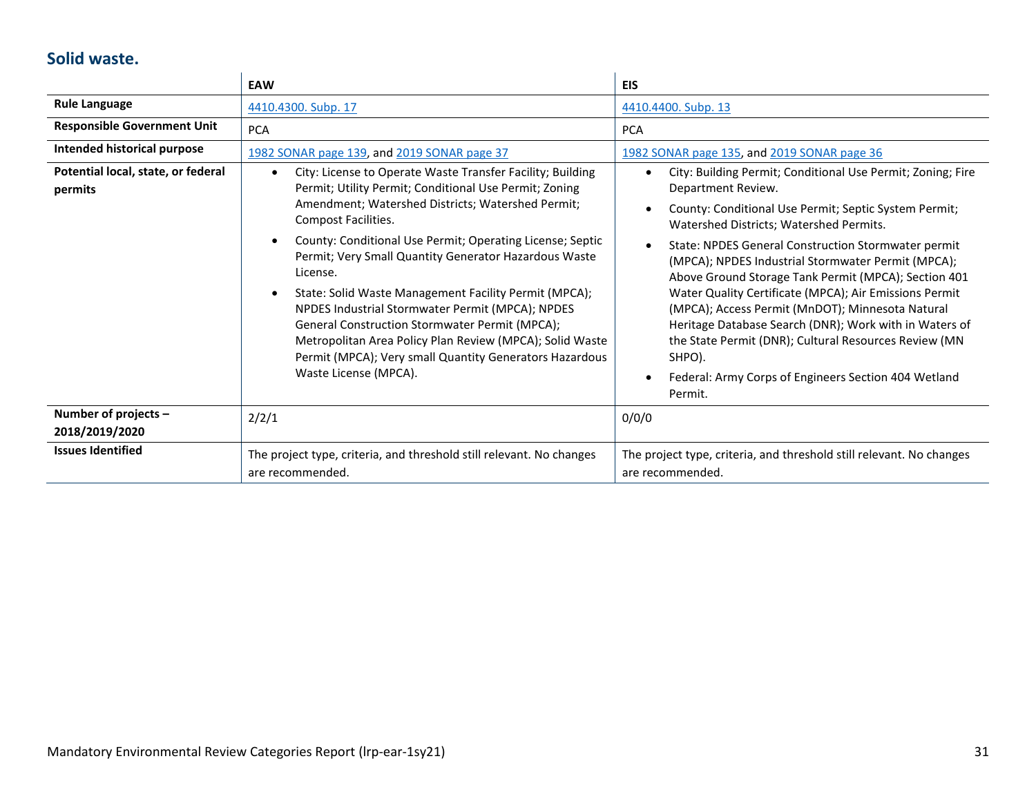## Solid waste.

| | EAW | EIS |
|---|---|---|
| **Rule Language** | 4410.4300. Subp. 17 | 4410.4400. Subp. 13 |
| **Responsible Government Unit** | PCA | PCA |
| **Intended historical purpose** | 1982 SONAR page 139, and 2019 SONAR page 37 | 1982 SONAR page 135, and 2019 SONAR page 36 |
| **Potential local, state, or federal permits** | • City: License to Operate Waste Transfer Facility; Building Permit; Utility Permit; Conditional Use Permit; Zoning Amendment; Watershed Districts; Watershed Permit; Compost Facilities.<br>• County: Conditional Use Permit; Operating License; Septic Permit; Very Small Quantity Generator Hazardous Waste License.<br>• State: Solid Waste Management Facility Permit (MPCA); NPDES Industrial Stormwater Permit (MPCA); NPDES General Construction Stormwater Permit (MPCA); Metropolitan Area Policy Plan Review (MPCA); Solid Waste Permit (MPCA); Very small Quantity Generators Hazardous Waste License (MPCA). | • City: Building Permit; Conditional Use Permit; Zoning; Fire Department Review.<br>• County: Conditional Use Permit; Septic System Permit; Watershed Districts; Watershed Permits.<br>• State: NPDES General Construction Stormwater permit (MPCA); NPDES Industrial Stormwater Permit (MPCA); Above Ground Storage Tank Permit (MPCA); Section 401 Water Quality Certificate (MPCA); Air Emissions Permit (MPCA); Access Permit (MnDOT); Minnesota Natural Heritage Database Search (DNR); Work with in Waters of the State Permit (DNR); Cultural Resources Review (MN SHPO).<br>• Federal: Army Corps of Engineers Section 404 Wetland Permit. |
| **Number of projects – 2018/2019/2020** | 2/2/1 | 0/0/0 |
| **Issues Identified** | The project type, criteria, and threshold still relevant. No changes are recommended. | The project type, criteria, and threshold still relevant. No changes are recommended. |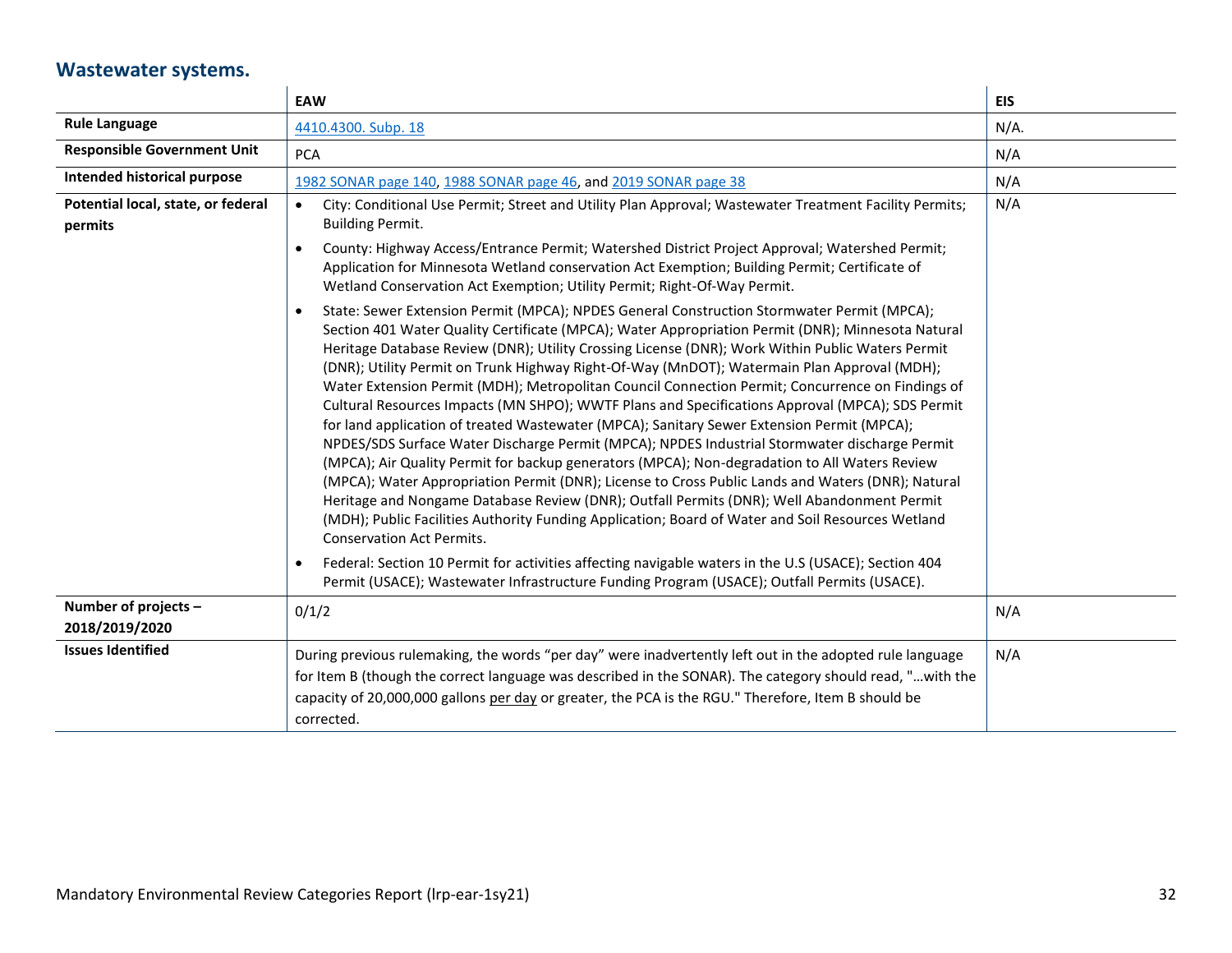## Wastewater systems.

| | EAW | EIS |
|---|---|---|
| **Rule Language** | 4410.4300. Subp. 18 | N/A. |
| **Responsible Government Unit** | PCA | N/A |
| **Intended historical purpose** | 1982 SONAR page 140, 1988 SONAR page 46, and 2019 SONAR page 38 | N/A |
| **Potential local, state, or federal permits** | • City: Conditional Use Permit; Street and Utility Plan Approval; Wastewater Treatment Facility Permits; Building Permit.<br>• County: Highway Access/Entrance Permit; Watershed District Project Approval; Watershed Permit; Application for Minnesota Wetland conservation Act Exemption; Building Permit; Certificate of Wetland Conservation Act Exemption; Utility Permit; Right-Of-Way Permit.<br>• State: Sewer Extension Permit (MPCA); NPDES General Construction Stormwater Permit (MPCA); Section 401 Water Quality Certificate (MPCA); Water Appropriation Permit (DNR); Minnesota Natural Heritage Database Review (DNR); Utility Crossing License (DNR); Work Within Public Waters Permit (DNR); Utility Permit on Trunk Highway Right-Of-Way (MnDOT); Watermain Plan Approval (MDH); Water Extension Permit (MDH); Metropolitan Council Connection Permit; Concurrence on Findings of Cultural Resources Impacts (MN SHPO); WWTF Plans and Specifications Approval (MPCA); SDS Permit for land application of treated Wastewater (MPCA); Sanitary Sewer Extension Permit (MPCA); NPDES/SDS Surface Water Discharge Permit (MPCA); NPDES Industrial Stormwater discharge Permit (MPCA); Air Quality Permit for backup generators (MPCA); Non-degradation to All Waters Review (MPCA); Water Appropriation Permit (DNR); License to Cross Public Lands and Waters (DNR); Natural Heritage and Nongame Database Review (DNR); Outfall Permits (DNR); Well Abandonment Permit (MDH); Public Facilities Authority Funding Application; Board of Water and Soil Resources Wetland Conservation Act Permits.<br>• Federal: Section 10 Permit for activities affecting navigable waters in the U.S (USACE); Section 404 Permit (USACE); Wastewater Infrastructure Funding Program (USACE); Outfall Permits (USACE). | N/A |
| **Number of projects – 2018/2019/2020** | 0/1/2 | N/A |
| **Issues Identified** | During previous rulemaking, the words "per day" were inadvertently left out in the adopted rule language for Item B (though the correct language was described in the SONAR). The category should read, "…with the capacity of 20,000,000 gallons per day or greater, the PCA is the RGU." Therefore, Item B should be corrected. | N/A |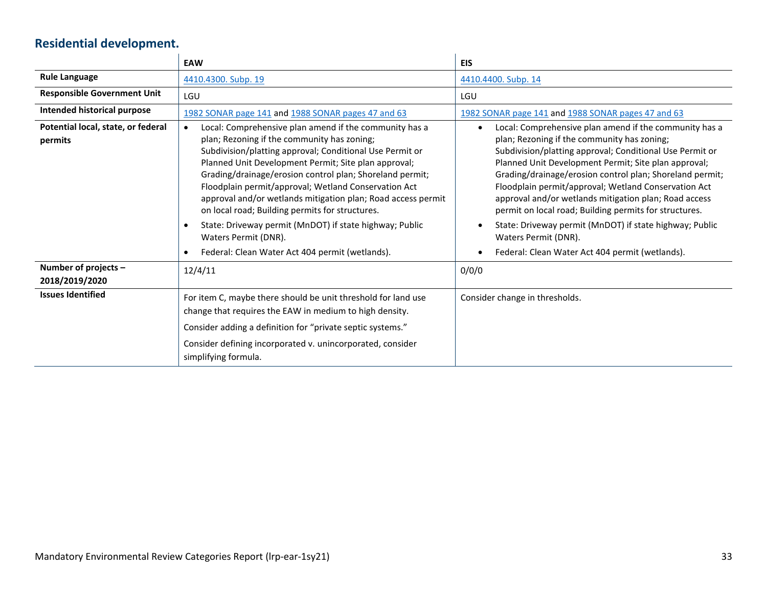## Residential development.

| | EAW | EIS |
|---|---|---|
| **Rule Language** | 4410.4300. Subp. 19 | 4410.4400. Subp. 14 |
| **Responsible Government Unit** | LGU | LGU |
| **Intended historical purpose** | 1982 SONAR page 141 and 1988 SONAR pages 47 and 63 | 1982 SONAR page 141 and 1988 SONAR pages 47 and 63 |
| **Potential local, state, or federal permits** | • Local: Comprehensive plan amend if the community has a plan; Rezoning if the community has zoning; Subdivision/platting approval; Conditional Use Permit or Planned Unit Development Permit; Site plan approval; Grading/drainage/erosion control plan; Shoreland permit; Floodplain permit/approval; Wetland Conservation Act approval and/or wetlands mitigation plan; Road access permit on local road; Building permits for structures.<br>• State: Driveway permit (MnDOT) if state highway; Public Waters Permit (DNR).<br>• Federal: Clean Water Act 404 permit (wetlands). | • Local: Comprehensive plan amend if the community has a plan; Rezoning if the community has zoning; Subdivision/platting approval; Conditional Use Permit or Planned Unit Development Permit; Site plan approval; Grading/drainage/erosion control plan; Shoreland permit; Floodplain permit/approval; Wetland Conservation Act approval and/or wetlands mitigation plan; Road access permit on local road; Building permits for structures.<br>• State: Driveway permit (MnDOT) if state highway; Public Waters Permit (DNR).<br>• Federal: Clean Water Act 404 permit (wetlands). |
| **Number of projects – 2018/2019/2020** | 12/4/11 | 0/0/0 |
| **Issues Identified** | For item C, maybe there should be unit threshold for land use change that requires the EAW in medium to high density.<br>Consider adding a definition for "private septic systems."<br>Consider defining incorporated v. unincorporated, consider simplifying formula. | Consider change in thresholds. |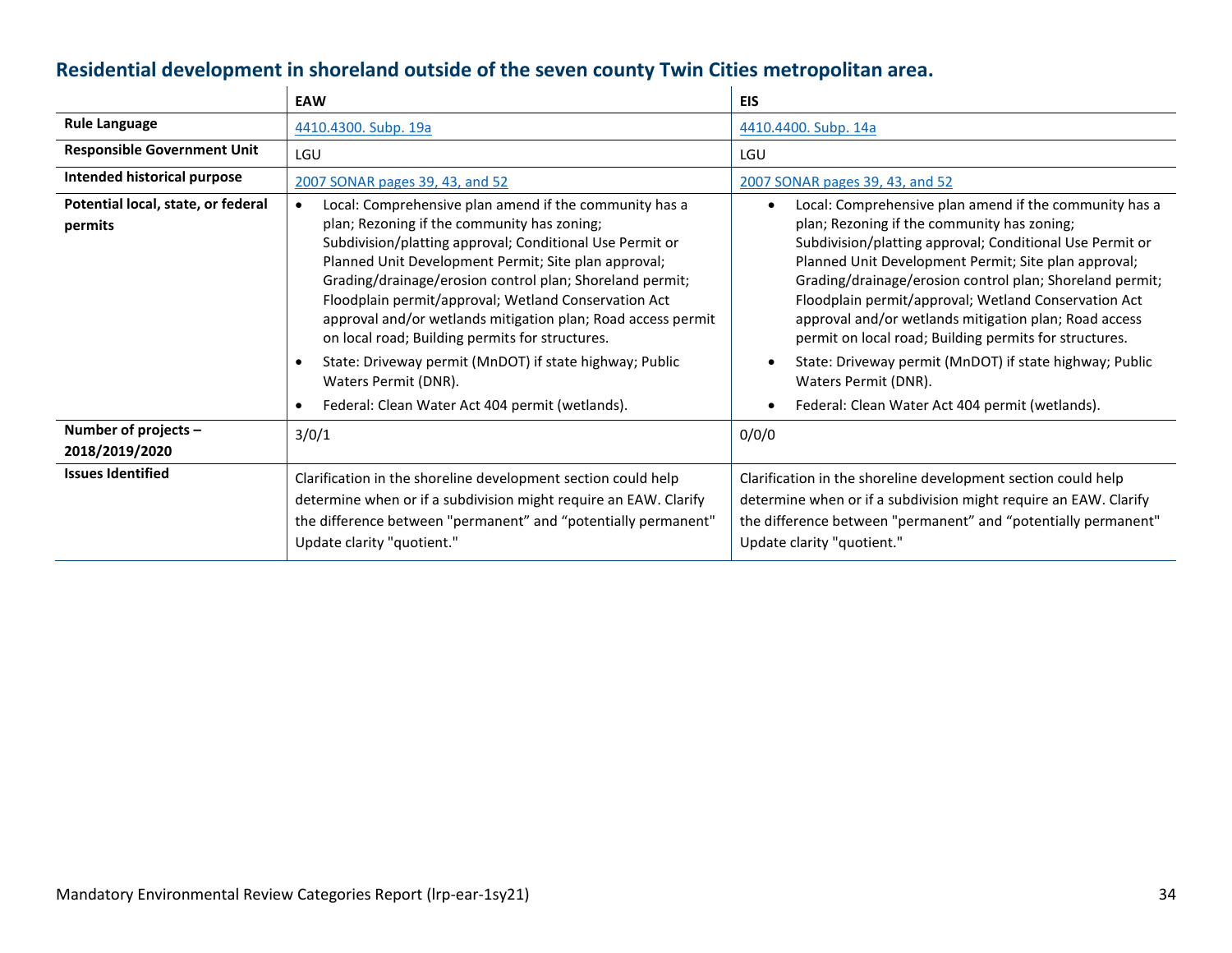## Residential development in shoreland outside of the seven county Twin Cities metropolitan area.

| | EAW | EIS |
|---|---|---|
| **Rule Language** | 4410.4300. Subp. 19a | 4410.4400. Subp. 14a |
| **Responsible Government Unit** | LGU | LGU |
| **Intended historical purpose** | 2007 SONAR pages 39, 43, and 52 | 2007 SONAR pages 39, 43, and 52 |
| **Potential local, state, or federal permits** | • Local: Comprehensive plan amend if the community has a plan; Rezoning if the community has zoning; Subdivision/platting approval; Conditional Use Permit or Planned Unit Development Permit; Site plan approval; Grading/drainage/erosion control plan; Shoreland permit; Floodplain permit/approval; Wetland Conservation Act approval and/or wetlands mitigation plan; Road access permit on local road; Building permits for structures.<br>• State: Driveway permit (MnDOT) if state highway; Public Waters Permit (DNR).<br>• Federal: Clean Water Act 404 permit (wetlands). | • Local: Comprehensive plan amend if the community has a plan; Rezoning if the community has zoning; Subdivision/platting approval; Conditional Use Permit or Planned Unit Development Permit; Site plan approval; Grading/drainage/erosion control plan; Shoreland permit; Floodplain permit/approval; Wetland Conservation Act approval and/or wetlands mitigation plan; Road access permit on local road; Building permits for structures.<br>• State: Driveway permit (MnDOT) if state highway; Public Waters Permit (DNR).<br>• Federal: Clean Water Act 404 permit (wetlands). |
| **Number of projects – 2018/2019/2020** | 3/0/1 | 0/0/0 |
| **Issues Identified** | Clarification in the shoreline development section could help determine when or if a subdivision might require an EAW. Clarify the difference between "permanent" and "potentially permanent" Update clarity "quotient." | Clarification in the shoreline development section could help determine when or if a subdivision might require an EAW. Clarify the difference between "permanent" and "potentially permanent" Update clarity "quotient." |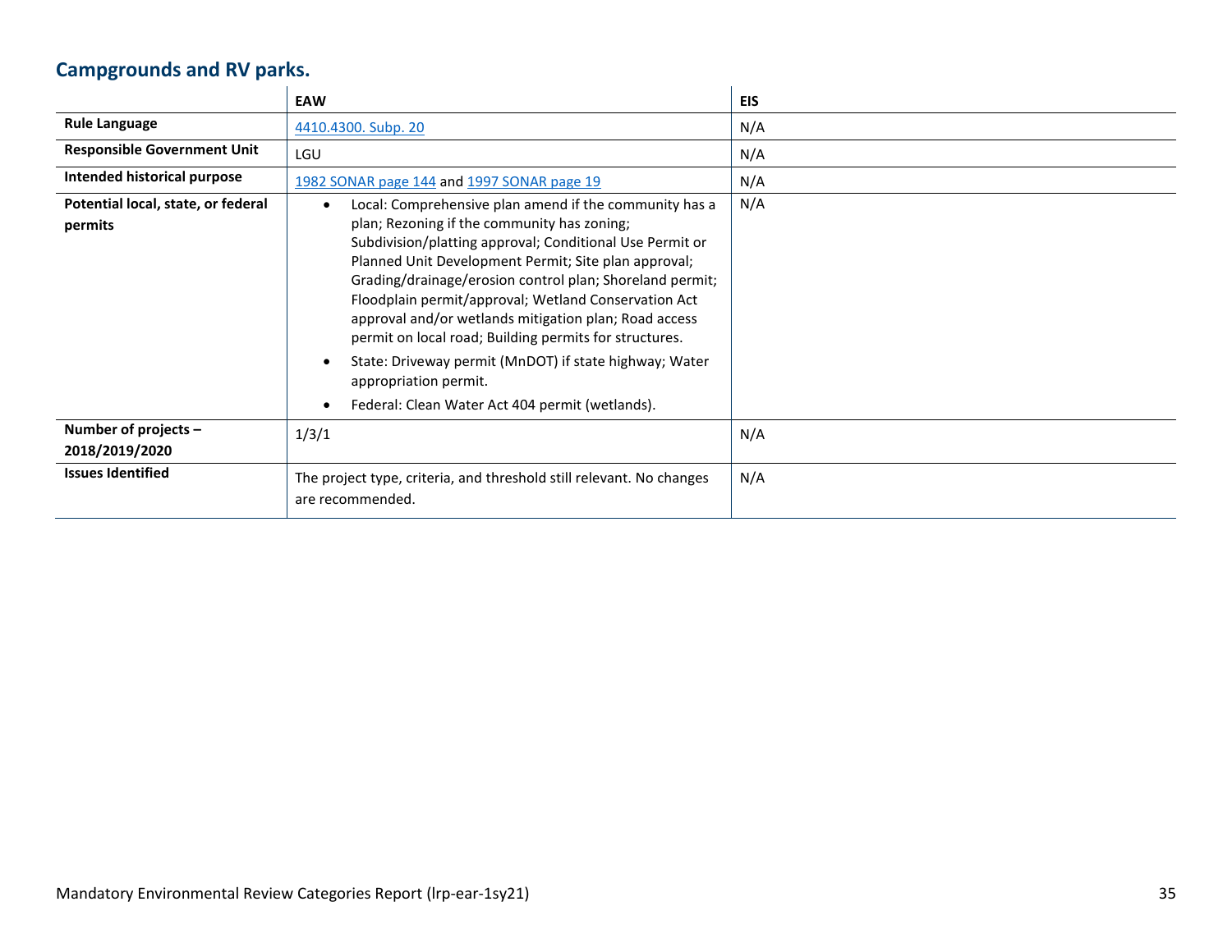## Campgrounds and RV parks.

| | EAW | EIS |
|---|---|---|
| **Rule Language** | 4410.4300. Subp. 20 | N/A |
| **Responsible Government Unit** | LGU | N/A |
| **Intended historical purpose** | 1982 SONAR page 144 and 1997 SONAR page 19 | N/A |
| **Potential local, state, or federal permits** | • Local: Comprehensive plan amend if the community has a plan; Rezoning if the community has zoning; Subdivision/platting approval; Conditional Use Permit or Planned Unit Development Permit; Site plan approval; Grading/drainage/erosion control plan; Shoreland permit; Floodplain permit/approval; Wetland Conservation Act approval and/or wetlands mitigation plan; Road access permit on local road; Building permits for structures.<br>• State: Driveway permit (MnDOT) if state highway; Water appropriation permit.<br>• Federal: Clean Water Act 404 permit (wetlands). | N/A |
| **Number of projects – 2018/2019/2020** | 1/3/1 | N/A |
| **Issues Identified** | The project type, criteria, and threshold still relevant. No changes are recommended. | N/A |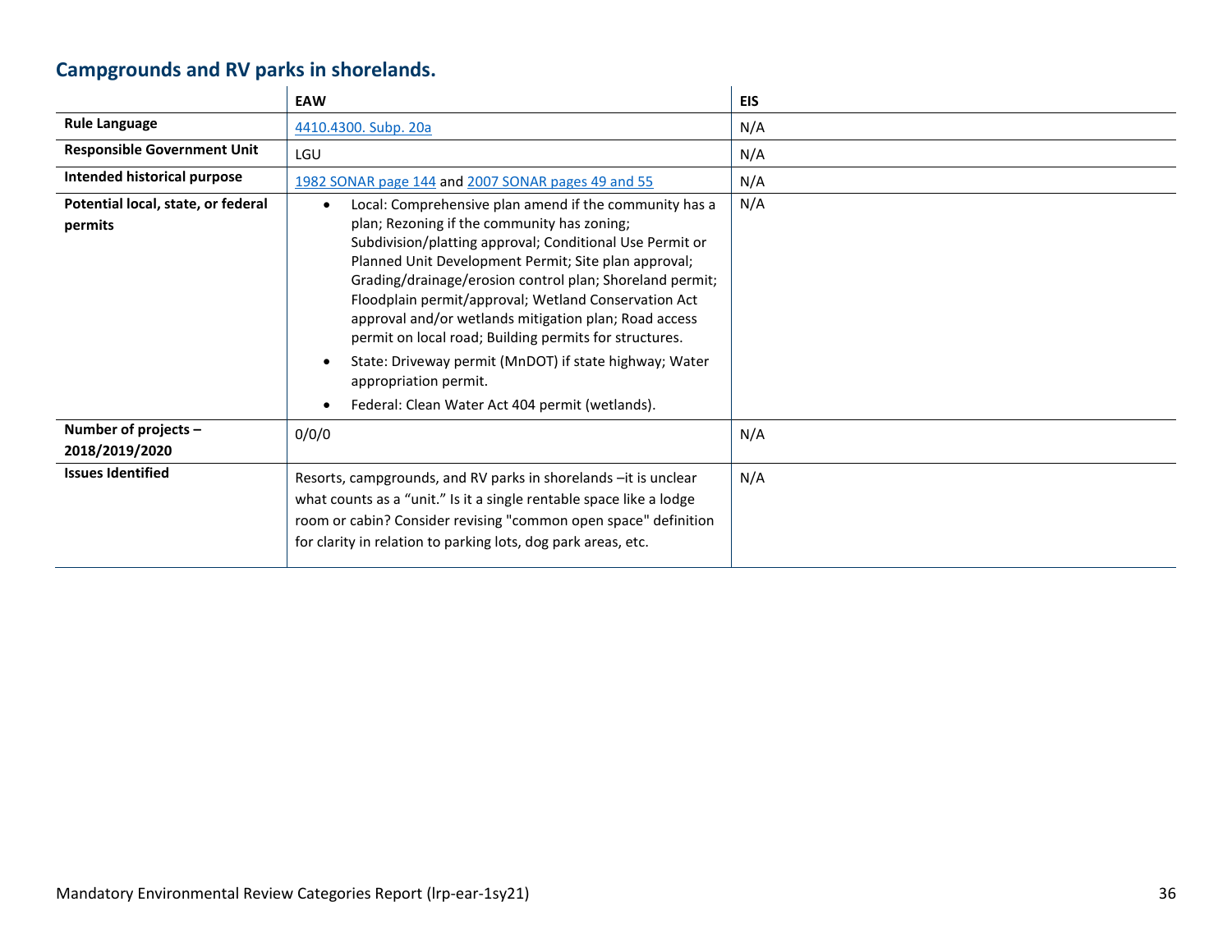## Campgrounds and RV parks in shorelands.

| | EAW | EIS |
|---|---|---|
| **Rule Language** | [4410.4300. Subp. 20a]() | N/A |
| **Responsible Government Unit** | LGU | N/A |
| **Intended historical purpose** | [1982 SONAR page 144]() and [2007 SONAR pages 49 and 55]() | N/A |
| **Potential local, state, or federal permits** | • Local: Comprehensive plan amend if the community has a plan; Rezoning if the community has zoning; Subdivision/platting approval; Conditional Use Permit or Planned Unit Development Permit; Site plan approval; Grading/drainage/erosion control plan; Shoreland permit; Floodplain permit/approval; Wetland Conservation Act approval and/or wetlands mitigation plan; Road access permit on local road; Building permits for structures.<br>• State: Driveway permit (MnDOT) if state highway; Water appropriation permit.<br>• Federal: Clean Water Act 404 permit (wetlands). | N/A |
| **Number of projects – 2018/2019/2020** | 0/0/0 | N/A |
| **Issues Identified** | Resorts, campgrounds, and RV parks in shorelands –it is unclear what counts as a "unit." Is it a single rentable space like a lodge room or cabin? Consider revising "common open space" definition for clarity in relation to parking lots, dog park areas, etc. | N/A |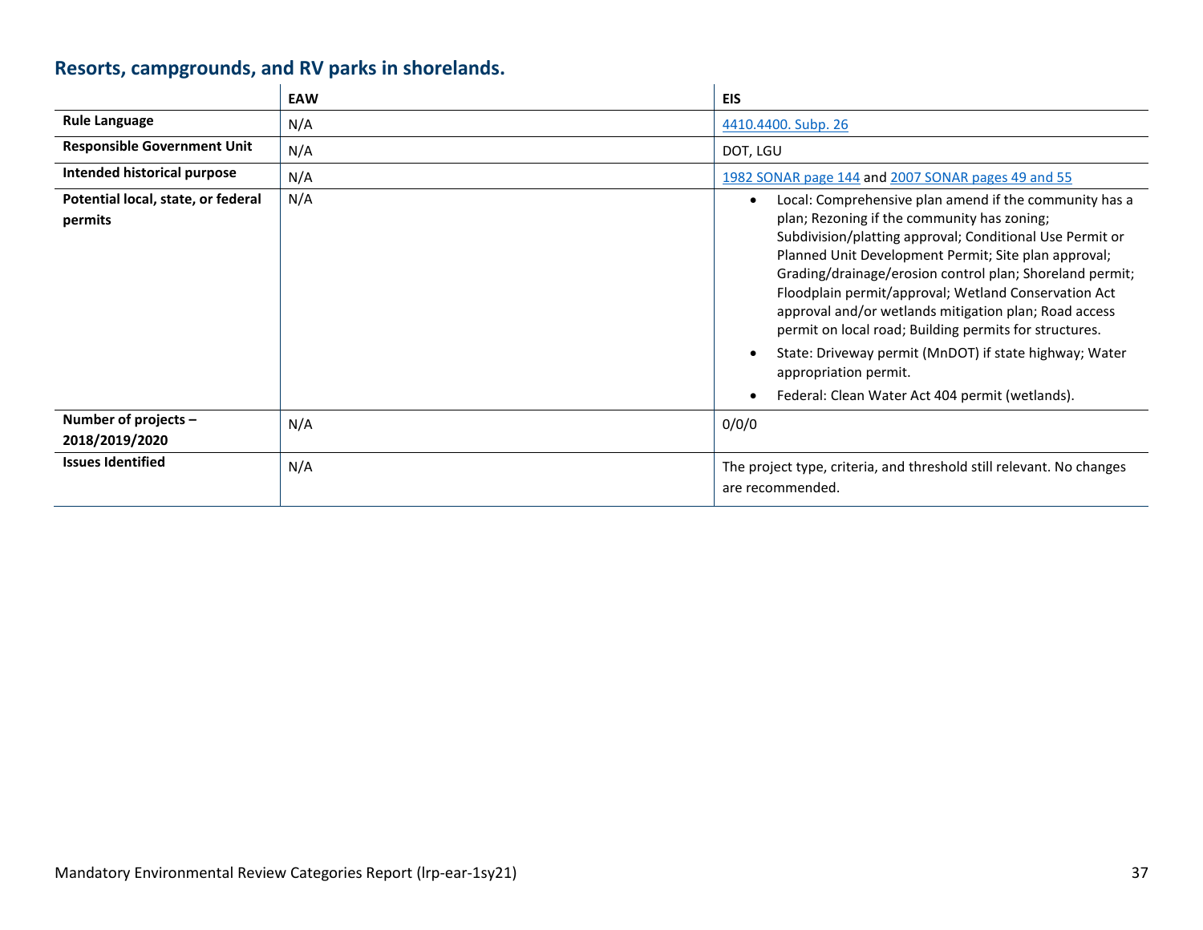## Resorts, campgrounds, and RV parks in shorelands.

| | EAW | EIS |
|---|---|---|
| **Rule Language** | N/A | [4410.4400. Subp. 26] |
| **Responsible Government Unit** | N/A | DOT, LGU |
| **Intended historical purpose** | N/A | [1982 SONAR page 144] and [2007 SONAR pages 49 and 55] |
| **Potential local, state, or federal permits** | N/A | • Local: Comprehensive plan amend if the community has a plan; Rezoning if the community has zoning; Subdivision/platting approval; Conditional Use Permit or Planned Unit Development Permit; Site plan approval; Grading/drainage/erosion control plan; Shoreland permit; Floodplain permit/approval; Wetland Conservation Act approval and/or wetlands mitigation plan; Road access permit on local road; Building permits for structures.<br>• State: Driveway permit (MnDOT) if state highway; Water appropriation permit.<br>• Federal: Clean Water Act 404 permit (wetlands). |
| **Number of projects – 2018/2019/2020** | N/A | 0/0/0 |
| **Issues Identified** | N/A | The project type, criteria, and threshold still relevant. No changes are recommended. |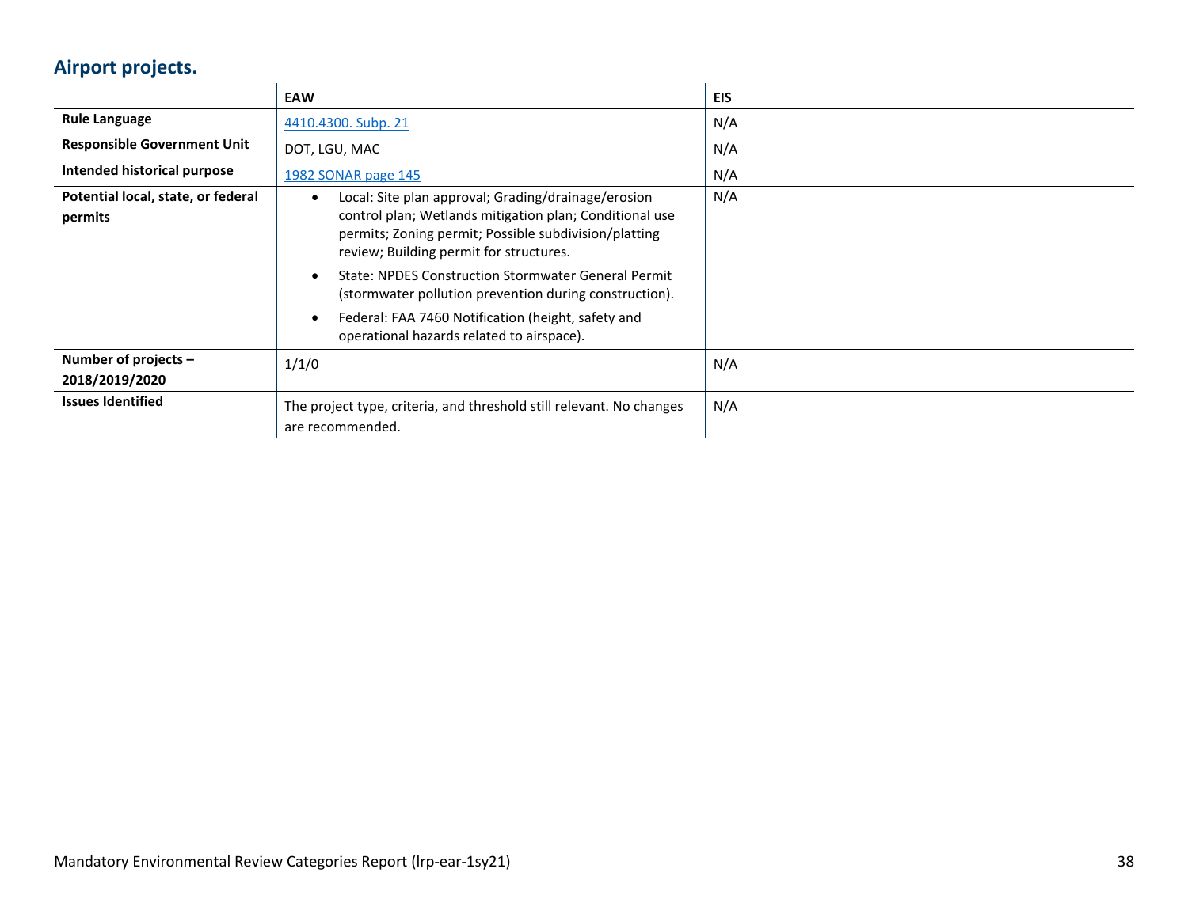## Airport projects.

| | EAW | EIS |
|---|---|---|
| **Rule Language** | 4410.4300. Subp. 21 | N/A |
| **Responsible Government Unit** | DOT, LGU, MAC | N/A |
| **Intended historical purpose** | 1982 SONAR page 145 | N/A |
| **Potential local, state, or federal permits** | • Local: Site plan approval; Grading/drainage/erosion control plan; Wetlands mitigation plan; Conditional use permits; Zoning permit; Possible subdivision/platting review; Building permit for structures. <br> • State: NPDES Construction Stormwater General Permit (stormwater pollution prevention during construction). <br> • Federal: FAA 7460 Notification (height, safety and operational hazards related to airspace). | N/A |
| **Number of projects – 2018/2019/2020** | 1/1/0 | N/A |
| **Issues Identified** | The project type, criteria, and threshold still relevant. No changes are recommended. | N/A |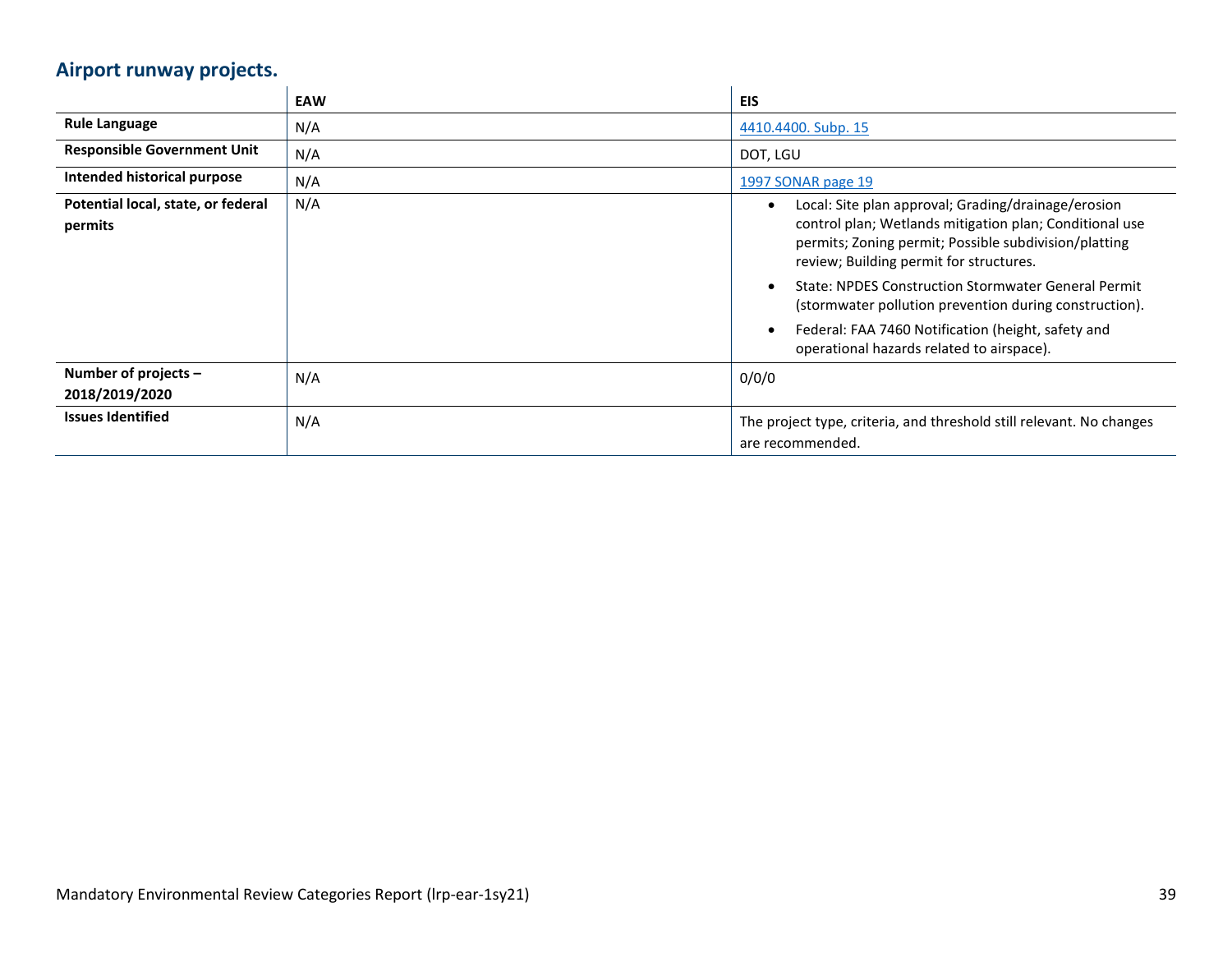## Airport runway projects.

| | EAW | EIS |
|---|---|---|
| **Rule Language** | N/A | 4410.4400. Subp. 15 |
| **Responsible Government Unit** | N/A | DOT, LGU |
| **Intended historical purpose** | N/A | 1997 SONAR page 19 |
| **Potential local, state, or federal permits** | N/A | • Local: Site plan approval; Grading/drainage/erosion control plan; Wetlands mitigation plan; Conditional use permits; Zoning permit; Possible subdivision/platting review; Building permit for structures.<br>• State: NPDES Construction Stormwater General Permit (stormwater pollution prevention during construction).<br>• Federal: FAA 7460 Notification (height, safety and operational hazards related to airspace). |
| **Number of projects – 2018/2019/2020** | N/A | 0/0/0 |
| **Issues Identified** | N/A | The project type, criteria, and threshold still relevant. No changes are recommended. |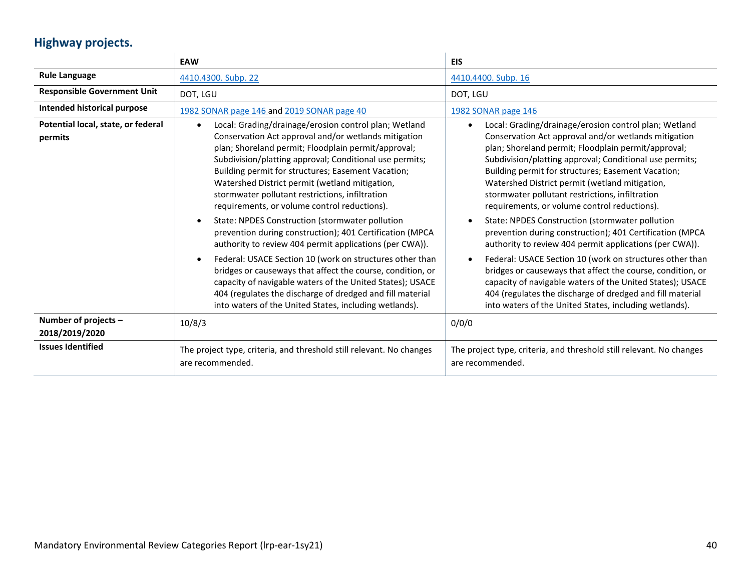## Highway projects.

| | EAW | EIS |
|---|---|---|
| **Rule Language** | 4410.4300. Subp. 22 | 4410.4400. Subp. 16 |
| **Responsible Government Unit** | DOT, LGU | DOT, LGU |
| **Intended historical purpose** | 1982 SONAR page 146 and 2019 SONAR page 40 | 1982 SONAR page 146 |
| **Potential local, state, or federal permits** | <ul><li>Local: Grading/drainage/erosion control plan; Wetland Conservation Act approval and/or wetlands mitigation plan; Shoreland permit; Floodplain permit/approval; Subdivision/platting approval; Conditional use permits; Building permit for structures; Easement Vacation; Watershed District permit (wetland mitigation, stormwater pollutant restrictions, infiltration requirements, or volume control reductions).</li><li>State: NPDES Construction (stormwater pollution prevention during construction); 401 Certification (MPCA authority to review 404 permit applications (per CWA)).</li><li>Federal: USACE Section 10 (work on structures other than bridges or causeways that affect the course, condition, or capacity of navigable waters of the United States); USACE 404 (regulates the discharge of dredged and fill material into waters of the United States, including wetlands).</li></ul> | <ul><li>Local: Grading/drainage/erosion control plan; Wetland Conservation Act approval and/or wetlands mitigation plan; Shoreland permit; Floodplain permit/approval; Subdivision/platting approval; Conditional use permits; Building permit for structures; Easement Vacation; Watershed District permit (wetland mitigation, stormwater pollutant restrictions, infiltration requirements, or volume control reductions).</li><li>State: NPDES Construction (stormwater pollution prevention during construction); 401 Certification (MPCA authority to review 404 permit applications (per CWA)).</li><li>Federal: USACE Section 10 (work on structures other than bridges or causeways that affect the course, condition, or capacity of navigable waters of the United States); USACE 404 (regulates the discharge of dredged and fill material into waters of the United States, including wetlands).</li></ul> |
| **Number of projects – 2018/2019/2020** | 10/8/3 | 0/0/0 |
| **Issues Identified** | The project type, criteria, and threshold still relevant. No changes are recommended. | The project type, criteria, and threshold still relevant. No changes are recommended. |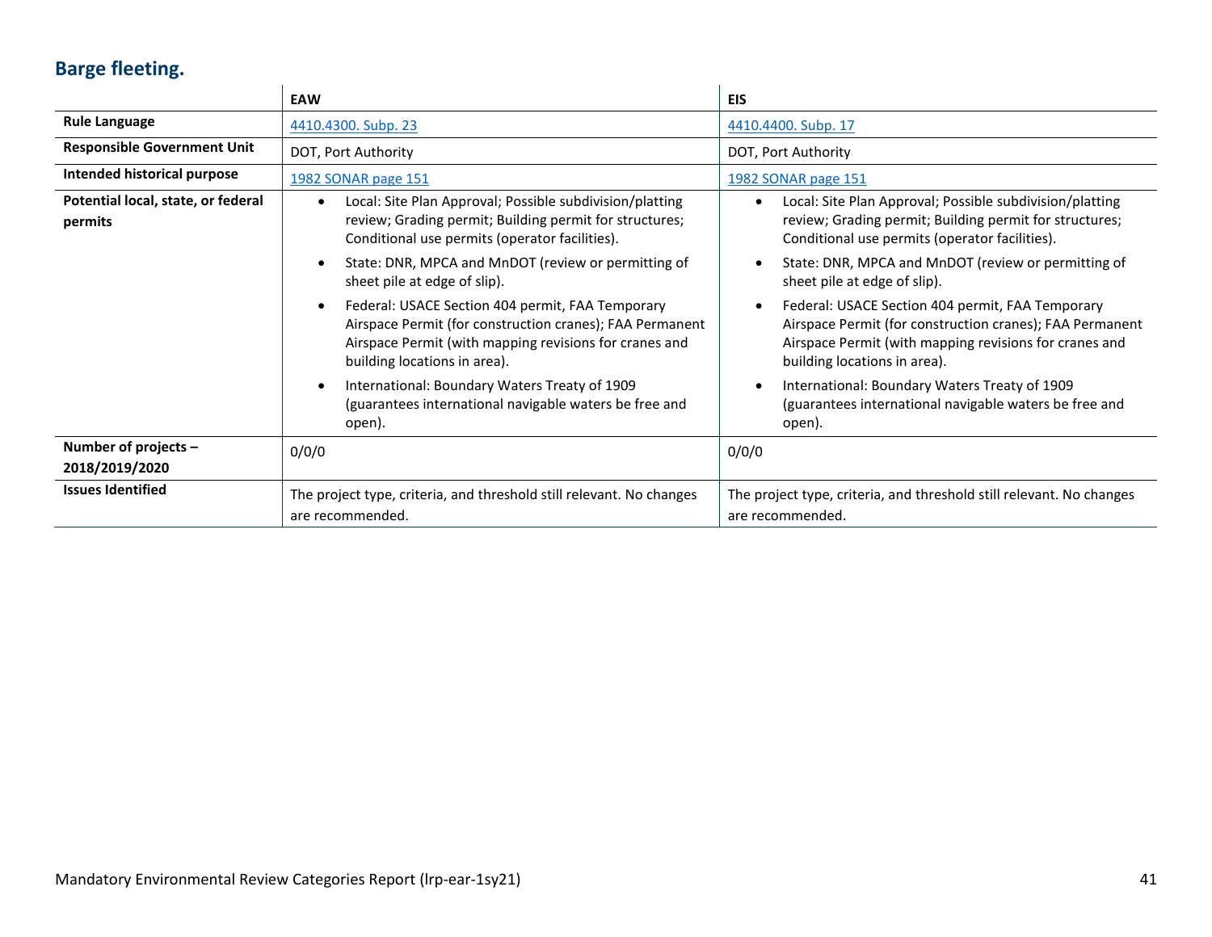## Barge fleeting.

| | EAW | EIS |
|---|---|---|
| **Rule Language** | 4410.4300. Subp. 23 | 4410.4400. Subp. 17 |
| **Responsible Government Unit** | DOT, Port Authority | DOT, Port Authority |
| **Intended historical purpose** | 1982 SONAR page 151 | 1982 SONAR page 151 |
| **Potential local, state, or federal permits** | • Local: Site Plan Approval; Possible subdivision/platting review; Grading permit; Building permit for structures; Conditional use permits (operator facilities).<br>• State: DNR, MPCA and MnDOT (review or permitting of sheet pile at edge of slip).<br>• Federal: USACE Section 404 permit, FAA Temporary Airspace Permit (for construction cranes); FAA Permanent Airspace Permit (with mapping revisions for cranes and building locations in area).<br>• International: Boundary Waters Treaty of 1909 (guarantees international navigable waters be free and open). | • Local: Site Plan Approval; Possible subdivision/platting review; Grading permit; Building permit for structures; Conditional use permits (operator facilities).<br>• State: DNR, MPCA and MnDOT (review or permitting of sheet pile at edge of slip).<br>• Federal: USACE Section 404 permit, FAA Temporary Airspace Permit (for construction cranes); FAA Permanent Airspace Permit (with mapping revisions for cranes and building locations in area).<br>• International: Boundary Waters Treaty of 1909 (guarantees international navigable waters be free and open). |
| **Number of projects – 2018/2019/2020** | 0/0/0 | 0/0/0 |
| **Issues Identified** | The project type, criteria, and threshold still relevant. No changes are recommended. | The project type, criteria, and threshold still relevant. No changes are recommended. |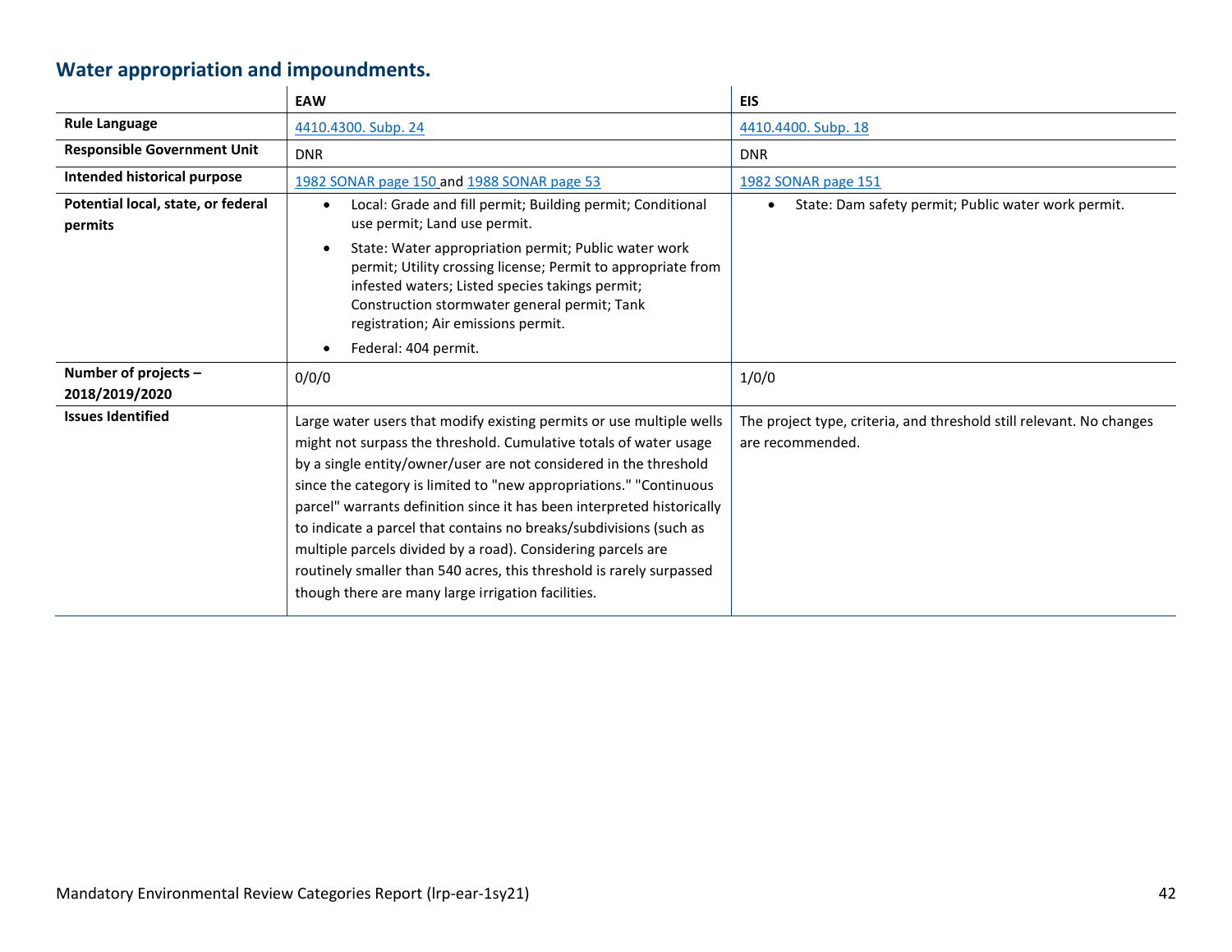## Water appropriation and impoundments.

| | EAW | EIS |
|---|---|---|
| **Rule Language** | 4410.4300. Subp. 24 | 4410.4400. Subp. 18 |
| **Responsible Government Unit** | DNR | DNR |
| **Intended historical purpose** | 1982 SONAR page 150 and 1988 SONAR page 53 | 1982 SONAR page 151 |
| **Potential local, state, or federal permits** | • Local: Grade and fill permit; Building permit; Conditional use permit; Land use permit.<br>• State: Water appropriation permit; Public water work permit; Utility crossing license; Permit to appropriate from infested waters; Listed species takings permit; Construction stormwater general permit; Tank registration; Air emissions permit.<br>• Federal: 404 permit. | • State: Dam safety permit; Public water work permit. |
| **Number of projects – 2018/2019/2020** | 0/0/0 | 1/0/0 |
| **Issues Identified** | Large water users that modify existing permits or use multiple wells might not surpass the threshold. Cumulative totals of water usage by a single entity/owner/user are not considered in the threshold since the category is limited to "new appropriations." "Continuous parcel" warrants definition since it has been interpreted historically to indicate a parcel that contains no breaks/subdivisions (such as multiple parcels divided by a road). Considering parcels are routinely smaller than 540 acres, this threshold is rarely surpassed though there are many large irrigation facilities. | The project type, criteria, and threshold still relevant. No changes are recommended. |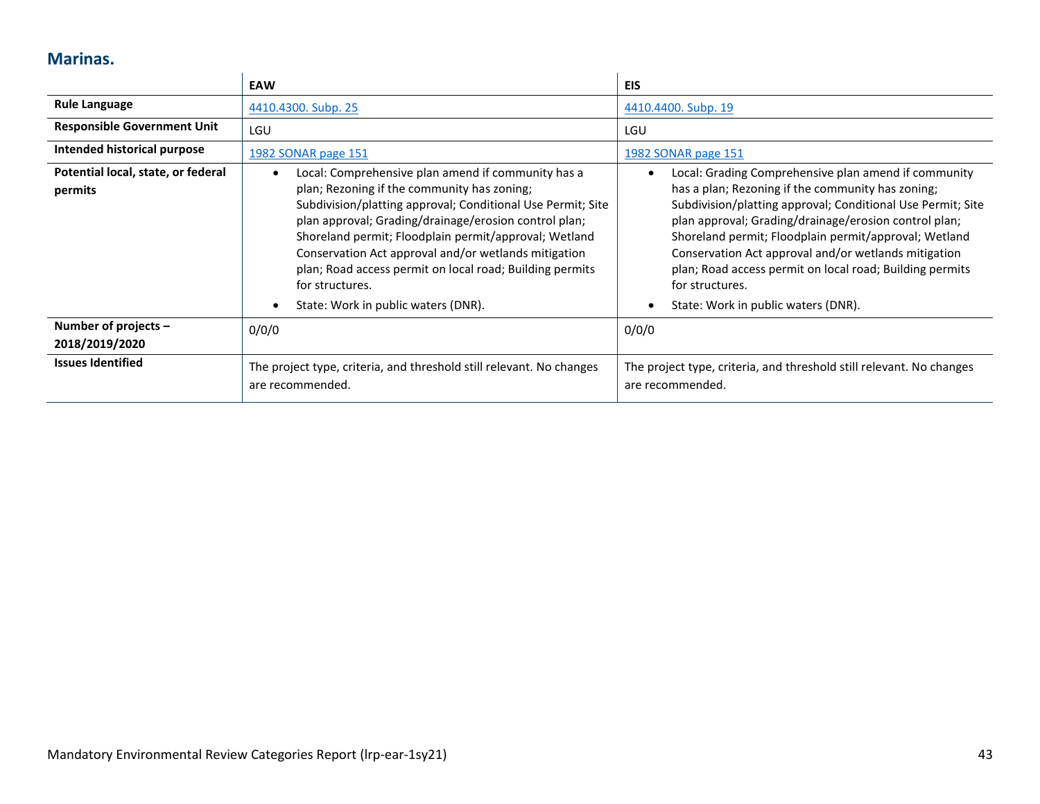## Marinas.

| | EAW | EIS |
|---|---|---|
| **Rule Language** | 4410.4300. Subp. 25 | 4410.4400. Subp. 19 |
| **Responsible Government Unit** | LGU | LGU |
| **Intended historical purpose** | 1982 SONAR page 151 | 1982 SONAR page 151 |
| **Potential local, state, or federal permits** | • Local: Comprehensive plan amend if community has a plan; Rezoning if the community has zoning; Subdivision/platting approval; Conditional Use Permit; Site plan approval; Grading/drainage/erosion control plan; Shoreland permit; Floodplain permit/approval; Wetland Conservation Act approval and/or wetlands mitigation plan; Road access permit on local road; Building permits for structures.<br>• State: Work in public waters (DNR). | • Local: Grading Comprehensive plan amend if community has a plan; Rezoning if the community has zoning; Subdivision/platting approval; Conditional Use Permit; Site plan approval; Grading/drainage/erosion control plan; Shoreland permit; Floodplain permit/approval; Wetland Conservation Act approval and/or wetlands mitigation plan; Road access permit on local road; Building permits for structures.<br>• State: Work in public waters (DNR). |
| **Number of projects – 2018/2019/2020** | 0/0/0 | 0/0/0 |
| **Issues Identified** | The project type, criteria, and threshold still relevant. No changes are recommended. | The project type, criteria, and threshold still relevant. No changes are recommended. |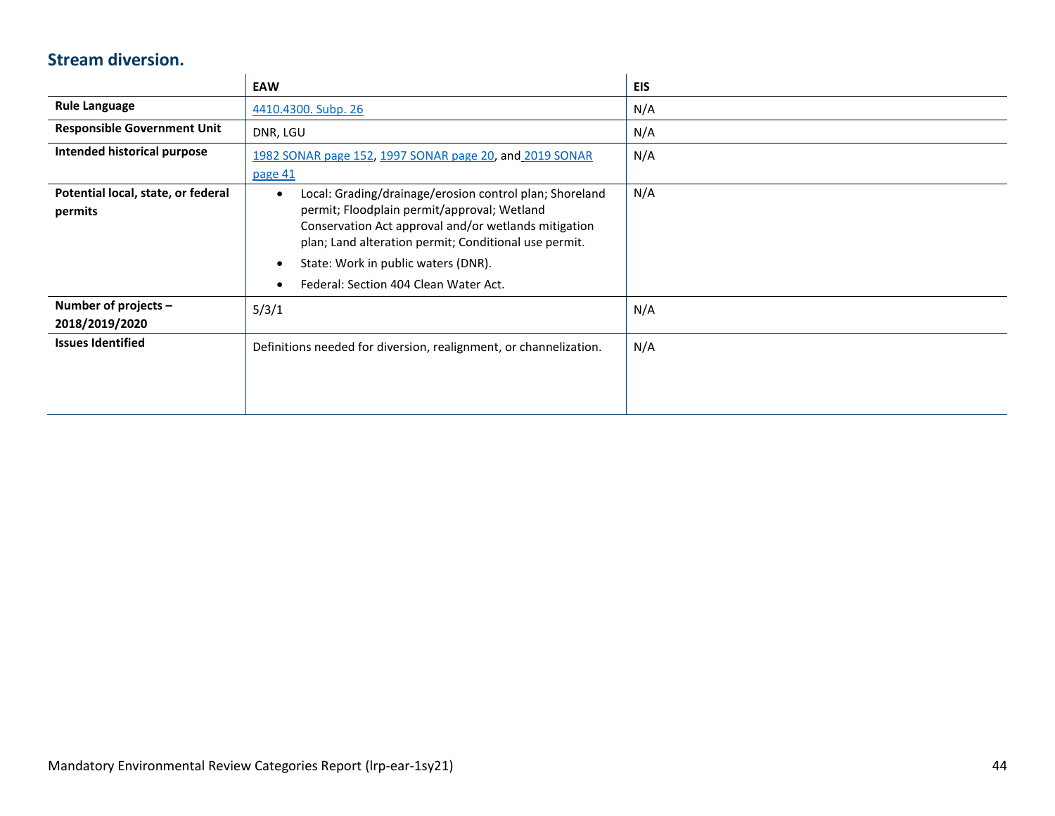### Stream diversion.

| | EAW | EIS |
|---|---|---|
| **Rule Language** | 4410.4300. Subp. 26 | N/A |
| **Responsible Government Unit** | DNR, LGU | N/A |
| **Intended historical purpose** | 1982 SONAR page 152, 1997 SONAR page 20, and 2019 SONAR page 41 | N/A |
| **Potential local, state, or federal permits** | • Local: Grading/drainage/erosion control plan; Shoreland permit; Floodplain permit/approval; Wetland Conservation Act approval and/or wetlands mitigation plan; Land alteration permit; Conditional use permit.<br>• State: Work in public waters (DNR).<br>• Federal: Section 404 Clean Water Act. | N/A |
| **Number of projects – 2018/2019/2020** | 5/3/1 | N/A |
| **Issues Identified** | Definitions needed for diversion, realignment, or channelization. | N/A |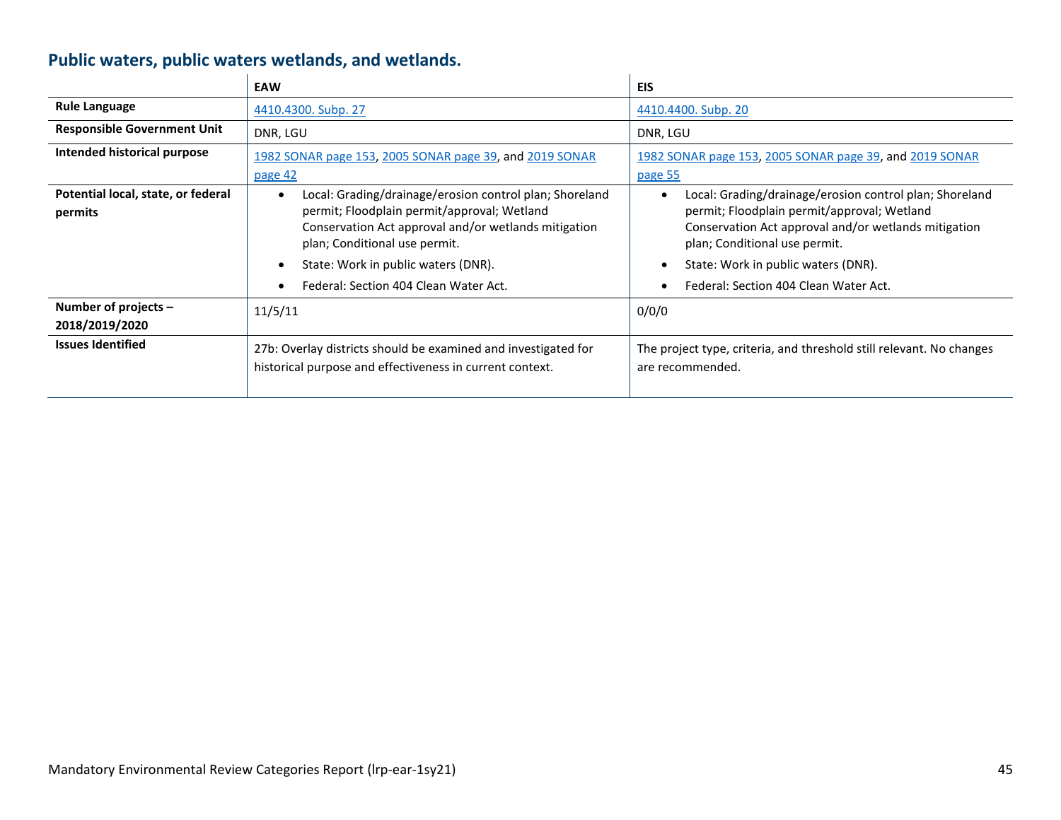## Public waters, public waters wetlands, and wetlands.

| | EAW | EIS |
|---|---|---|
| **Rule Language** | 4410.4300. Subp. 27 | 4410.4400. Subp. 20 |
| **Responsible Government Unit** | DNR, LGU | DNR, LGU |
| **Intended historical purpose** | 1982 SONAR page 153, 2005 SONAR page 39, and 2019 SONAR page 42 | 1982 SONAR page 153, 2005 SONAR page 39, and 2019 SONAR page 55 |
| **Potential local, state, or federal permits** | • Local: Grading/drainage/erosion control plan; Shoreland permit; Floodplain permit/approval; Wetland Conservation Act approval and/or wetlands mitigation plan; Conditional use permit.<br>• State: Work in public waters (DNR).<br>• Federal: Section 404 Clean Water Act. | • Local: Grading/drainage/erosion control plan; Shoreland permit; Floodplain permit/approval; Wetland Conservation Act approval and/or wetlands mitigation plan; Conditional use permit.<br>• State: Work in public waters (DNR).<br>• Federal: Section 404 Clean Water Act. |
| **Number of projects – 2018/2019/2020** | 11/5/11 | 0/0/0 |
| **Issues Identified** | 27b: Overlay districts should be examined and investigated for historical purpose and effectiveness in current context. | The project type, criteria, and threshold still relevant. No changes are recommended. |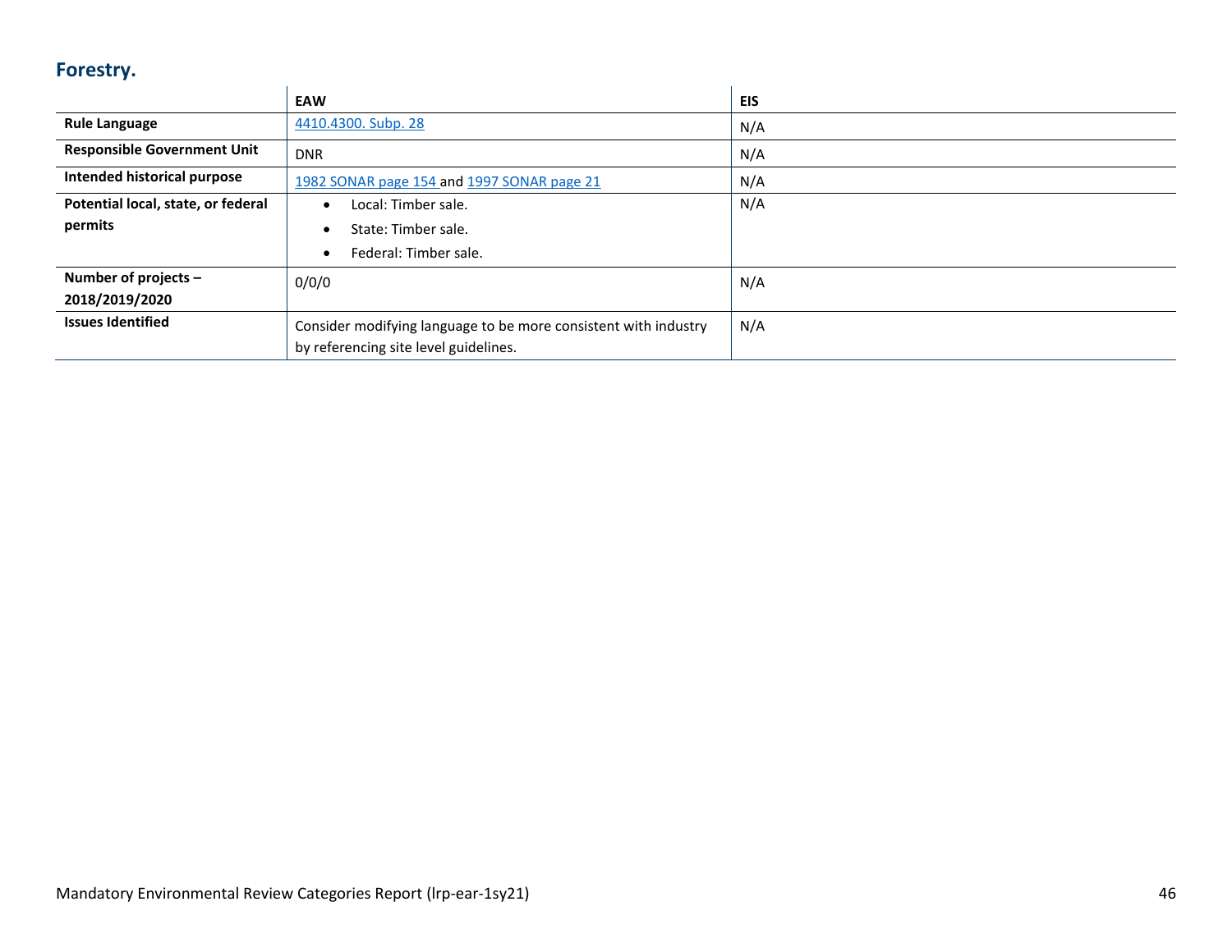## Forestry.

| | EAW | EIS |
|---|---|---|
| **Rule Language** | 4410.4300. Subp. 28 | N/A |
| **Responsible Government Unit** | DNR | N/A |
| **Intended historical purpose** | 1982 SONAR page 154 and 1997 SONAR page 21 | N/A |
| **Potential local, state, or federal permits** | • Local: Timber sale.<br>• State: Timber sale.<br>• Federal: Timber sale. | N/A |
| **Number of projects – 2018/2019/2020** | 0/0/0 | N/A |
| **Issues Identified** | Consider modifying language to be more consistent with industry by referencing site level guidelines. | N/A |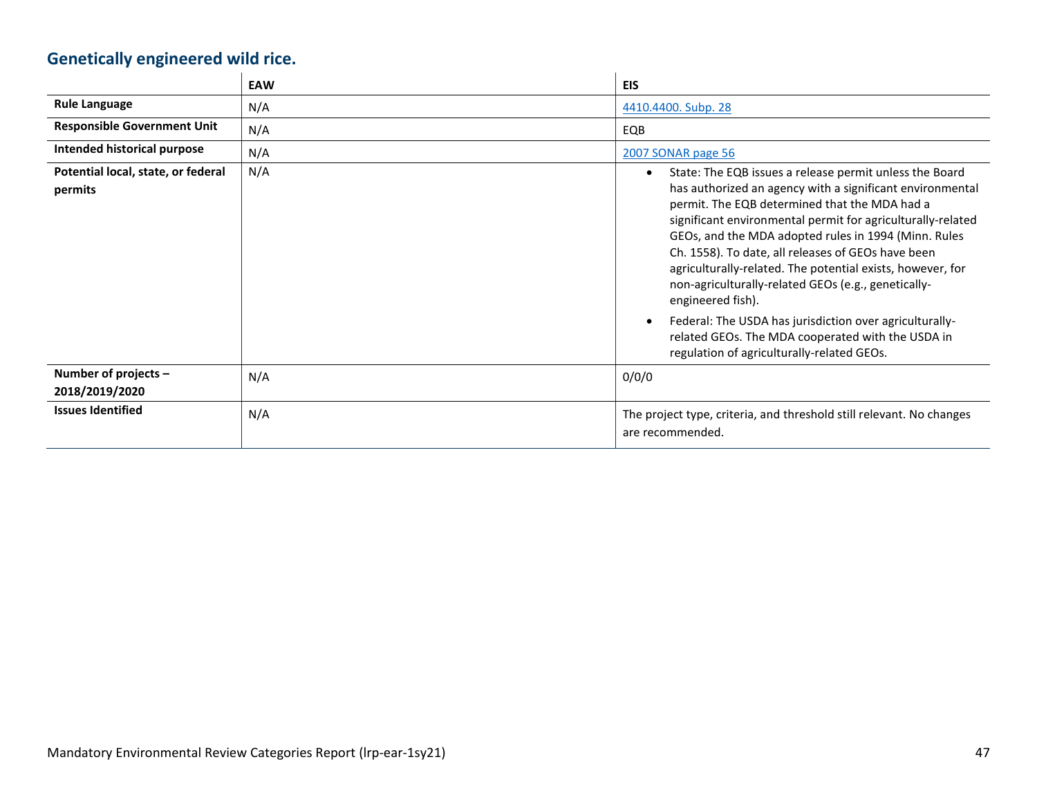## Genetically engineered wild rice.

| | EAW | EIS |
|---|---|---|
| **Rule Language** | N/A | 4410.4400. Subp. 28 |
| **Responsible Government Unit** | N/A | EQB |
| **Intended historical purpose** | N/A | 2007 SONAR page 56 |
| **Potential local, state, or federal permits** | N/A | • State: The EQB issues a release permit unless the Board has authorized an agency with a significant environmental permit. The EQB determined that the MDA had a significant environmental permit for agriculturally-related GEOs, and the MDA adopted rules in 1994 (Minn. Rules Ch. 1558). To date, all releases of GEOs have been agriculturally-related. The potential exists, however, for non-agriculturally-related GEOs (e.g., genetically-engineered fish).<br>• Federal: The USDA has jurisdiction over agriculturally-related GEOs. The MDA cooperated with the USDA in regulation of agriculturally-related GEOs. |
| **Number of projects – 2018/2019/2020** | N/A | 0/0/0 |
| **Issues Identified** | N/A | The project type, criteria, and threshold still relevant. No changes are recommended. |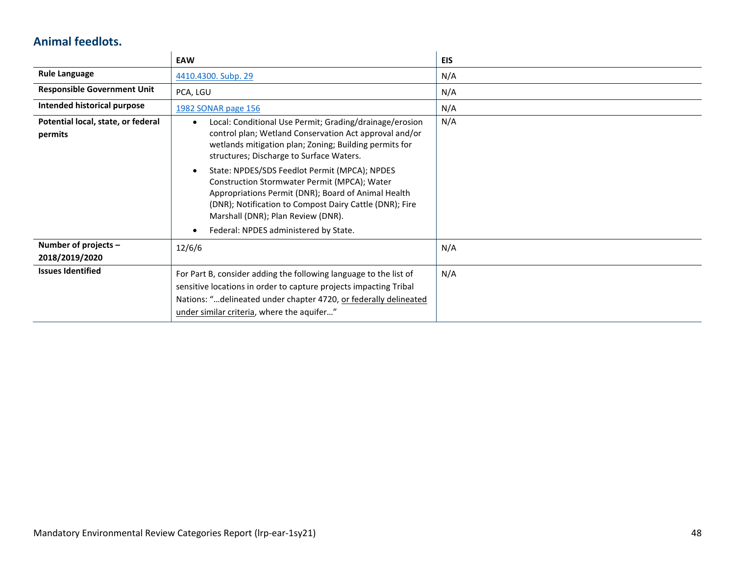## Animal feedlots.

| | EAW | EIS |
|---|---|---|
| **Rule Language** | [4410.4300. Subp. 29]() | N/A |
| **Responsible Government Unit** | PCA, LGU | N/A |
| **Intended historical purpose** | [1982 SONAR page 156]() | N/A |
| **Potential local, state, or federal permits** | <ul><li>Local: Conditional Use Permit; Grading/drainage/erosion control plan; Wetland Conservation Act approval and/or wetlands mitigation plan; Zoning; Building permits for structures; Discharge to Surface Waters.</li><li>State: NPDES/SDS Feedlot Permit (MPCA); NPDES Construction Stormwater Permit (MPCA); Water Appropriations Permit (DNR); Board of Animal Health (DNR); Notification to Compost Dairy Cattle (DNR); Fire Marshall (DNR); Plan Review (DNR).</li><li>Federal: NPDES administered by State.</li></ul> | N/A |
| **Number of projects – 2018/2019/2020** | 12/6/6 | N/A |
| **Issues Identified** | For Part B, consider adding the following language to the list of sensitive locations in order to capture projects impacting Tribal Nations: "…delineated under chapter 4720, <u>or federally delineated under similar criteria</u>, where the aquifer…" | N/A |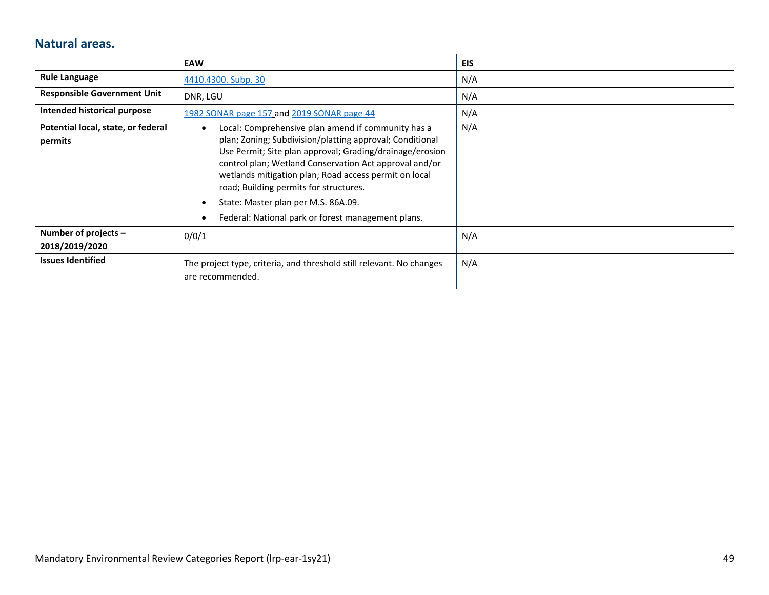## Natural areas.

| | EAW | EIS |
|---|---|---|
| **Rule Language** | 4410.4300. Subp. 30 | N/A |
| **Responsible Government Unit** | DNR, LGU | N/A |
| **Intended historical purpose** | 1982 SONAR page 157 and 2019 SONAR page 44 | N/A |
| **Potential local, state, or federal permits** | • Local: Comprehensive plan amend if community has a plan; Zoning; Subdivision/platting approval; Conditional Use Permit; Site plan approval; Grading/drainage/erosion control plan; Wetland Conservation Act approval and/or wetlands mitigation plan; Road access permit on local road; Building permits for structures.<br>• State: Master plan per M.S. 86A.09.<br>• Federal: National park or forest management plans. | N/A |
| **Number of projects – 2018/2019/2020** | 0/0/1 | N/A |
| **Issues Identified** | The project type, criteria, and threshold still relevant. No changes are recommended. | N/A |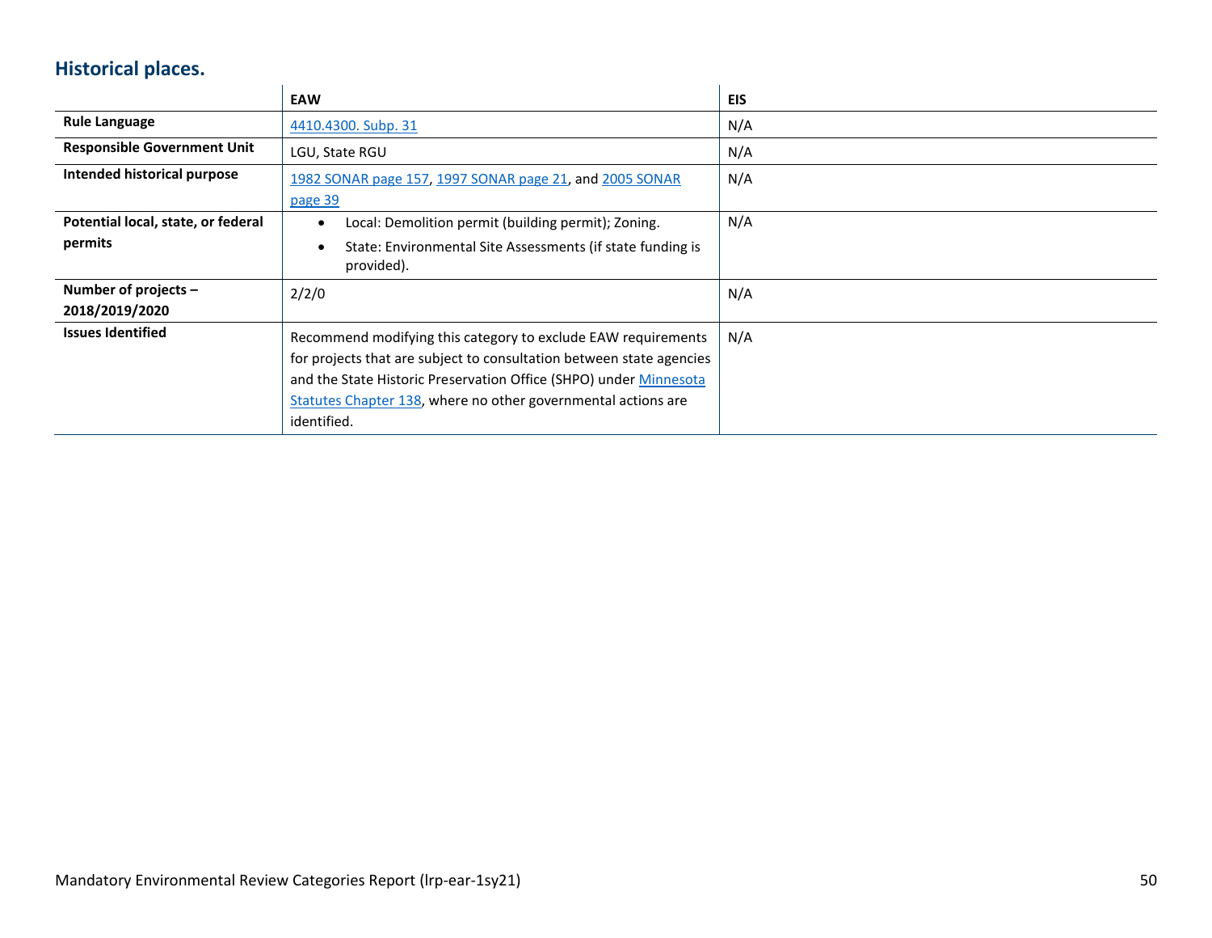## Historical places.

| | EAW | EIS |
|---|---|---|
| **Rule Language** | 4410.4300. Subp. 31 | N/A |
| **Responsible Government Unit** | LGU, State RGU | N/A |
| **Intended historical purpose** | 1982 SONAR page 157, 1997 SONAR page 21, and 2005 SONAR page 39 | N/A |
| **Potential local, state, or federal permits** | • Local: Demolition permit (building permit); Zoning.<br>• State: Environmental Site Assessments (if state funding is provided). | N/A |
| **Number of projects – 2018/2019/2020** | 2/2/0 | N/A |
| **Issues Identified** | Recommend modifying this category to exclude EAW requirements for projects that are subject to consultation between state agencies and the State Historic Preservation Office (SHPO) under Minnesota Statutes Chapter 138, where no other governmental actions are identified. | N/A |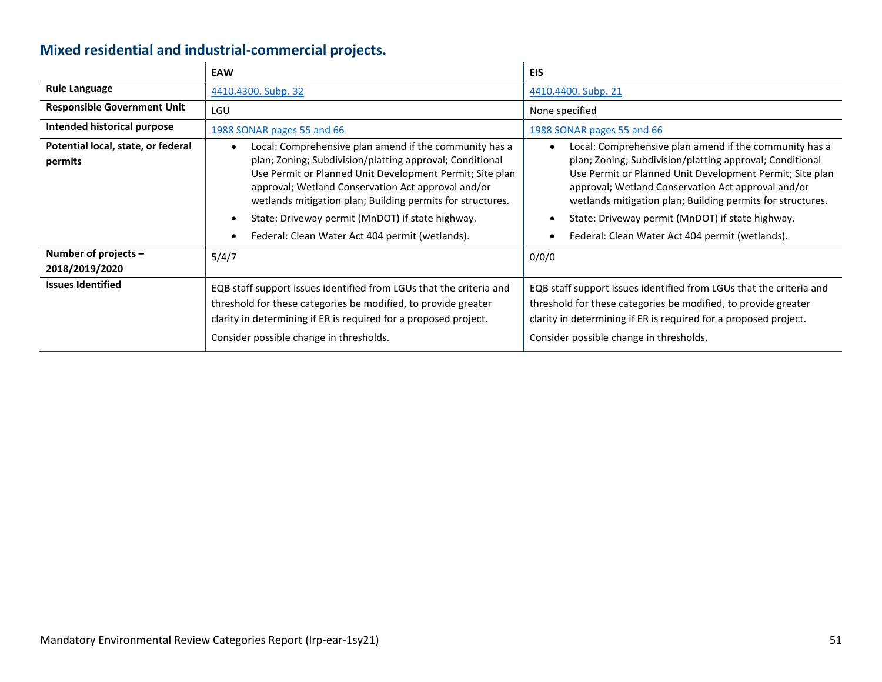## Mixed residential and industrial-commercial projects.

| | EAW | EIS |
|---|---|---|
| **Rule Language** | 4410.4300. Subp. 32 | 4410.4400. Subp. 21 |
| **Responsible Government Unit** | LGU | None specified |
| **Intended historical purpose** | 1988 SONAR pages 55 and 66 | 1988 SONAR pages 55 and 66 |
| **Potential local, state, or federal permits** | • Local: Comprehensive plan amend if the community has a plan; Zoning; Subdivision/platting approval; Conditional Use Permit or Planned Unit Development Permit; Site plan approval; Wetland Conservation Act approval and/or wetlands mitigation plan; Building permits for structures.<br>• State: Driveway permit (MnDOT) if state highway.<br>• Federal: Clean Water Act 404 permit (wetlands). | • Local: Comprehensive plan amend if the community has a plan; Zoning; Subdivision/platting approval; Conditional Use Permit or Planned Unit Development Permit; Site plan approval; Wetland Conservation Act approval and/or wetlands mitigation plan; Building permits for structures.<br>• State: Driveway permit (MnDOT) if state highway.<br>• Federal: Clean Water Act 404 permit (wetlands). |
| **Number of projects – 2018/2019/2020** | 5/4/7 | 0/0/0 |
| **Issues Identified** | EQB staff support issues identified from LGUs that the criteria and threshold for these categories be modified, to provide greater clarity in determining if ER is required for a proposed project.<br>Consider possible change in thresholds. | EQB staff support issues identified from LGUs that the criteria and threshold for these categories be modified, to provide greater clarity in determining if ER is required for a proposed project.<br>Consider possible change in thresholds. |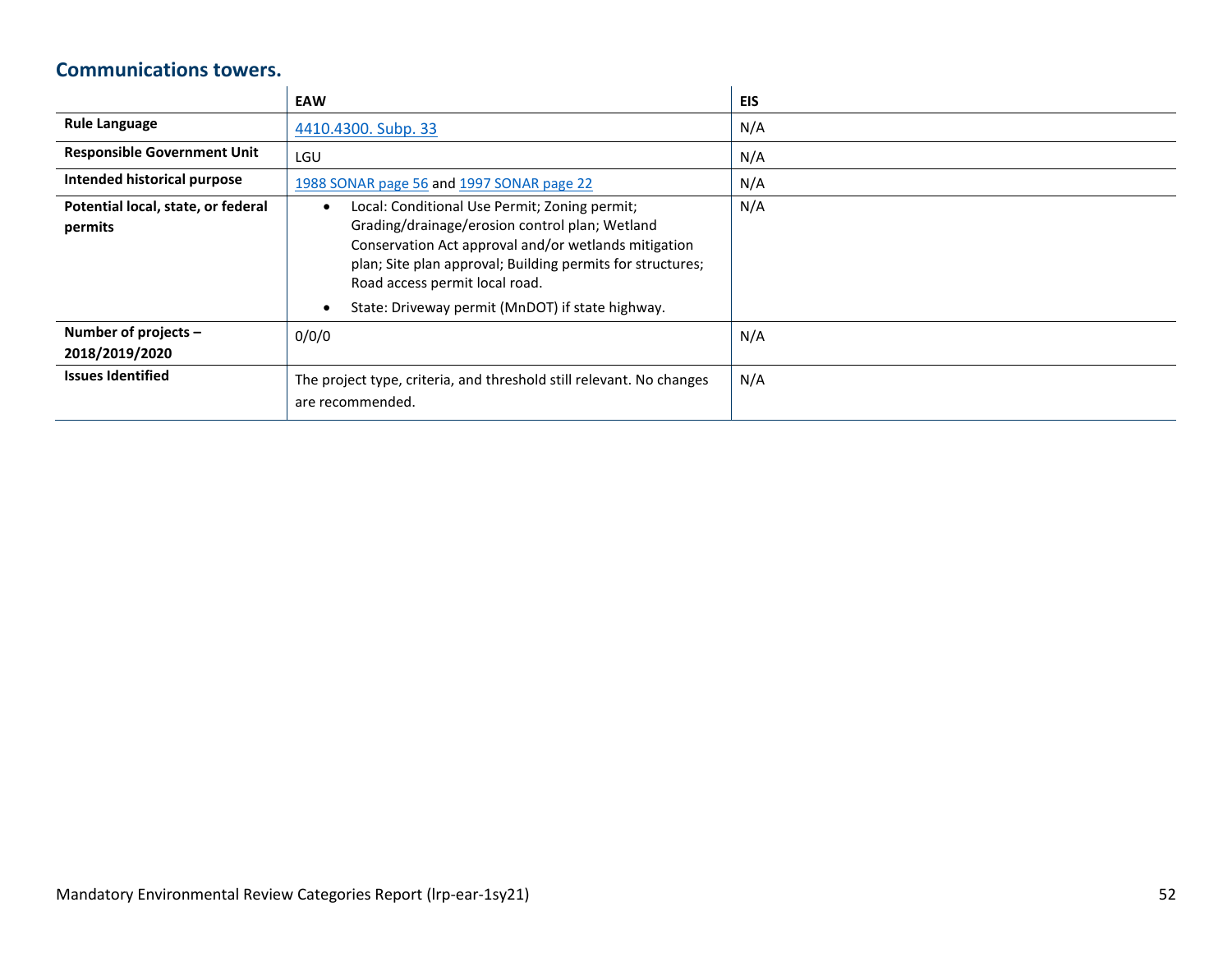## Communications towers.

| | EAW | EIS |
|---|---|---|
| **Rule Language** | [4410.4300. Subp. 33]() | N/A |
| **Responsible Government Unit** | LGU | N/A |
| **Intended historical purpose** | [1988 SONAR page 56]() and [1997 SONAR page 22]() | N/A |
| **Potential local, state, or federal permits** | • Local: Conditional Use Permit; Zoning permit; Grading/drainage/erosion control plan; Wetland Conservation Act approval and/or wetlands mitigation plan; Site plan approval; Building permits for structures; Road access permit local road.<br>• State: Driveway permit (MnDOT) if state highway. | N/A |
| **Number of projects – 2018/2019/2020** | 0/0/0 | N/A |
| **Issues Identified** | The project type, criteria, and threshold still relevant. No changes are recommended. | N/A |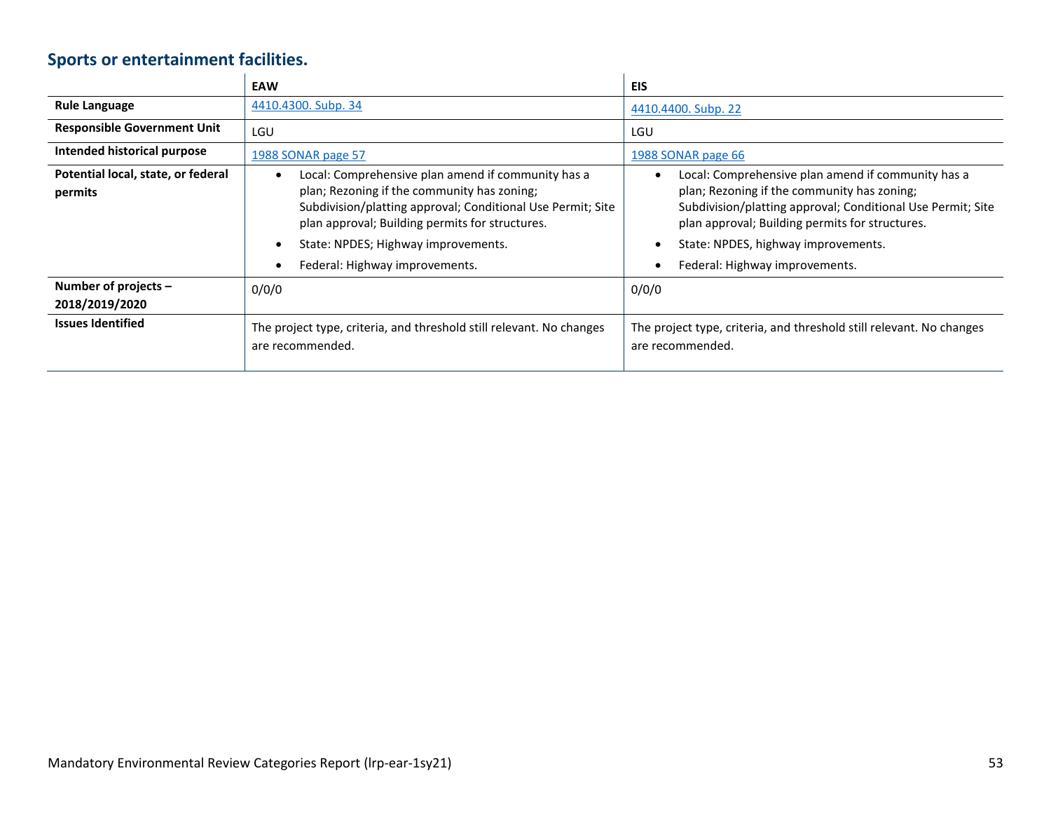### Sports or entertainment facilities.

| | EAW | EIS |
|---|---|---|
| **Rule Language** | 4410.4300. Subp. 34 | 4410.4400. Subp. 22 |
| **Responsible Government Unit** | LGU | LGU |
| **Intended historical purpose** | 1988 SONAR page 57 | 1988 SONAR page 66 |
| **Potential local, state, or federal permits** | • Local: Comprehensive plan amend if community has a plan; Rezoning if the community has zoning; Subdivision/platting approval; Conditional Use Permit; Site plan approval; Building permits for structures.<br>• State: NPDES; Highway improvements.<br>• Federal: Highway improvements. | • Local: Comprehensive plan amend if community has a plan; Rezoning if the community has zoning; Subdivision/platting approval; Conditional Use Permit; Site plan approval; Building permits for structures.<br>• State: NPDES, highway improvements.<br>• Federal: Highway improvements. |
| **Number of projects – 2018/2019/2020** | 0/0/0 | 0/0/0 |
| **Issues Identified** | The project type, criteria, and threshold still relevant. No changes are recommended. | The project type, criteria, and threshold still relevant. No changes are recommended. |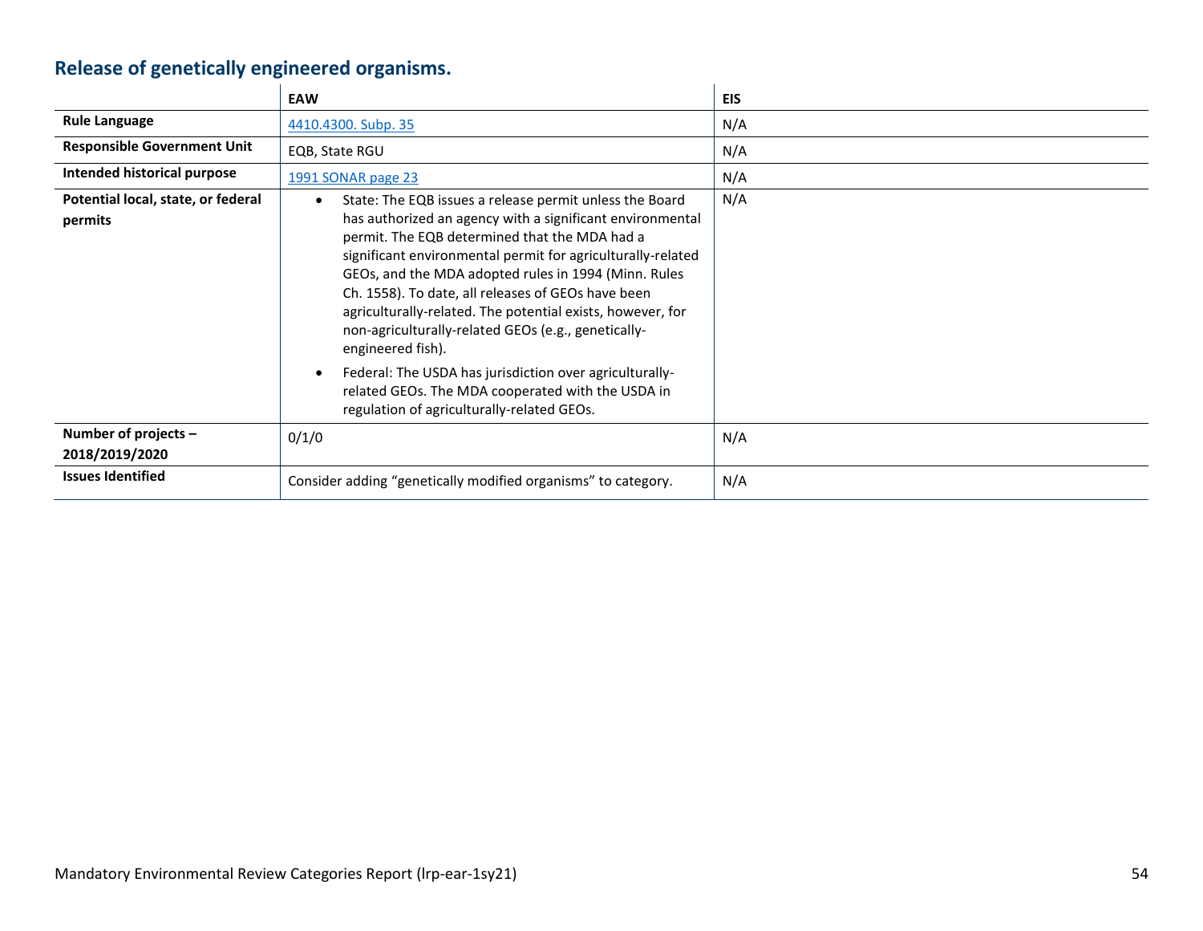## Release of genetically engineered organisms.

| | EAW | EIS |
|---|---|---|
| **Rule Language** | [4410.4300. Subp. 35]() | N/A |
| **Responsible Government Unit** | EQB, State RGU | N/A |
| **Intended historical purpose** | [1991 SONAR page 23]() | N/A |
| **Potential local, state, or federal permits** | • State: The EQB issues a release permit unless the Board has authorized an agency with a significant environmental permit. The EQB determined that the MDA had a significant environmental permit for agriculturally-related GEOs, and the MDA adopted rules in 1994 (Minn. Rules Ch. 1558). To date, all releases of GEOs have been agriculturally-related. The potential exists, however, for non-agriculturally-related GEOs (e.g., genetically-engineered fish).<br>• Federal: The USDA has jurisdiction over agriculturally-related GEOs. The MDA cooperated with the USDA in regulation of agriculturally-related GEOs. | N/A |
| **Number of projects – 2018/2019/2020** | 0/1/0 | N/A |
| **Issues Identified** | Consider adding "genetically modified organisms" to category. | N/A |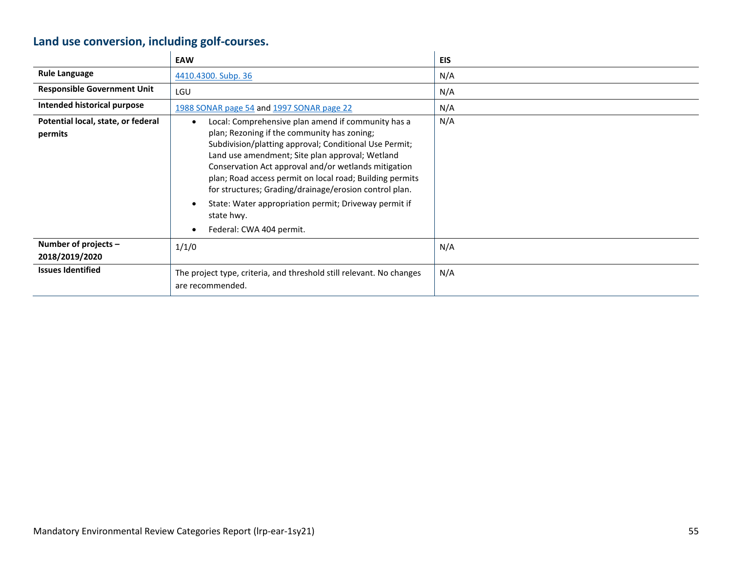## Land use conversion, including golf-courses.

| | EAW | EIS |
|---|---|---|
| **Rule Language** | 4410.4300. Subp. 36 | N/A |
| **Responsible Government Unit** | LGU | N/A |
| **Intended historical purpose** | 1988 SONAR page 54 and 1997 SONAR page 22 | N/A |
| **Potential local, state, or federal permits** | • Local: Comprehensive plan amend if community has a plan; Rezoning if the community has zoning; Subdivision/platting approval; Conditional Use Permit; Land use amendment; Site plan approval; Wetland Conservation Act approval and/or wetlands mitigation plan; Road access permit on local road; Building permits for structures; Grading/drainage/erosion control plan.<br>• State: Water appropriation permit; Driveway permit if state hwy.<br>• Federal: CWA 404 permit. | N/A |
| **Number of projects – 2018/2019/2020** | 1/1/0 | N/A |
| **Issues Identified** | The project type, criteria, and threshold still relevant. No changes are recommended. | N/A |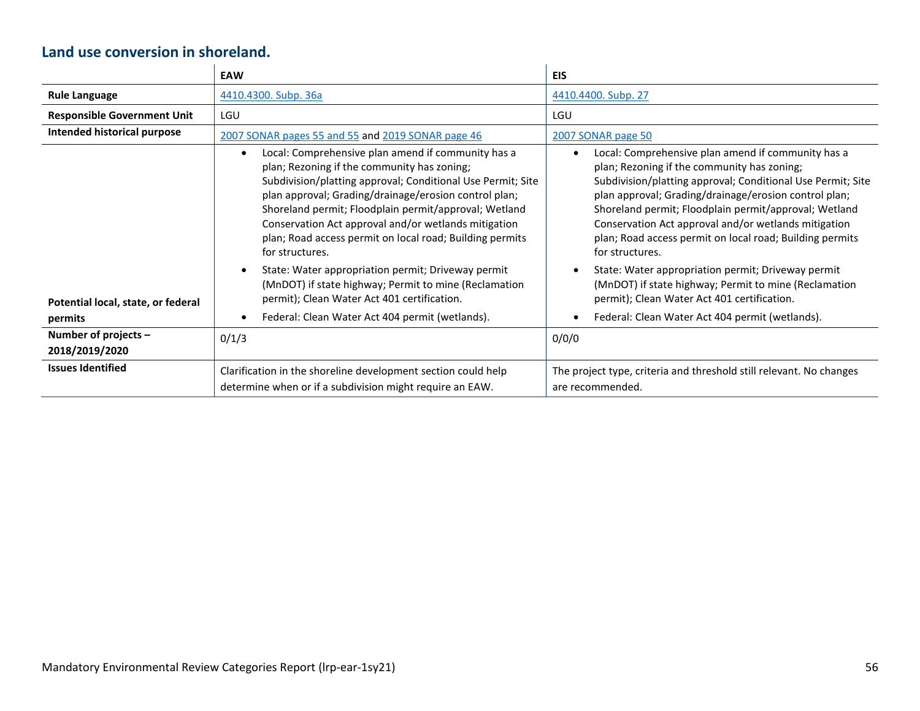## Land use conversion in shoreland.

| | EAW | EIS |
|---|---|---|
| **Rule Language** | 4410.4300. Subp. 36a | 4410.4400. Subp. 27 |
| **Responsible Government Unit** | LGU | LGU |
| **Intended historical purpose** | 2007 SONAR pages 55 and 55 and 2019 SONAR page 46 | 2007 SONAR page 50 |
| **Potential local, state, or federal permits** | • Local: Comprehensive plan amend if community has a plan; Rezoning if the community has zoning; Subdivision/platting approval; Conditional Use Permit; Site plan approval; Grading/drainage/erosion control plan; Shoreland permit; Floodplain permit/approval; Wetland Conservation Act approval and/or wetlands mitigation plan; Road access permit on local road; Building permits for structures.<br>• State: Water appropriation permit; Driveway permit (MnDOT) if state highway; Permit to mine (Reclamation permit); Clean Water Act 401 certification.<br>• Federal: Clean Water Act 404 permit (wetlands). | • Local: Comprehensive plan amend if community has a plan; Rezoning if the community has zoning; Subdivision/platting approval; Conditional Use Permit; Site plan approval; Grading/drainage/erosion control plan; Shoreland permit; Floodplain permit/approval; Wetland Conservation Act approval and/or wetlands mitigation plan; Road access permit on local road; Building permits for structures.<br>• State: Water appropriation permit; Driveway permit (MnDOT) if state highway; Permit to mine (Reclamation permit); Clean Water Act 401 certification.<br>• Federal: Clean Water Act 404 permit (wetlands). |
| **Number of projects – 2018/2019/2020** | 0/1/3 | 0/0/0 |
| **Issues Identified** | Clarification in the shoreline development section could help determine when or if a subdivision might require an EAW. | The project type, criteria and threshold still relevant. No changes are recommended. |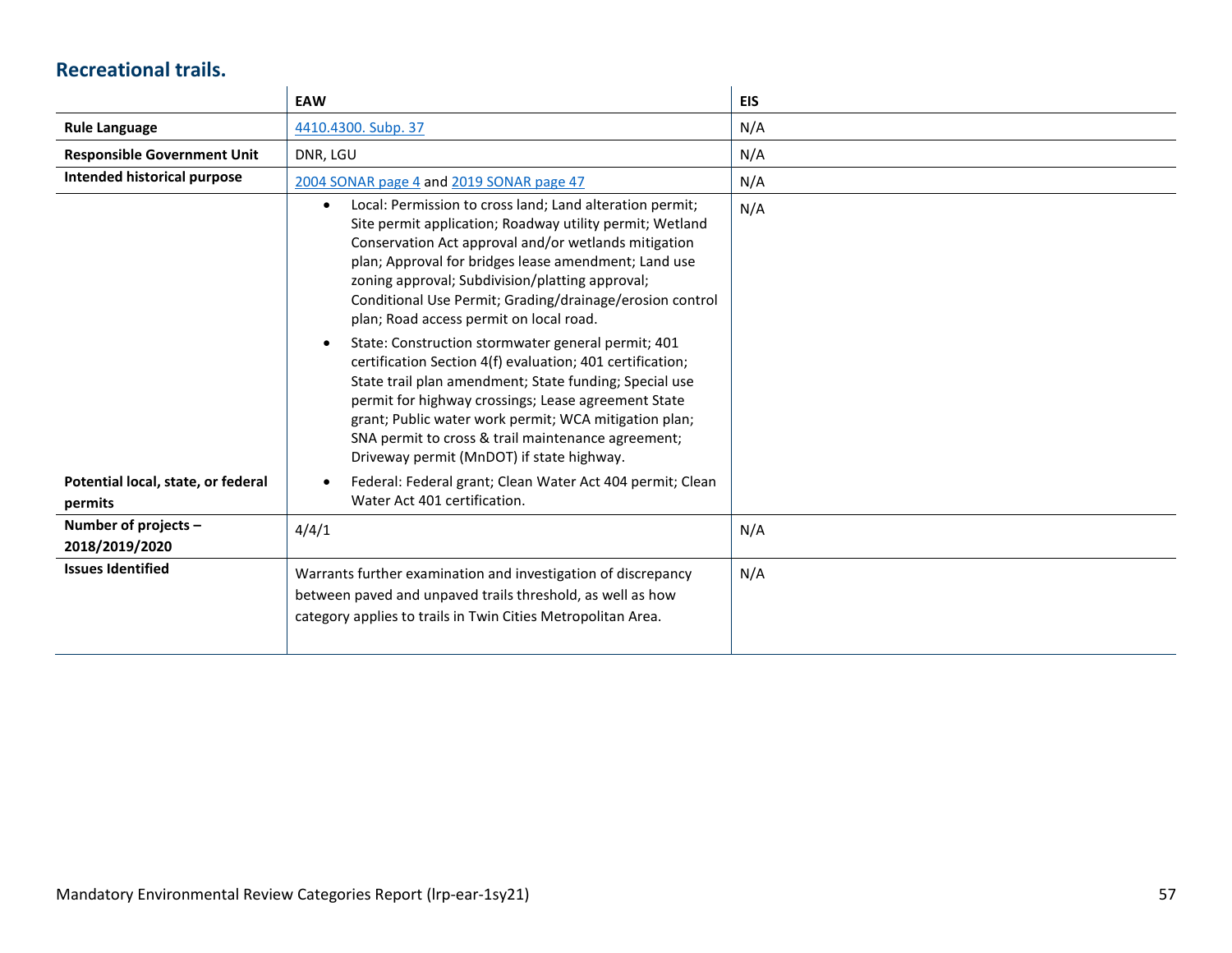## Recreational trails.

| | EAW | EIS |
|---|---|---|
| **Rule Language** | 4410.4300. Subp. 37 | N/A |
| **Responsible Government Unit** | DNR, LGU | N/A |
| **Intended historical purpose** | 2004 SONAR page 4 and 2019 SONAR page 47 | N/A |
| **Potential local, state, or federal permits** | • Local: Permission to cross land; Land alteration permit; Site permit application; Roadway utility permit; Wetland Conservation Act approval and/or wetlands mitigation plan; Approval for bridges lease amendment; Land use zoning approval; Subdivision/platting approval; Conditional Use Permit; Grading/drainage/erosion control plan; Road access permit on local road.<br>• State: Construction stormwater general permit; 401 certification Section 4(f) evaluation; 401 certification; State trail plan amendment; State funding; Special use permit for highway crossings; Lease agreement State grant; Public water work permit; WCA mitigation plan; SNA permit to cross & trail maintenance agreement; Driveway permit (MnDOT) if state highway.<br>• Federal: Federal grant; Clean Water Act 404 permit; Clean Water Act 401 certification. | N/A |
| **Number of projects – 2018/2019/2020** | 4/4/1 | N/A |
| **Issues Identified** | Warrants further examination and investigation of discrepancy between paved and unpaved trails threshold, as well as how category applies to trails in Twin Cities Metropolitan Area. | N/A |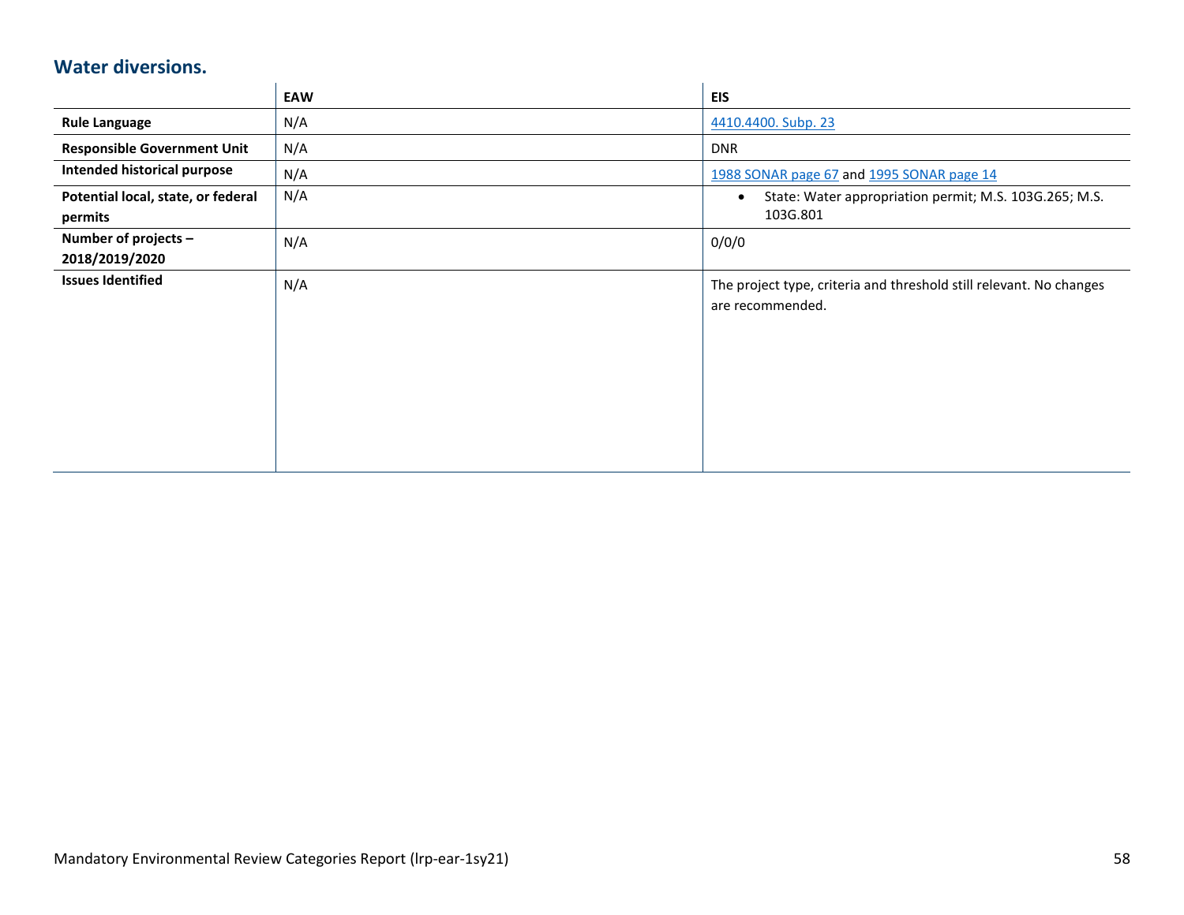### Water diversions.

| | EAW | EIS |
|---|---|---|
| **Rule Language** | N/A | 4410.4400. Subp. 23 |
| **Responsible Government Unit** | N/A | DNR |
| **Intended historical purpose** | N/A | 1988 SONAR page 67 and 1995 SONAR page 14 |
| **Potential local, state, or federal permits** | N/A | • State: Water appropriation permit; M.S. 103G.265; M.S. 103G.801 |
| **Number of projects – 2018/2019/2020** | N/A | 0/0/0 |
| **Issues Identified** | N/A | The project type, criteria and threshold still relevant. No changes are recommended. |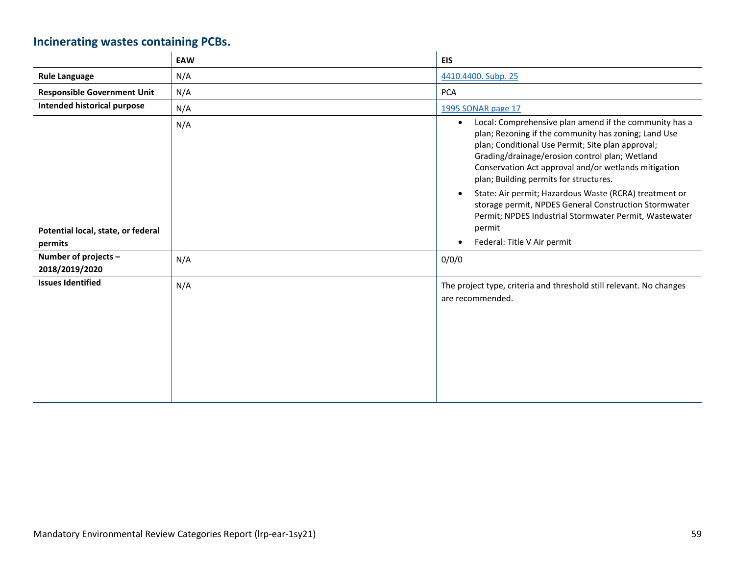## Incinerating wastes containing PCBs.

| | EAW | EIS |
|---|---|---|
| **Rule Language** | N/A | 4410.4400. Subp. 25 |
| **Responsible Government Unit** | N/A | PCA |
| **Intended historical purpose** | N/A | 1995 SONAR page 17 |
| **Potential local, state, or federal permits** | N/A | • Local: Comprehensive plan amend if the community has a plan; Rezoning if the community has zoning; Land Use plan; Conditional Use Permit; Site plan approval; Grading/drainage/erosion control plan; Wetland Conservation Act approval and/or wetlands mitigation plan; Building permits for structures.<br>• State: Air permit; Hazardous Waste (RCRA) treatment or storage permit, NPDES General Construction Stormwater Permit; NPDES Industrial Stormwater Permit, Wastewater permit<br>• Federal: Title V Air permit |
| **Number of projects – 2018/2019/2020** | N/A | 0/0/0 |
| **Issues Identified** | N/A | The project type, criteria and threshold still relevant. No changes are recommended. |